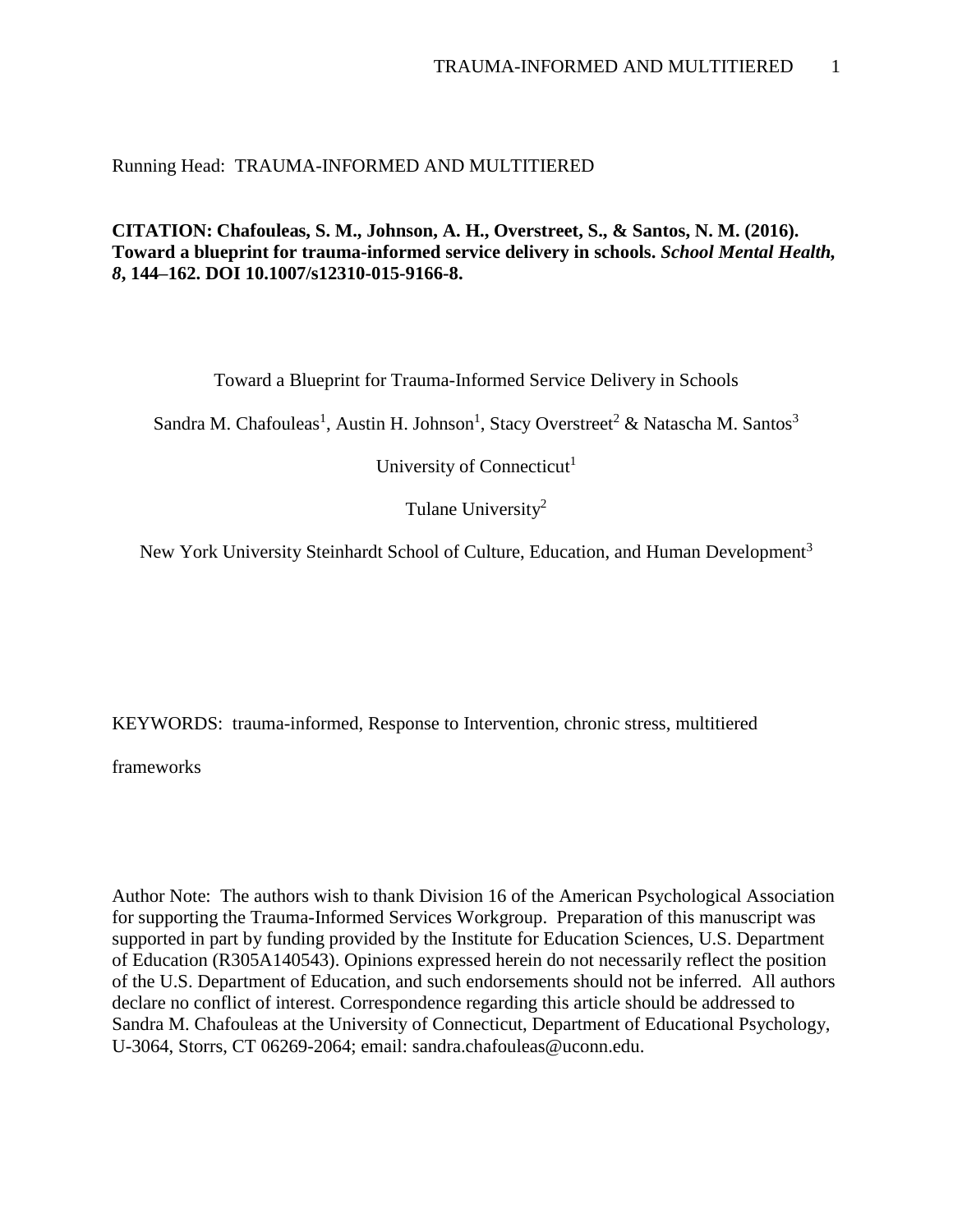Running Head: TRAUMA-INFORMED AND MULTITIERED

**CITATION: Chafouleas, S. M., Johnson, A. H., Overstreet, S., & Santos, N. M. (2016). Toward a blueprint for trauma-informed service delivery in schools. *School Mental Health, 8*, 144–162. DOI 10.1007/s12310-015-9166-8.**

# Toward a Blueprint for Trauma-Informed Service Delivery in Schools

Sandra M. Chafouleas[1], Austin H. Johnson[1], Stacy Overstreet[2] & Natascha M. Santos[3]

University of Connecticut[1]

Tulane University[2]

New York University Steinhardt School of Culture, Education, and Human Development[3]

KEYWORDS: trauma-informed, Response to Intervention, chronic stress, multitiered frameworks

Author Note: The authors wish to thank Division 16 of the American Psychological Association for supporting the Trauma-Informed Services Workgroup. Preparation of this manuscript was supported in part by funding provided by the Institute for Education Sciences, U.S. Department of Education (R305A140543). Opinions expressed herein do not necessarily reflect the position of the U.S. Department of Education, and such endorsements should not be inferred. All authors declare no conflict of interest. Correspondence regarding this article should be addressed to Sandra M. Chafouleas at the University of Connecticut, Department of Educational Psychology, U-3064, Storrs, CT 06269-2064; email: sandra.chafouleas@uconn.edu.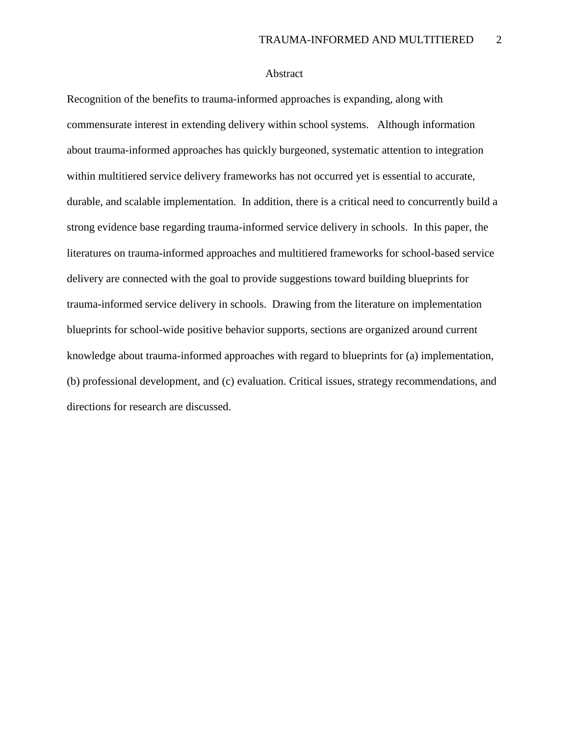# Abstract

Recognition of the benefits to trauma-informed approaches is expanding, along with commensurate interest in extending delivery within school systems. Although information about trauma-informed approaches has quickly burgeoned, systematic attention to integration within multitiered service delivery frameworks has not occurred yet is essential to accurate, durable, and scalable implementation. In addition, there is a critical need to concurrently build a strong evidence base regarding trauma-informed service delivery in schools. In this paper, the literatures on trauma-informed approaches and multitiered frameworks for school-based service delivery are connected with the goal to provide suggestions toward building blueprints for trauma-informed service delivery in schools. Drawing from the literature on implementation blueprints for school-wide positive behavior supports, sections are organized around current knowledge about trauma-informed approaches with regard to blueprints for (a) implementation, (b) professional development, and (c) evaluation. Critical issues, strategy recommendations, and directions for research are discussed.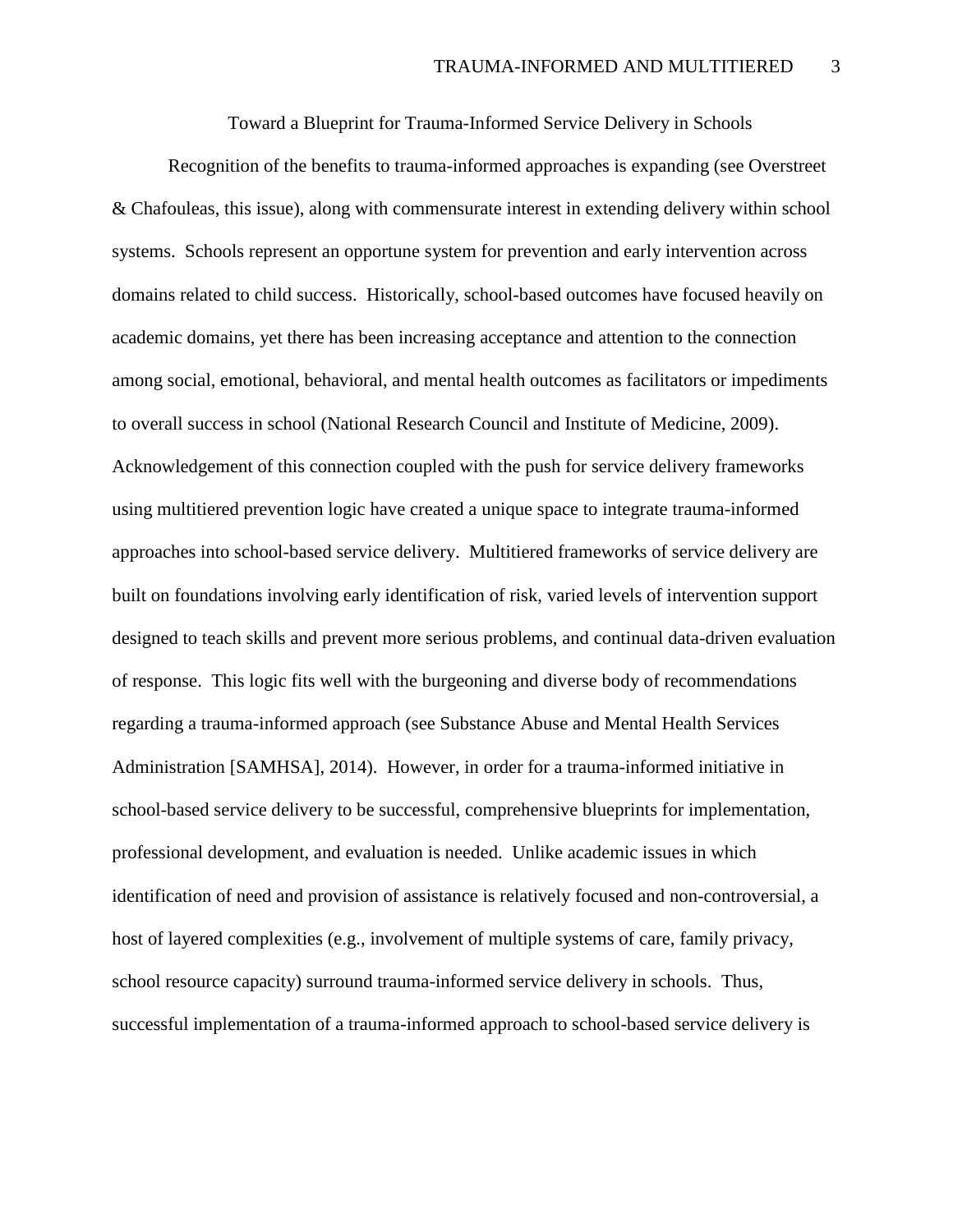# Toward a Blueprint for Trauma-Informed Service Delivery in Schools

Recognition of the benefits to trauma-informed approaches is expanding (see Overstreet & Chafouleas, this issue), along with commensurate interest in extending delivery within school systems. Schools represent an opportune system for prevention and early intervention across domains related to child success. Historically, school-based outcomes have focused heavily on academic domains, yet there has been increasing acceptance and attention to the connection among social, emotional, behavioral, and mental health outcomes as facilitators or impediments to overall success in school (National Research Council and Institute of Medicine, 2009). Acknowledgement of this connection coupled with the push for service delivery frameworks using multitiered prevention logic have created a unique space to integrate trauma-informed approaches into school-based service delivery. Multitiered frameworks of service delivery are built on foundations involving early identification of risk, varied levels of intervention support designed to teach skills and prevent more serious problems, and continual data-driven evaluation of response. This logic fits well with the burgeoning and diverse body of recommendations regarding a trauma-informed approach (see Substance Abuse and Mental Health Services Administration [SAMHSA], 2014). However, in order for a trauma-informed initiative in school-based service delivery to be successful, comprehensive blueprints for implementation, professional development, and evaluation is needed. Unlike academic issues in which identification of need and provision of assistance is relatively focused and non-controversial, a host of layered complexities (e.g., involvement of multiple systems of care, family privacy, school resource capacity) surround trauma-informed service delivery in schools. Thus, successful implementation of a trauma-informed approach to school-based service delivery is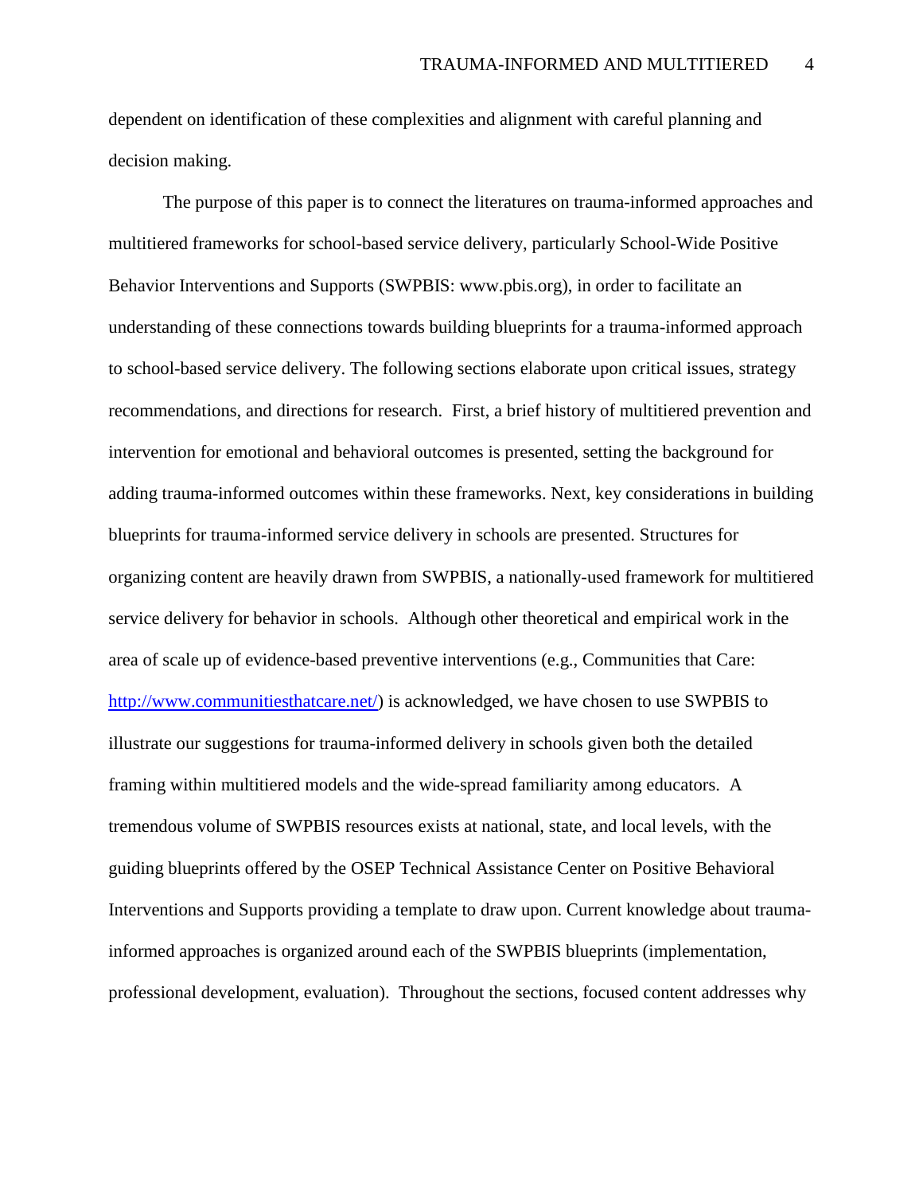dependent on identification of these complexities and alignment with careful planning and decision making.

The purpose of this paper is to connect the literatures on trauma-informed approaches and multitiered frameworks for school-based service delivery, particularly School-Wide Positive Behavior Interventions and Supports (SWPBIS: www.pbis.org), in order to facilitate an understanding of these connections towards building blueprints for a trauma-informed approach to school-based service delivery. The following sections elaborate upon critical issues, strategy recommendations, and directions for research. First, a brief history of multitiered prevention and intervention for emotional and behavioral outcomes is presented, setting the background for adding trauma-informed outcomes within these frameworks. Next, key considerations in building blueprints for trauma-informed service delivery in schools are presented. Structures for organizing content are heavily drawn from SWPBIS, a nationally-used framework for multitiered service delivery for behavior in schools. Although other theoretical and empirical work in the area of scale up of evidence-based preventive interventions (e.g., Communities that Care: [http://www.communitiesthatcare.net/](http://www.communitiesthatcare.net/)) is acknowledged, we have chosen to use SWPBIS to illustrate our suggestions for trauma-informed delivery in schools given both the detailed framing within multitiered models and the wide-spread familiarity among educators. A tremendous volume of SWPBIS resources exists at national, state, and local levels, with the guiding blueprints offered by the OSEP Technical Assistance Center on Positive Behavioral Interventions and Supports providing a template to draw upon. Current knowledge about trauma-informed approaches is organized around each of the SWPBIS blueprints (implementation, professional development, evaluation). Throughout the sections, focused content addresses why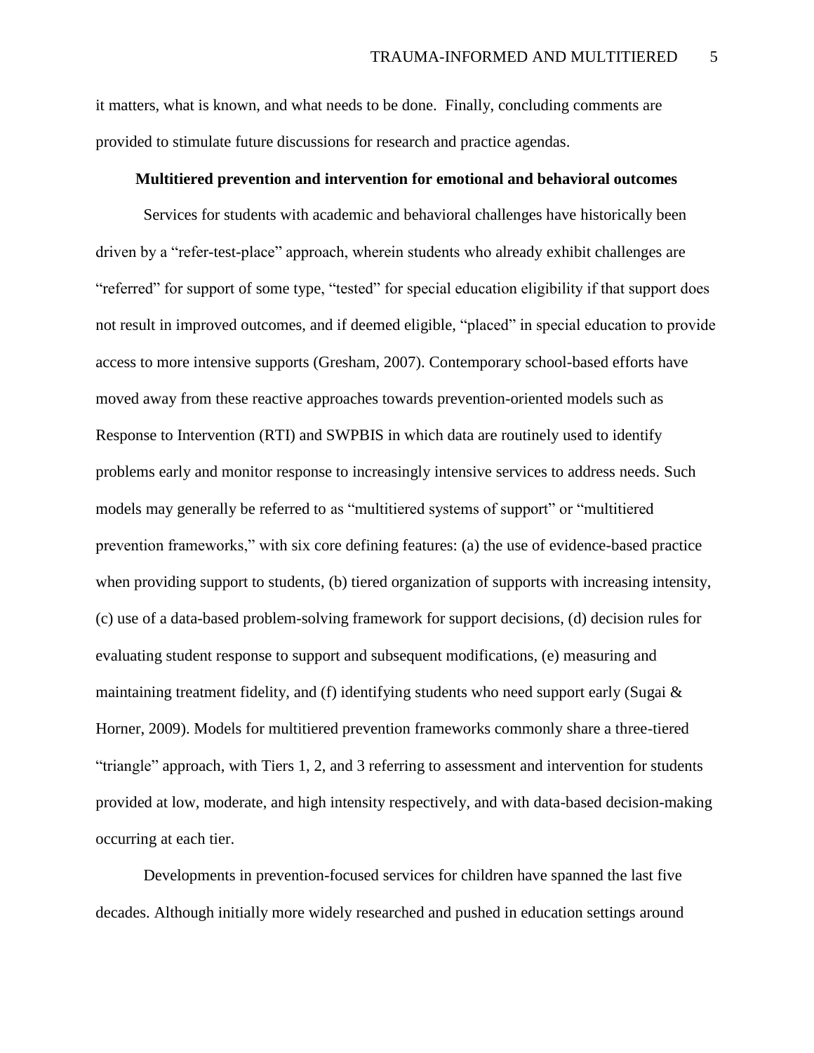it matters, what is known, and what needs to be done. Finally, concluding comments are provided to stimulate future discussions for research and practice agendas.

## Multitiered prevention and intervention for emotional and behavioral outcomes

Services for students with academic and behavioral challenges have historically been driven by a "refer-test-place" approach, wherein students who already exhibit challenges are "referred" for support of some type, "tested" for special education eligibility if that support does not result in improved outcomes, and if deemed eligible, "placed" in special education to provide access to more intensive supports (Gresham, 2007). Contemporary school-based efforts have moved away from these reactive approaches towards prevention-oriented models such as Response to Intervention (RTI) and SWPBIS in which data are routinely used to identify problems early and monitor response to increasingly intensive services to address needs. Such models may generally be referred to as "multitiered systems of support" or "multitiered prevention frameworks," with six core defining features: (a) the use of evidence-based practice when providing support to students, (b) tiered organization of supports with increasing intensity, (c) use of a data-based problem-solving framework for support decisions, (d) decision rules for evaluating student response to support and subsequent modifications, (e) measuring and maintaining treatment fidelity, and (f) identifying students who need support early (Sugai & Horner, 2009). Models for multitiered prevention frameworks commonly share a three-tiered "triangle" approach, with Tiers 1, 2, and 3 referring to assessment and intervention for students provided at low, moderate, and high intensity respectively, and with data-based decision-making occurring at each tier.

Developments in prevention-focused services for children have spanned the last five decades. Although initially more widely researched and pushed in education settings around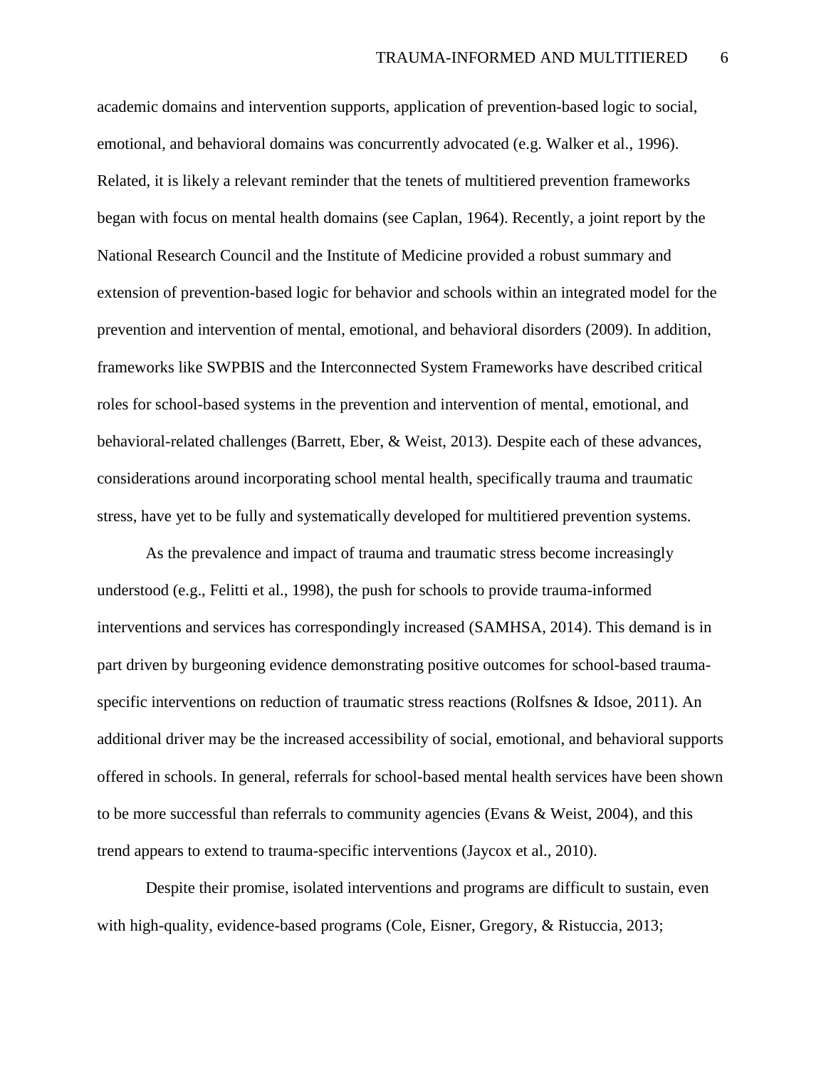academic domains and intervention supports, application of prevention-based logic to social, emotional, and behavioral domains was concurrently advocated (e.g. Walker et al., 1996). Related, it is likely a relevant reminder that the tenets of multitiered prevention frameworks began with focus on mental health domains (see Caplan, 1964). Recently, a joint report by the National Research Council and the Institute of Medicine provided a robust summary and extension of prevention-based logic for behavior and schools within an integrated model for the prevention and intervention of mental, emotional, and behavioral disorders (2009). In addition, frameworks like SWPBIS and the Interconnected System Frameworks have described critical roles for school-based systems in the prevention and intervention of mental, emotional, and behavioral-related challenges (Barrett, Eber, & Weist, 2013). Despite each of these advances, considerations around incorporating school mental health, specifically trauma and traumatic stress, have yet to be fully and systematically developed for multitiered prevention systems.

As the prevalence and impact of trauma and traumatic stress become increasingly understood (e.g., Felitti et al., 1998), the push for schools to provide trauma-informed interventions and services has correspondingly increased (SAMHSA, 2014). This demand is in part driven by burgeoning evidence demonstrating positive outcomes for school-based trauma-specific interventions on reduction of traumatic stress reactions (Rolfsnes & Idsoe, 2011). An additional driver may be the increased accessibility of social, emotional, and behavioral supports offered in schools. In general, referrals for school-based mental health services have been shown to be more successful than referrals to community agencies (Evans & Weist, 2004), and this trend appears to extend to trauma-specific interventions (Jaycox et al., 2010).

Despite their promise, isolated interventions and programs are difficult to sustain, even with high-quality, evidence-based programs (Cole, Eisner, Gregory, & Ristuccia, 2013;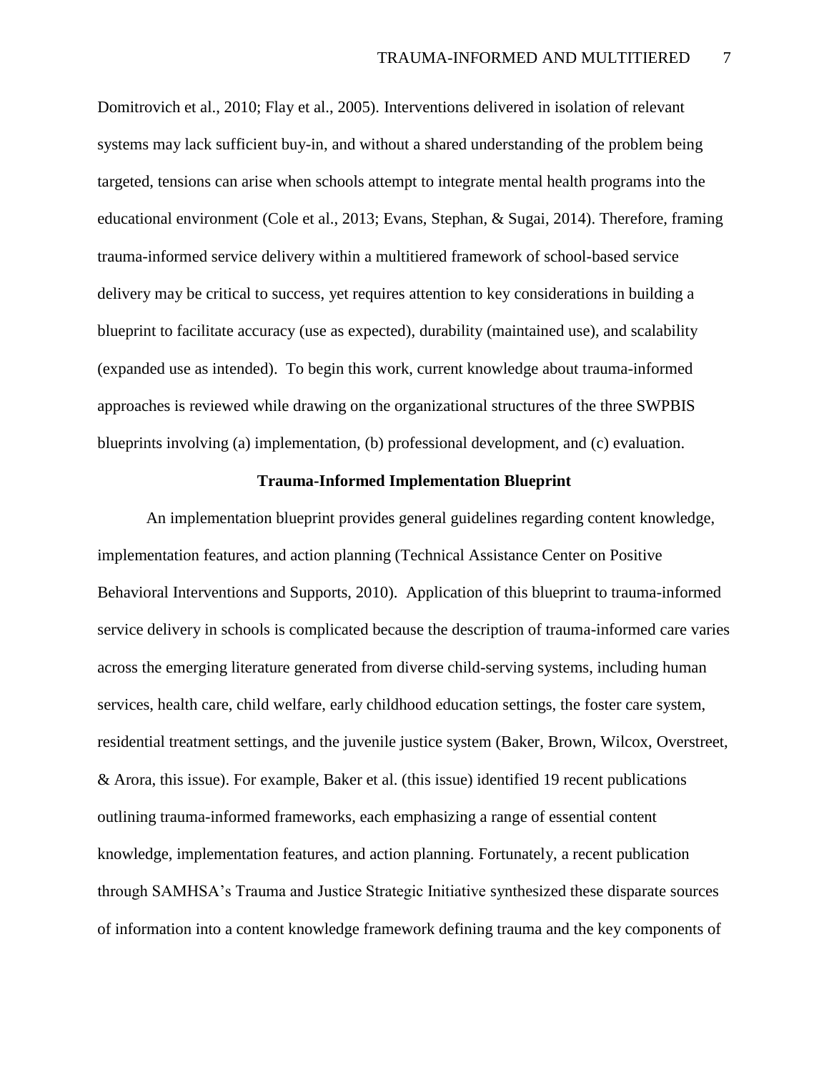Domitrovich et al., 2010; Flay et al., 2005). Interventions delivered in isolation of relevant systems may lack sufficient buy-in, and without a shared understanding of the problem being targeted, tensions can arise when schools attempt to integrate mental health programs into the educational environment (Cole et al., 2013; Evans, Stephan, & Sugai, 2014). Therefore, framing trauma-informed service delivery within a multitiered framework of school-based service delivery may be critical to success, yet requires attention to key considerations in building a blueprint to facilitate accuracy (use as expected), durability (maintained use), and scalability (expanded use as intended). To begin this work, current knowledge about trauma-informed approaches is reviewed while drawing on the organizational structures of the three SWPBIS blueprints involving (a) implementation, (b) professional development, and (c) evaluation.

## Trauma-Informed Implementation Blueprint

An implementation blueprint provides general guidelines regarding content knowledge, implementation features, and action planning (Technical Assistance Center on Positive Behavioral Interventions and Supports, 2010). Application of this blueprint to trauma-informed service delivery in schools is complicated because the description of trauma-informed care varies across the emerging literature generated from diverse child-serving systems, including human services, health care, child welfare, early childhood education settings, the foster care system, residential treatment settings, and the juvenile justice system (Baker, Brown, Wilcox, Overstreet, & Arora, this issue). For example, Baker et al. (this issue) identified 19 recent publications outlining trauma-informed frameworks, each emphasizing a range of essential content knowledge, implementation features, and action planning. Fortunately, a recent publication through SAMHSA's Trauma and Justice Strategic Initiative synthesized these disparate sources of information into a content knowledge framework defining trauma and the key components of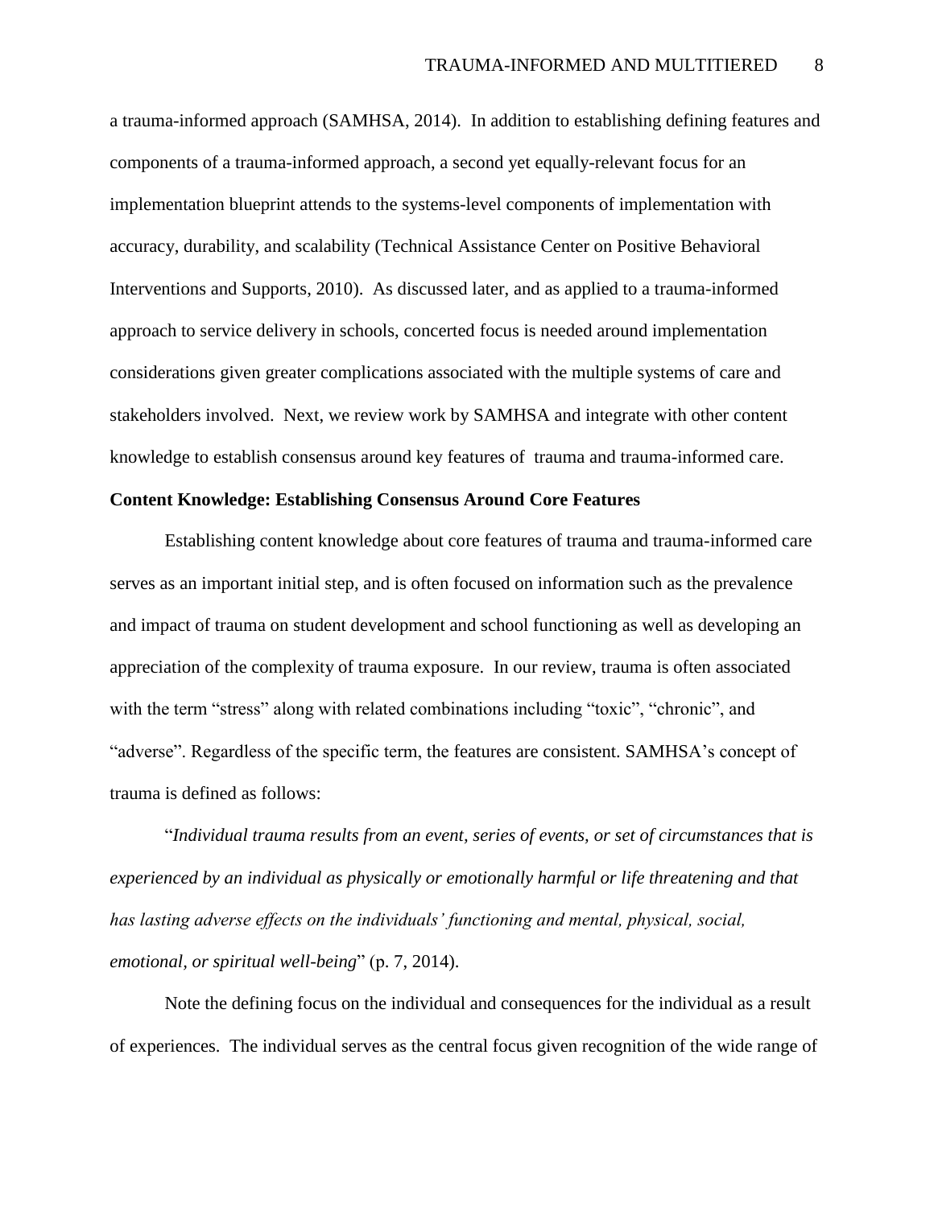a trauma-informed approach (SAMHSA, 2014). In addition to establishing defining features and components of a trauma-informed approach, a second yet equally-relevant focus for an implementation blueprint attends to the systems-level components of implementation with accuracy, durability, and scalability (Technical Assistance Center on Positive Behavioral Interventions and Supports, 2010). As discussed later, and as applied to a trauma-informed approach to service delivery in schools, concerted focus is needed around implementation considerations given greater complications associated with the multiple systems of care and stakeholders involved. Next, we review work by SAMHSA and integrate with other content knowledge to establish consensus around key features of trauma and trauma-informed care.

**Content Knowledge: Establishing Consensus Around Core Features**

Establishing content knowledge about core features of trauma and trauma-informed care serves as an important initial step, and is often focused on information such as the prevalence and impact of trauma on student development and school functioning as well as developing an appreciation of the complexity of trauma exposure. In our review, trauma is often associated with the term "stress" along with related combinations including "toxic", "chronic", and "adverse". Regardless of the specific term, the features are consistent. SAMHSA's concept of trauma is defined as follows:

"*Individual trauma results from an event, series of events, or set of circumstances that is experienced by an individual as physically or emotionally harmful or life threatening and that has lasting adverse effects on the individuals' functioning and mental, physical, social, emotional, or spiritual well-being*" (p. 7, 2014).

Note the defining focus on the individual and consequences for the individual as a result of experiences. The individual serves as the central focus given recognition of the wide range of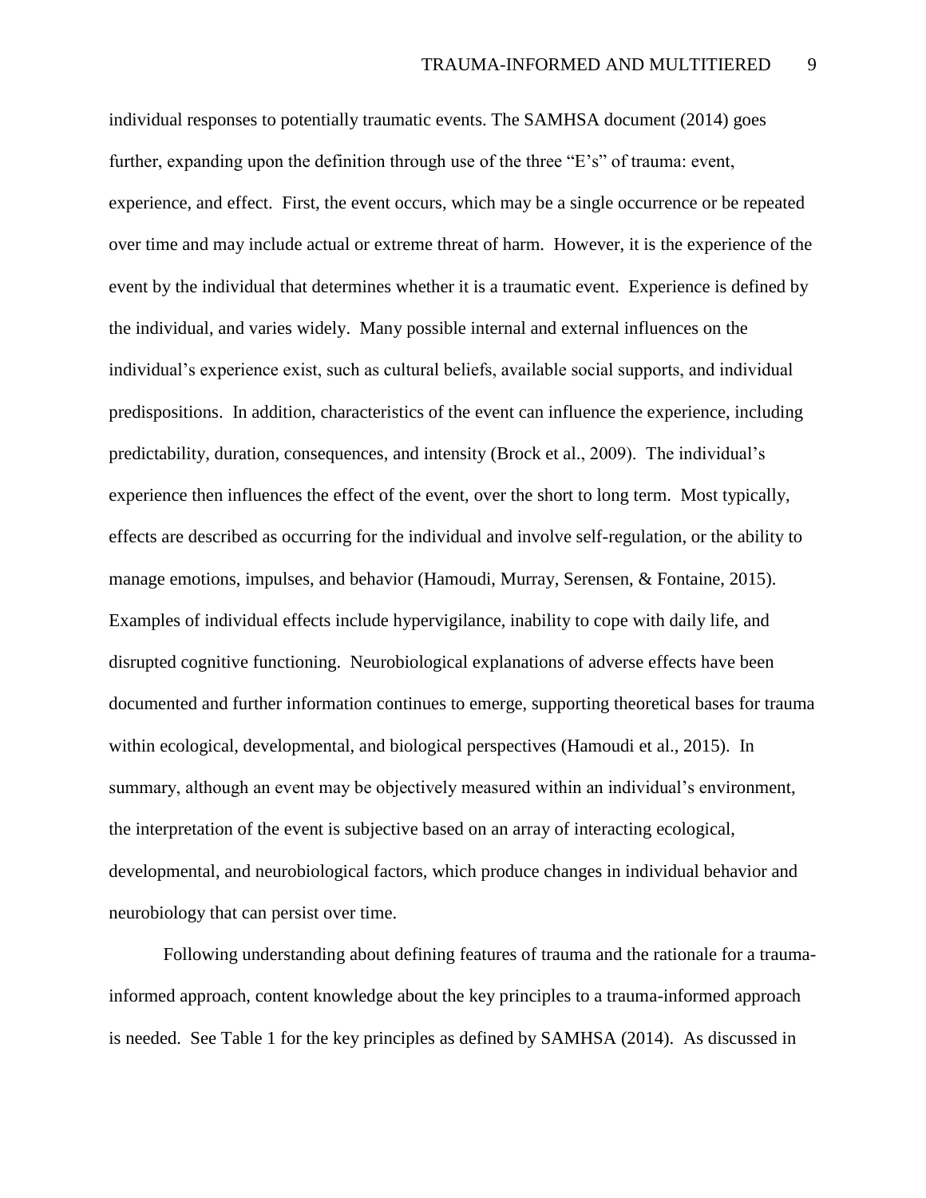individual responses to potentially traumatic events. The SAMHSA document (2014) goes further, expanding upon the definition through use of the three "E's" of trauma: event, experience, and effect. First, the event occurs, which may be a single occurrence or be repeated over time and may include actual or extreme threat of harm. However, it is the experience of the event by the individual that determines whether it is a traumatic event. Experience is defined by the individual, and varies widely. Many possible internal and external influences on the individual's experience exist, such as cultural beliefs, available social supports, and individual predispositions. In addition, characteristics of the event can influence the experience, including predictability, duration, consequences, and intensity (Brock et al., 2009). The individual's experience then influences the effect of the event, over the short to long term. Most typically, effects are described as occurring for the individual and involve self-regulation, or the ability to manage emotions, impulses, and behavior (Hamoudi, Murray, Serensen, & Fontaine, 2015). Examples of individual effects include hypervigilance, inability to cope with daily life, and disrupted cognitive functioning. Neurobiological explanations of adverse effects have been documented and further information continues to emerge, supporting theoretical bases for trauma within ecological, developmental, and biological perspectives (Hamoudi et al., 2015). In summary, although an event may be objectively measured within an individual's environment, the interpretation of the event is subjective based on an array of interacting ecological, developmental, and neurobiological factors, which produce changes in individual behavior and neurobiology that can persist over time.

Following understanding about defining features of trauma and the rationale for a trauma-informed approach, content knowledge about the key principles to a trauma-informed approach is needed. See Table 1 for the key principles as defined by SAMHSA (2014). As discussed in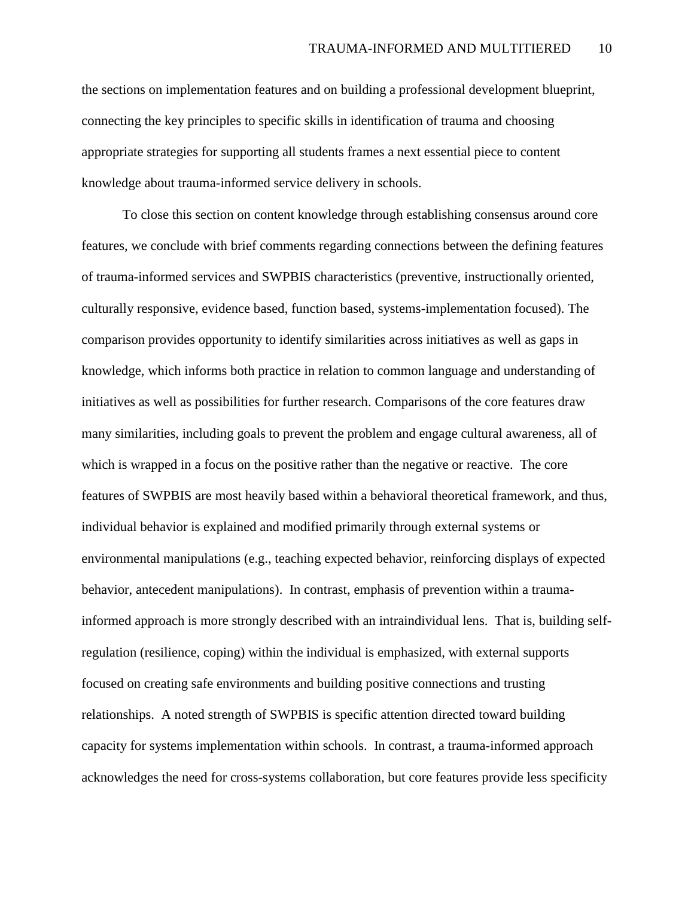the sections on implementation features and on building a professional development blueprint, connecting the key principles to specific skills in identification of trauma and choosing appropriate strategies for supporting all students frames a next essential piece to content knowledge about trauma-informed service delivery in schools.

To close this section on content knowledge through establishing consensus around core features, we conclude with brief comments regarding connections between the defining features of trauma-informed services and SWPBIS characteristics (preventive, instructionally oriented, culturally responsive, evidence based, function based, systems-implementation focused). The comparison provides opportunity to identify similarities across initiatives as well as gaps in knowledge, which informs both practice in relation to common language and understanding of initiatives as well as possibilities for further research. Comparisons of the core features draw many similarities, including goals to prevent the problem and engage cultural awareness, all of which is wrapped in a focus on the positive rather than the negative or reactive. The core features of SWPBIS are most heavily based within a behavioral theoretical framework, and thus, individual behavior is explained and modified primarily through external systems or environmental manipulations (e.g., teaching expected behavior, reinforcing displays of expected behavior, antecedent manipulations). In contrast, emphasis of prevention within a trauma-informed approach is more strongly described with an intraindividual lens. That is, building self-regulation (resilience, coping) within the individual is emphasized, with external supports focused on creating safe environments and building positive connections and trusting relationships. A noted strength of SWPBIS is specific attention directed toward building capacity for systems implementation within schools. In contrast, a trauma-informed approach acknowledges the need for cross-systems collaboration, but core features provide less specificity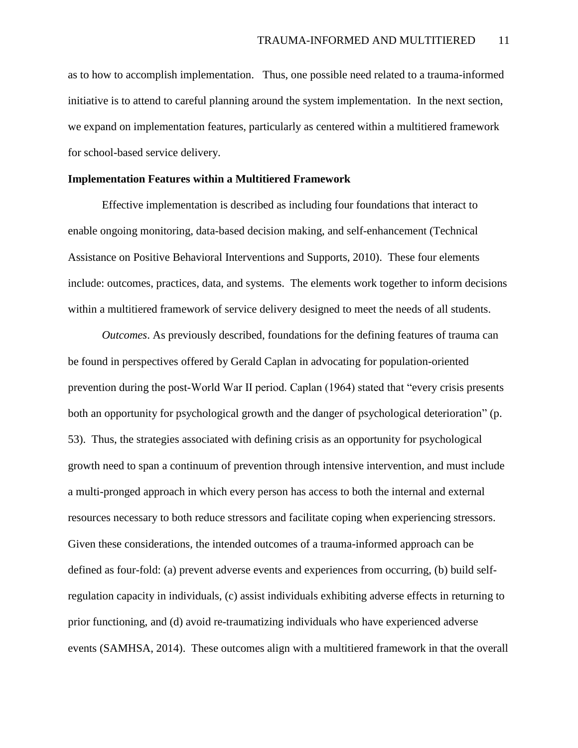as to how to accomplish implementation. Thus, one possible need related to a trauma-informed initiative is to attend to careful planning around the system implementation. In the next section, we expand on implementation features, particularly as centered within a multitiered framework for school-based service delivery.

**Implementation Features within a Multitiered Framework**

Effective implementation is described as including four foundations that interact to enable ongoing monitoring, data-based decision making, and self-enhancement (Technical Assistance on Positive Behavioral Interventions and Supports, 2010). These four elements include: outcomes, practices, data, and systems. The elements work together to inform decisions within a multitiered framework of service delivery designed to meet the needs of all students.

*Outcomes*. As previously described, foundations for the defining features of trauma can be found in perspectives offered by Gerald Caplan in advocating for population-oriented prevention during the post-World War II period. Caplan (1964) stated that "every crisis presents both an opportunity for psychological growth and the danger of psychological deterioration" (p. 53). Thus, the strategies associated with defining crisis as an opportunity for psychological growth need to span a continuum of prevention through intensive intervention, and must include a multi-pronged approach in which every person has access to both the internal and external resources necessary to both reduce stressors and facilitate coping when experiencing stressors. Given these considerations, the intended outcomes of a trauma-informed approach can be defined as four-fold: (a) prevent adverse events and experiences from occurring, (b) build self-regulation capacity in individuals, (c) assist individuals exhibiting adverse effects in returning to prior functioning, and (d) avoid re-traumatizing individuals who have experienced adverse events (SAMHSA, 2014). These outcomes align with a multitiered framework in that the overall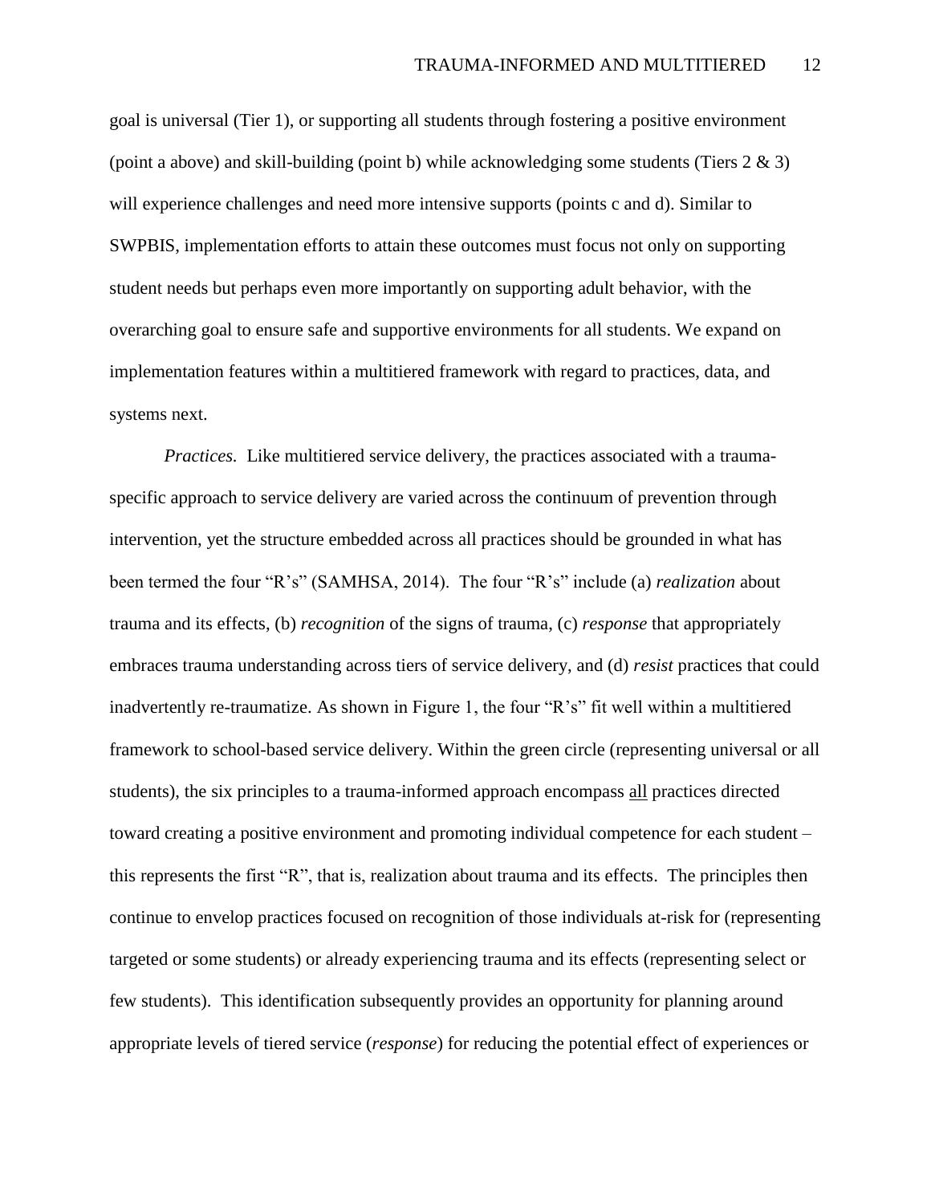goal is universal (Tier 1), or supporting all students through fostering a positive environment (point a above) and skill-building (point b) while acknowledging some students (Tiers 2 & 3) will experience challenges and need more intensive supports (points c and d). Similar to SWPBIS, implementation efforts to attain these outcomes must focus not only on supporting student needs but perhaps even more importantly on supporting adult behavior, with the overarching goal to ensure safe and supportive environments for all students. We expand on implementation features within a multitiered framework with regard to practices, data, and systems next.

*Practices.* Like multitiered service delivery, the practices associated with a trauma-specific approach to service delivery are varied across the continuum of prevention through intervention, yet the structure embedded across all practices should be grounded in what has been termed the four "R's" (SAMHSA, 2014). The four "R's" include (a) *realization* about trauma and its effects, (b) *recognition* of the signs of trauma, (c) *response* that appropriately embraces trauma understanding across tiers of service delivery, and (d) *resist* practices that could inadvertently re-traumatize. As shown in Figure 1, the four "R's" fit well within a multitiered framework to school-based service delivery. Within the green circle (representing universal or all students), the six principles to a trauma-informed approach encompass all practices directed toward creating a positive environment and promoting individual competence for each student – this represents the first "R", that is, realization about trauma and its effects. The principles then continue to envelop practices focused on recognition of those individuals at-risk for (representing targeted or some students) or already experiencing trauma and its effects (representing select or few students). This identification subsequently provides an opportunity for planning around appropriate levels of tiered service (*response*) for reducing the potential effect of experiences or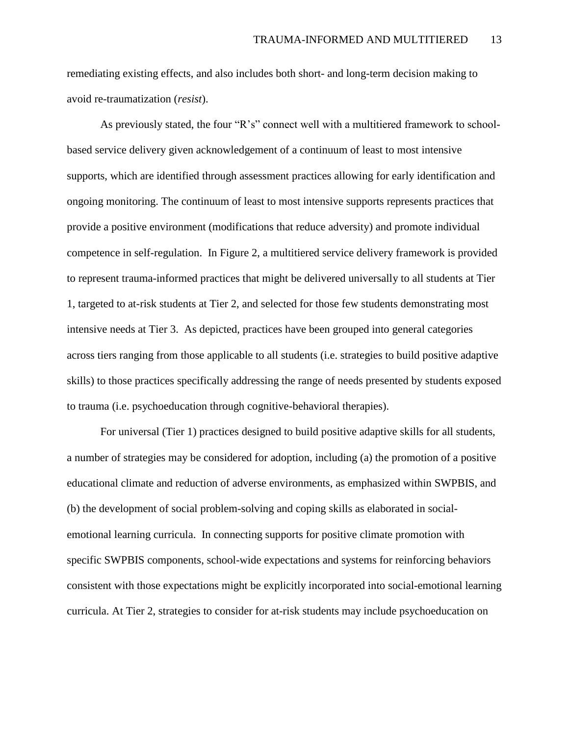remediating existing effects, and also includes both short- and long-term decision making to avoid re-traumatization (*resist*).

As previously stated, the four "R's" connect well with a multitiered framework to school-based service delivery given acknowledgement of a continuum of least to most intensive supports, which are identified through assessment practices allowing for early identification and ongoing monitoring. The continuum of least to most intensive supports represents practices that provide a positive environment (modifications that reduce adversity) and promote individual competence in self-regulation. In Figure 2, a multitiered service delivery framework is provided to represent trauma-informed practices that might be delivered universally to all students at Tier 1, targeted to at-risk students at Tier 2, and selected for those few students demonstrating most intensive needs at Tier 3. As depicted, practices have been grouped into general categories across tiers ranging from those applicable to all students (i.e. strategies to build positive adaptive skills) to those practices specifically addressing the range of needs presented by students exposed to trauma (i.e. psychoeducation through cognitive-behavioral therapies).

For universal (Tier 1) practices designed to build positive adaptive skills for all students, a number of strategies may be considered for adoption, including (a) the promotion of a positive educational climate and reduction of adverse environments, as emphasized within SWPBIS, and (b) the development of social problem-solving and coping skills as elaborated in social-emotional learning curricula. In connecting supports for positive climate promotion with specific SWPBIS components, school-wide expectations and systems for reinforcing behaviors consistent with those expectations might be explicitly incorporated into social-emotional learning curricula. At Tier 2, strategies to consider for at-risk students may include psychoeducation on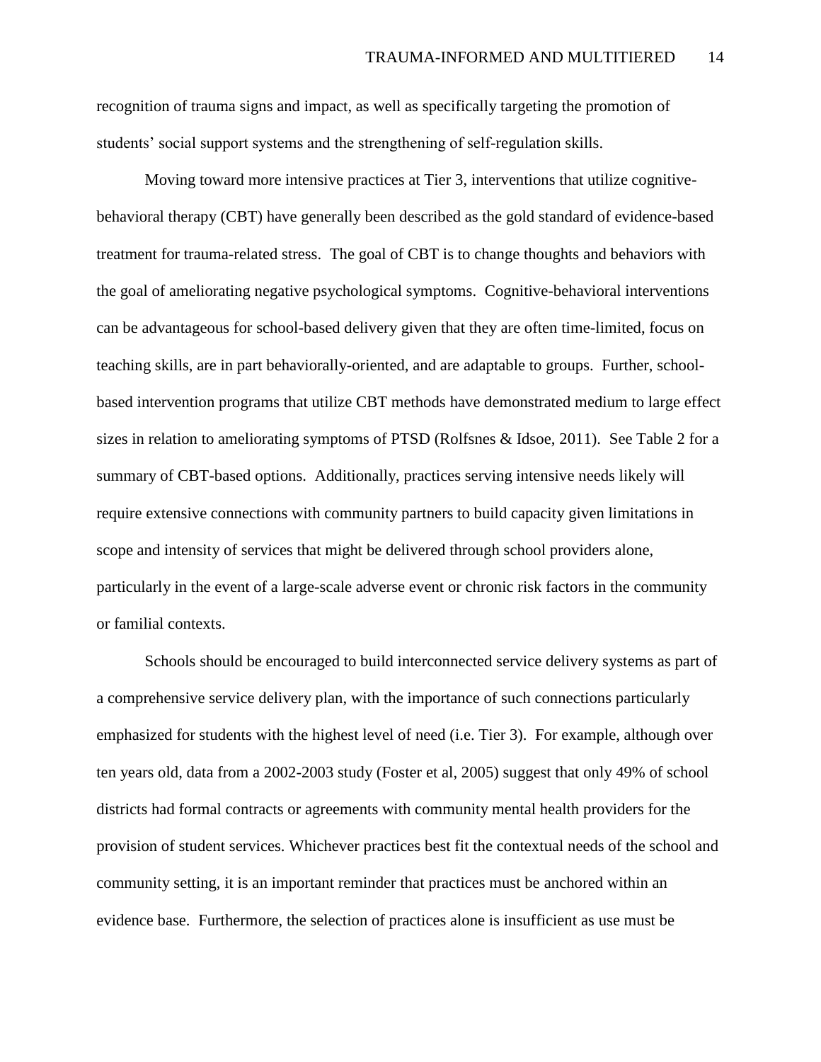recognition of trauma signs and impact, as well as specifically targeting the promotion of students' social support systems and the strengthening of self-regulation skills.

Moving toward more intensive practices at Tier 3, interventions that utilize cognitive-behavioral therapy (CBT) have generally been described as the gold standard of evidence-based treatment for trauma-related stress. The goal of CBT is to change thoughts and behaviors with the goal of ameliorating negative psychological symptoms. Cognitive-behavioral interventions can be advantageous for school-based delivery given that they are often time-limited, focus on teaching skills, are in part behaviorally-oriented, and are adaptable to groups. Further, school-based intervention programs that utilize CBT methods have demonstrated medium to large effect sizes in relation to ameliorating symptoms of PTSD (Rolfsnes & Idsoe, 2011). See Table 2 for a summary of CBT-based options. Additionally, practices serving intensive needs likely will require extensive connections with community partners to build capacity given limitations in scope and intensity of services that might be delivered through school providers alone, particularly in the event of a large-scale adverse event or chronic risk factors in the community or familial contexts.

Schools should be encouraged to build interconnected service delivery systems as part of a comprehensive service delivery plan, with the importance of such connections particularly emphasized for students with the highest level of need (i.e. Tier 3). For example, although over ten years old, data from a 2002-2003 study (Foster et al, 2005) suggest that only 49% of school districts had formal contracts or agreements with community mental health providers for the provision of student services. Whichever practices best fit the contextual needs of the school and community setting, it is an important reminder that practices must be anchored within an evidence base. Furthermore, the selection of practices alone is insufficient as use must be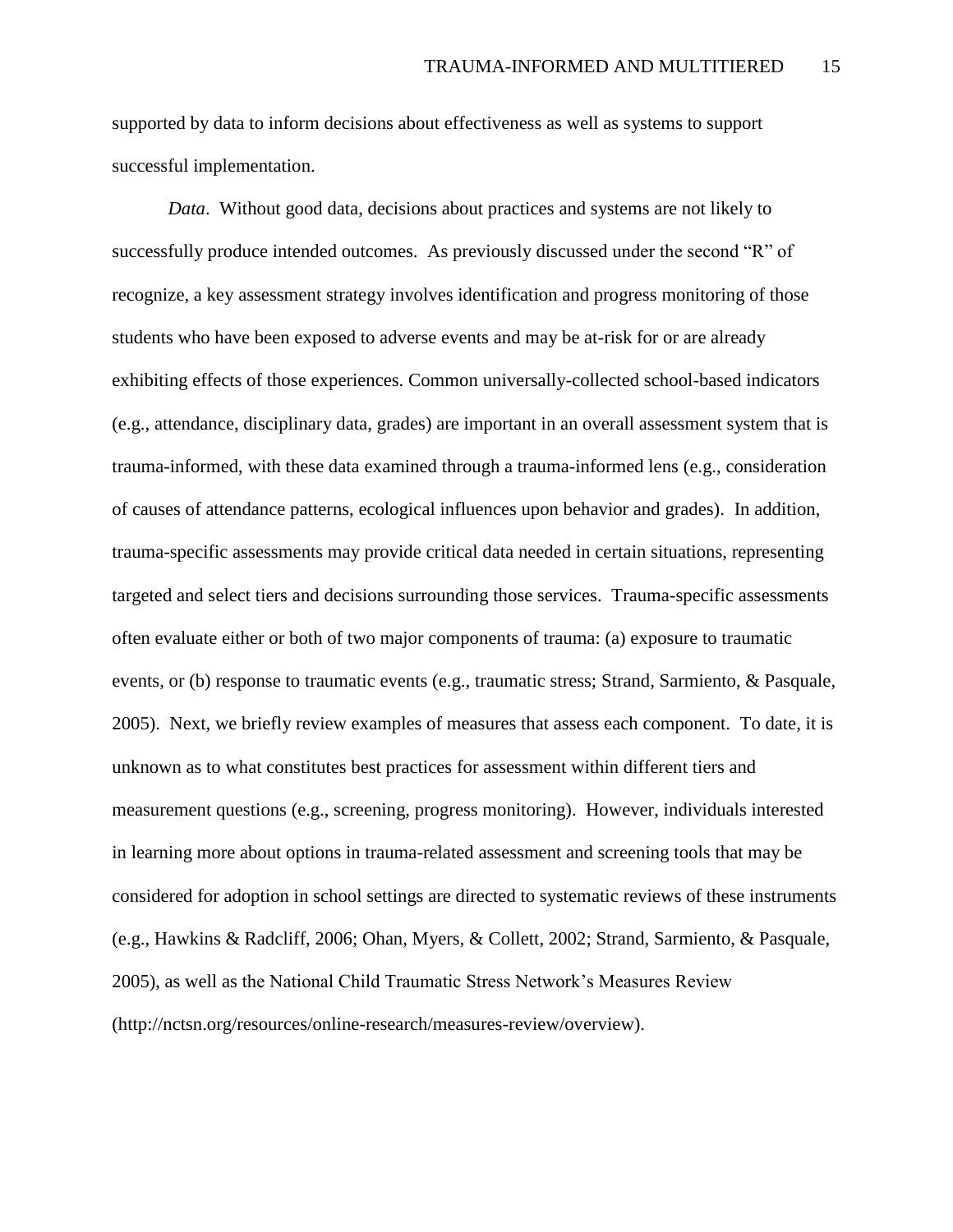supported by data to inform decisions about effectiveness as well as systems to support successful implementation.

*Data*. Without good data, decisions about practices and systems are not likely to successfully produce intended outcomes. As previously discussed under the second "R" of recognize, a key assessment strategy involves identification and progress monitoring of those students who have been exposed to adverse events and may be at-risk for or are already exhibiting effects of those experiences. Common universally-collected school-based indicators (e.g., attendance, disciplinary data, grades) are important in an overall assessment system that is trauma-informed, with these data examined through a trauma-informed lens (e.g., consideration of causes of attendance patterns, ecological influences upon behavior and grades). In addition, trauma-specific assessments may provide critical data needed in certain situations, representing targeted and select tiers and decisions surrounding those services. Trauma-specific assessments often evaluate either or both of two major components of trauma: (a) exposure to traumatic events, or (b) response to traumatic events (e.g., traumatic stress; Strand, Sarmiento, & Pasquale, 2005). Next, we briefly review examples of measures that assess each component. To date, it is unknown as to what constitutes best practices for assessment within different tiers and measurement questions (e.g., screening, progress monitoring). However, individuals interested in learning more about options in trauma-related assessment and screening tools that may be considered for adoption in school settings are directed to systematic reviews of these instruments (e.g., Hawkins & Radcliff, 2006; Ohan, Myers, & Collett, 2002; Strand, Sarmiento, & Pasquale, 2005), as well as the National Child Traumatic Stress Network's Measures Review (http://nctsn.org/resources/online-research/measures-review/overview).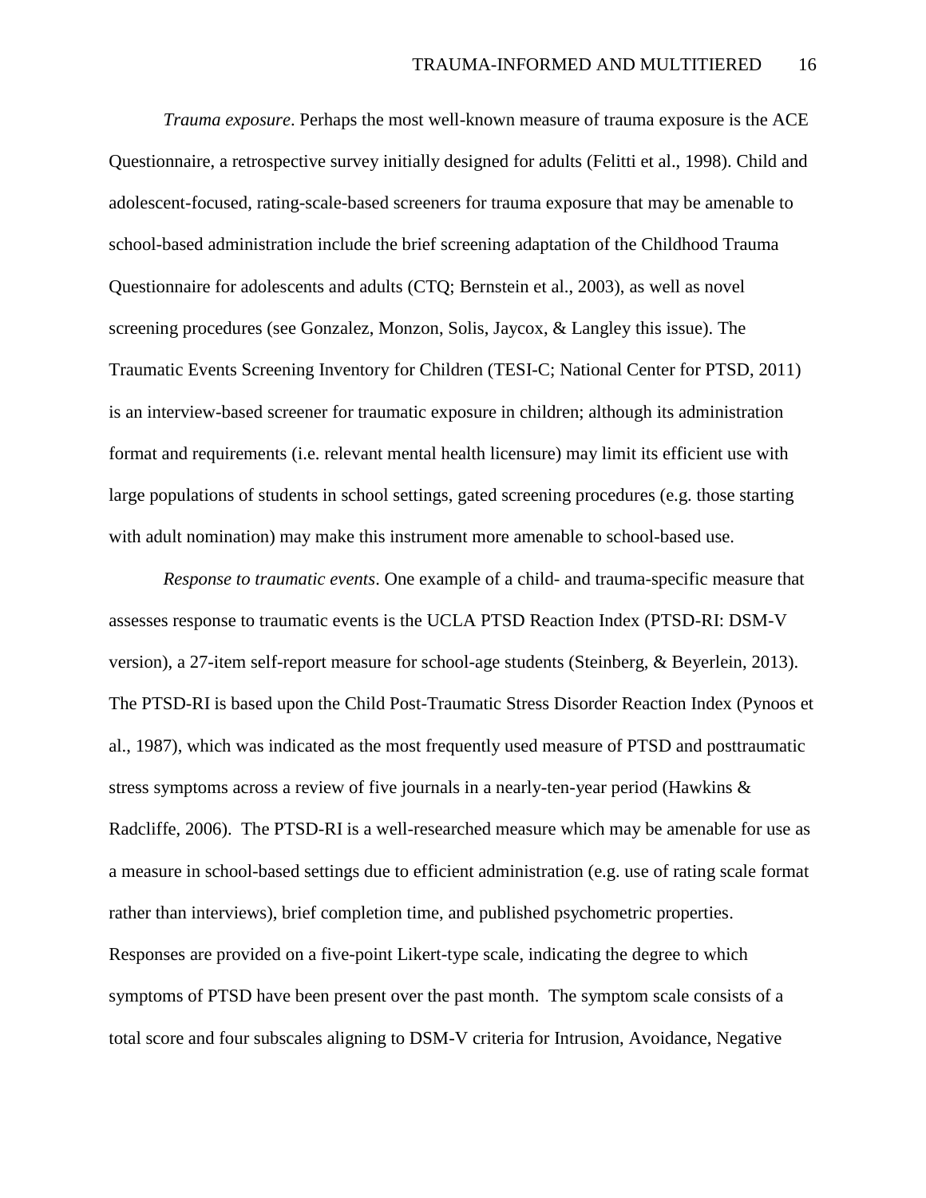*Trauma exposure*. Perhaps the most well-known measure of trauma exposure is the ACE Questionnaire, a retrospective survey initially designed for adults (Felitti et al., 1998). Child and adolescent-focused, rating-scale-based screeners for trauma exposure that may be amenable to school-based administration include the brief screening adaptation of the Childhood Trauma Questionnaire for adolescents and adults (CTQ; Bernstein et al., 2003), as well as novel screening procedures (see Gonzalez, Monzon, Solis, Jaycox, & Langley this issue). The Traumatic Events Screening Inventory for Children (TESI-C; National Center for PTSD, 2011) is an interview-based screener for traumatic exposure in children; although its administration format and requirements (i.e. relevant mental health licensure) may limit its efficient use with large populations of students in school settings, gated screening procedures (e.g. those starting with adult nomination) may make this instrument more amenable to school-based use.

*Response to traumatic events*. One example of a child- and trauma-specific measure that assesses response to traumatic events is the UCLA PTSD Reaction Index (PTSD-RI: DSM-V version), a 27-item self-report measure for school-age students (Steinberg, & Beyerlein, 2013). The PTSD-RI is based upon the Child Post-Traumatic Stress Disorder Reaction Index (Pynoos et al., 1987), which was indicated as the most frequently used measure of PTSD and posttraumatic stress symptoms across a review of five journals in a nearly-ten-year period (Hawkins & Radcliffe, 2006). The PTSD-RI is a well-researched measure which may be amenable for use as a measure in school-based settings due to efficient administration (e.g. use of rating scale format rather than interviews), brief completion time, and published psychometric properties. Responses are provided on a five-point Likert-type scale, indicating the degree to which symptoms of PTSD have been present over the past month. The symptom scale consists of a total score and four subscales aligning to DSM-V criteria for Intrusion, Avoidance, Negative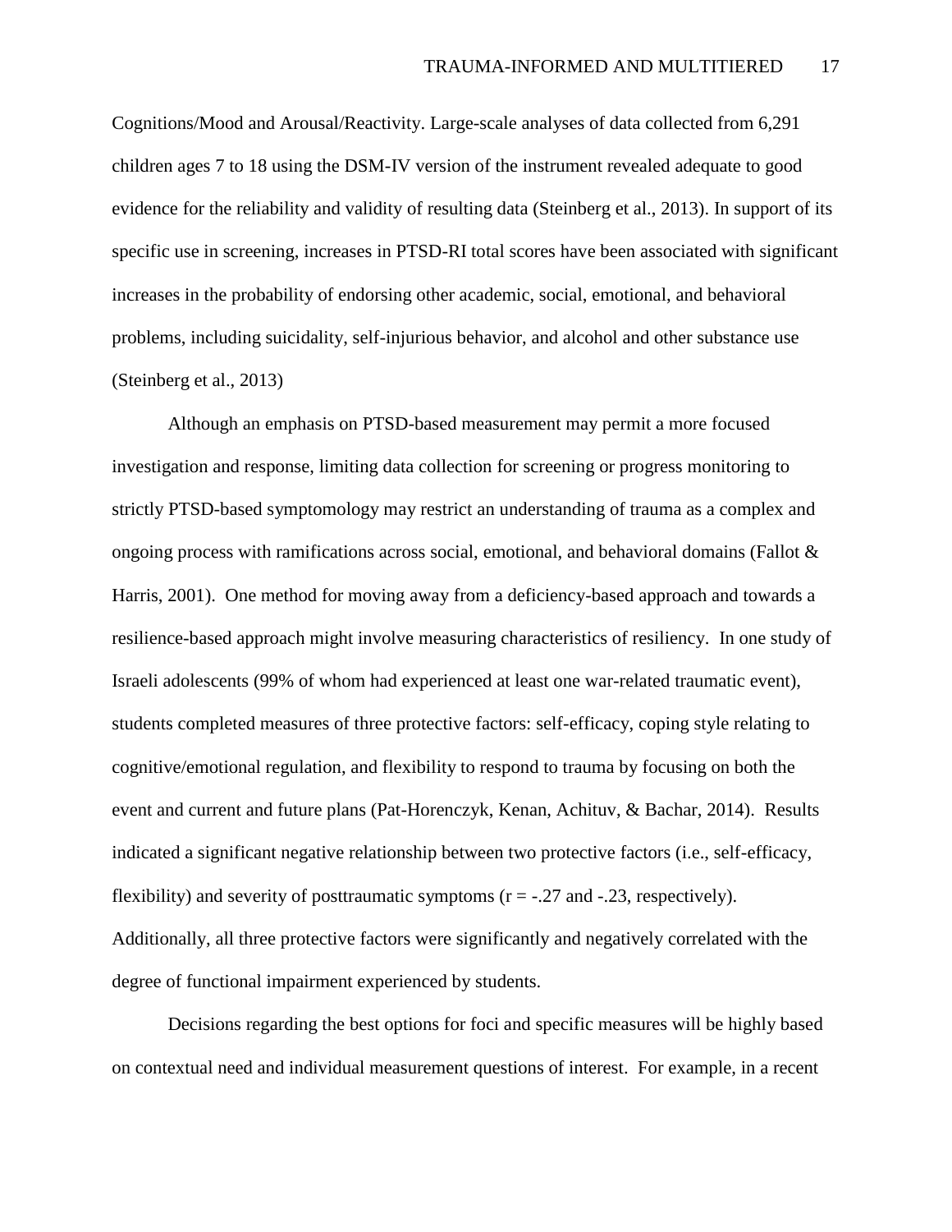Cognitions/Mood and Arousal/Reactivity. Large-scale analyses of data collected from 6,291 children ages 7 to 18 using the DSM-IV version of the instrument revealed adequate to good evidence for the reliability and validity of resulting data (Steinberg et al., 2013). In support of its specific use in screening, increases in PTSD-RI total scores have been associated with significant increases in the probability of endorsing other academic, social, emotional, and behavioral problems, including suicidality, self-injurious behavior, and alcohol and other substance use (Steinberg et al., 2013)

Although an emphasis on PTSD-based measurement may permit a more focused investigation and response, limiting data collection for screening or progress monitoring to strictly PTSD-based symptomology may restrict an understanding of trauma as a complex and ongoing process with ramifications across social, emotional, and behavioral domains (Fallot & Harris, 2001). One method for moving away from a deficiency-based approach and towards a resilience-based approach might involve measuring characteristics of resiliency. In one study of Israeli adolescents (99% of whom had experienced at least one war-related traumatic event), students completed measures of three protective factors: self-efficacy, coping style relating to cognitive/emotional regulation, and flexibility to respond to trauma by focusing on both the event and current and future plans (Pat-Horenczyk, Kenan, Achituv, & Bachar, 2014). Results indicated a significant negative relationship between two protective factors (i.e., self-efficacy, flexibility) and severity of posttraumatic symptoms ($r = -.27$ and $-.23$, respectively). Additionally, all three protective factors were significantly and negatively correlated with the degree of functional impairment experienced by students.

Decisions regarding the best options for foci and specific measures will be highly based on contextual need and individual measurement questions of interest. For example, in a recent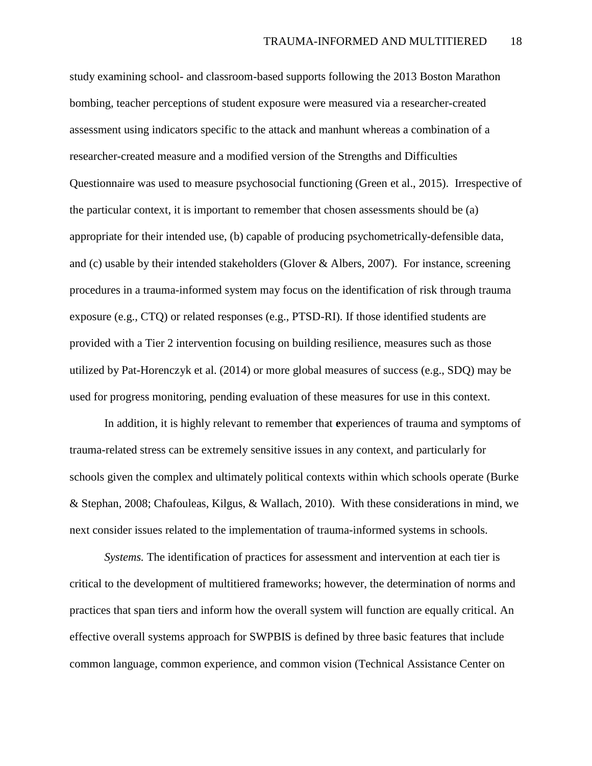study examining school- and classroom-based supports following the 2013 Boston Marathon bombing, teacher perceptions of student exposure were measured via a researcher-created assessment using indicators specific to the attack and manhunt whereas a combination of a researcher-created measure and a modified version of the Strengths and Difficulties Questionnaire was used to measure psychosocial functioning (Green et al., 2015). Irrespective of the particular context, it is important to remember that chosen assessments should be (a) appropriate for their intended use, (b) capable of producing psychometrically-defensible data, and (c) usable by their intended stakeholders (Glover & Albers, 2007). For instance, screening procedures in a trauma-informed system may focus on the identification of risk through trauma exposure (e.g., CTQ) or related responses (e.g., PTSD-RI). If those identified students are provided with a Tier 2 intervention focusing on building resilience, measures such as those utilized by Pat-Horenczyk et al. (2014) or more global measures of success (e.g., SDQ) may be used for progress monitoring, pending evaluation of these measures for use in this context.

In addition, it is highly relevant to remember that **e**xperiences of trauma and symptoms of trauma-related stress can be extremely sensitive issues in any context, and particularly for schools given the complex and ultimately political contexts within which schools operate (Burke & Stephan, 2008; Chafouleas, Kilgus, & Wallach, 2010). With these considerations in mind, we next consider issues related to the implementation of trauma-informed systems in schools.

*Systems.* The identification of practices for assessment and intervention at each tier is critical to the development of multitiered frameworks; however, the determination of norms and practices that span tiers and inform how the overall system will function are equally critical. An effective overall systems approach for SWPBIS is defined by three basic features that include common language, common experience, and common vision (Technical Assistance Center on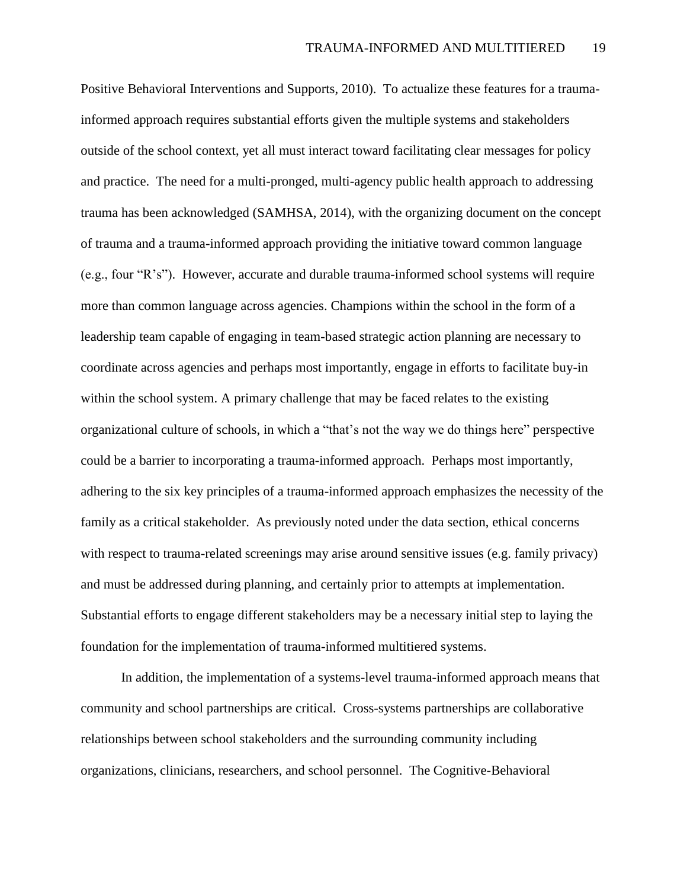Positive Behavioral Interventions and Supports, 2010). To actualize these features for a trauma-informed approach requires substantial efforts given the multiple systems and stakeholders outside of the school context, yet all must interact toward facilitating clear messages for policy and practice. The need for a multi-pronged, multi-agency public health approach to addressing trauma has been acknowledged (SAMHSA, 2014), with the organizing document on the concept of trauma and a trauma-informed approach providing the initiative toward common language (e.g., four "R's"). However, accurate and durable trauma-informed school systems will require more than common language across agencies. Champions within the school in the form of a leadership team capable of engaging in team-based strategic action planning are necessary to coordinate across agencies and perhaps most importantly, engage in efforts to facilitate buy-in within the school system. A primary challenge that may be faced relates to the existing organizational culture of schools, in which a "that's not the way we do things here" perspective could be a barrier to incorporating a trauma-informed approach. Perhaps most importantly, adhering to the six key principles of a trauma-informed approach emphasizes the necessity of the family as a critical stakeholder. As previously noted under the data section, ethical concerns with respect to trauma-related screenings may arise around sensitive issues (e.g. family privacy) and must be addressed during planning, and certainly prior to attempts at implementation. Substantial efforts to engage different stakeholders may be a necessary initial step to laying the foundation for the implementation of trauma-informed multitiered systems.

In addition, the implementation of a systems-level trauma-informed approach means that community and school partnerships are critical. Cross-systems partnerships are collaborative relationships between school stakeholders and the surrounding community including organizations, clinicians, researchers, and school personnel. The Cognitive-Behavioral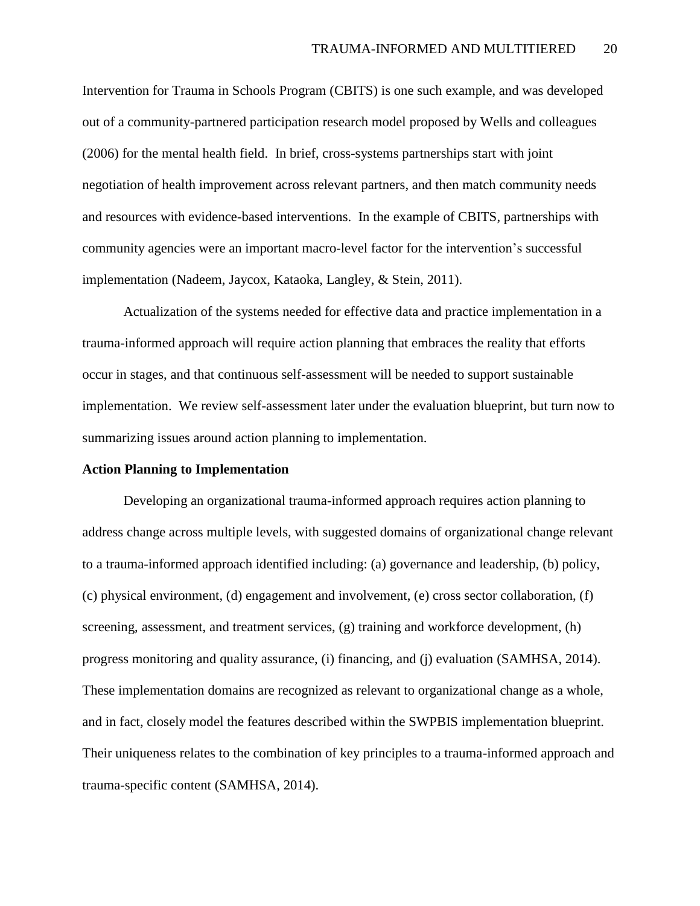Intervention for Trauma in Schools Program (CBITS) is one such example, and was developed out of a community-partnered participation research model proposed by Wells and colleagues (2006) for the mental health field. In brief, cross-systems partnerships start with joint negotiation of health improvement across relevant partners, and then match community needs and resources with evidence-based interventions. In the example of CBITS, partnerships with community agencies were an important macro-level factor for the intervention's successful implementation (Nadeem, Jaycox, Kataoka, Langley, & Stein, 2011).

Actualization of the systems needed for effective data and practice implementation in a trauma-informed approach will require action planning that embraces the reality that efforts occur in stages, and that continuous self-assessment will be needed to support sustainable implementation. We review self-assessment later under the evaluation blueprint, but turn now to summarizing issues around action planning to implementation.

**Action Planning to Implementation**

Developing an organizational trauma-informed approach requires action planning to address change across multiple levels, with suggested domains of organizational change relevant to a trauma-informed approach identified including: (a) governance and leadership, (b) policy, (c) physical environment, (d) engagement and involvement, (e) cross sector collaboration, (f) screening, assessment, and treatment services, (g) training and workforce development, (h) progress monitoring and quality assurance, (i) financing, and (j) evaluation (SAMHSA, 2014). These implementation domains are recognized as relevant to organizational change as a whole, and in fact, closely model the features described within the SWPBIS implementation blueprint. Their uniqueness relates to the combination of key principles to a trauma-informed approach and trauma-specific content (SAMHSA, 2014).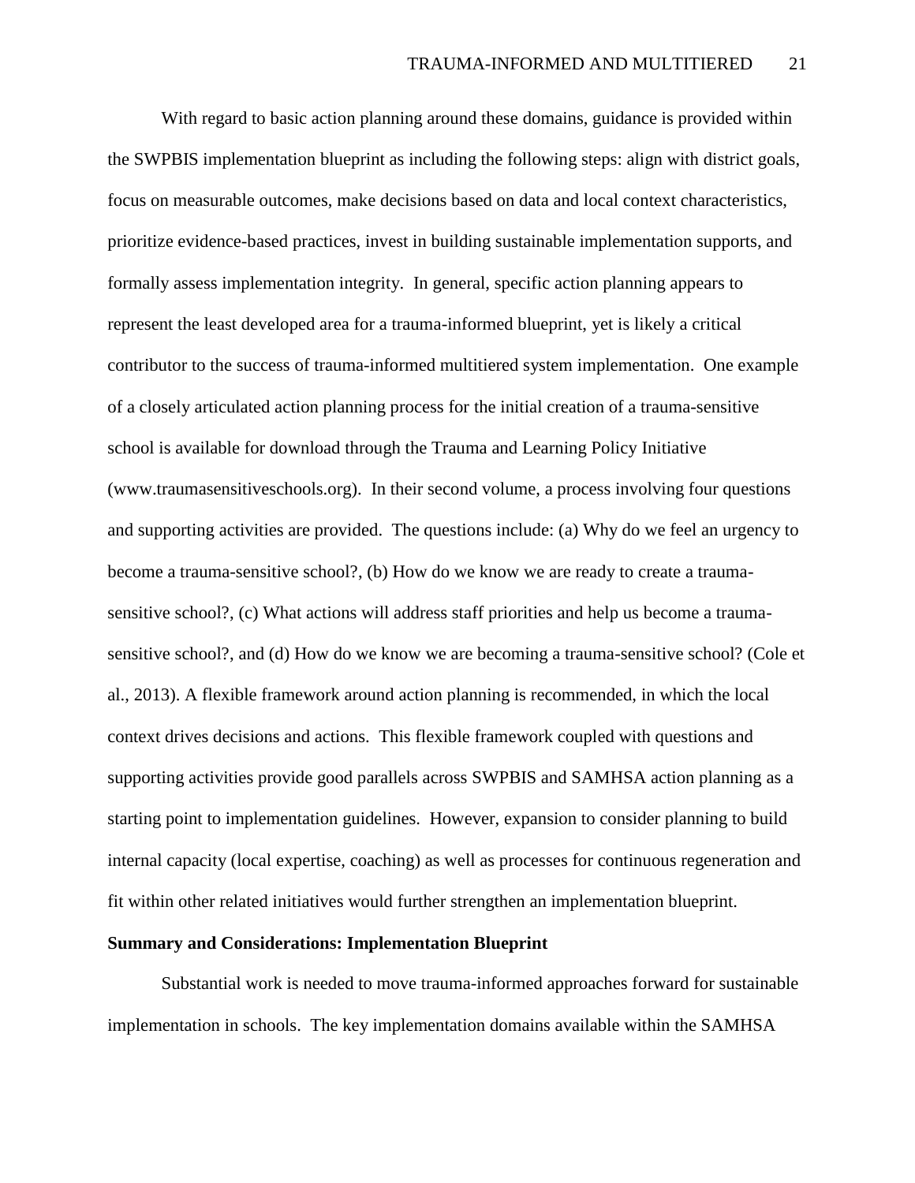With regard to basic action planning around these domains, guidance is provided within the SWPBIS implementation blueprint as including the following steps: align with district goals, focus on measurable outcomes, make decisions based on data and local context characteristics, prioritize evidence-based practices, invest in building sustainable implementation supports, and formally assess implementation integrity. In general, specific action planning appears to represent the least developed area for a trauma-informed blueprint, yet is likely a critical contributor to the success of trauma-informed multitiered system implementation. One example of a closely articulated action planning process for the initial creation of a trauma-sensitive school is available for download through the Trauma and Learning Policy Initiative (www.traumasensitiveschools.org). In their second volume, a process involving four questions and supporting activities are provided. The questions include: (a) Why do we feel an urgency to become a trauma-sensitive school?, (b) How do we know we are ready to create a trauma-sensitive school?, (c) What actions will address staff priorities and help us become a trauma-sensitive school?, and (d) How do we know we are becoming a trauma-sensitive school? (Cole et al., 2013). A flexible framework around action planning is recommended, in which the local context drives decisions and actions. This flexible framework coupled with questions and supporting activities provide good parallels across SWPBIS and SAMHSA action planning as a starting point to implementation guidelines. However, expansion to consider planning to build internal capacity (local expertise, coaching) as well as processes for continuous regeneration and fit within other related initiatives would further strengthen an implementation blueprint.

**Summary and Considerations: Implementation Blueprint**

Substantial work is needed to move trauma-informed approaches forward for sustainable implementation in schools. The key implementation domains available within the SAMHSA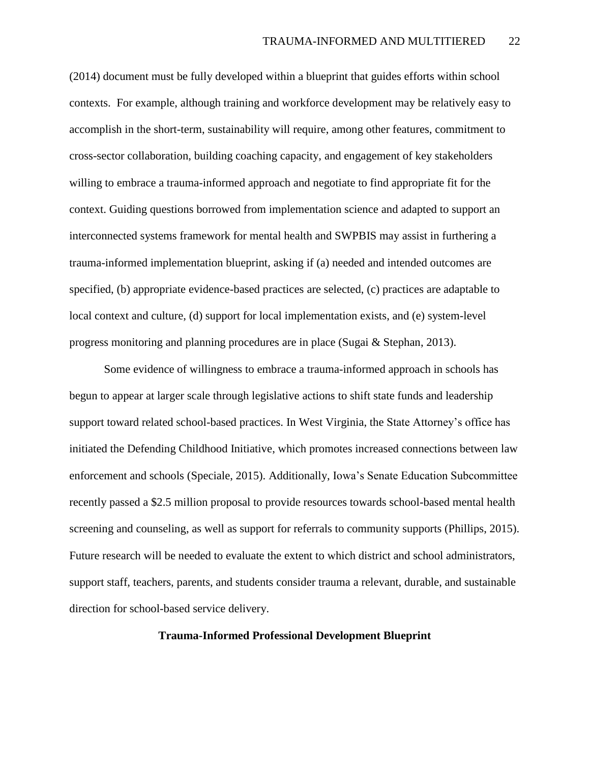(2014) document must be fully developed within a blueprint that guides efforts within school contexts. For example, although training and workforce development may be relatively easy to accomplish in the short-term, sustainability will require, among other features, commitment to cross-sector collaboration, building coaching capacity, and engagement of key stakeholders willing to embrace a trauma-informed approach and negotiate to find appropriate fit for the context. Guiding questions borrowed from implementation science and adapted to support an interconnected systems framework for mental health and SWPBIS may assist in furthering a trauma-informed implementation blueprint, asking if (a) needed and intended outcomes are specified, (b) appropriate evidence-based practices are selected, (c) practices are adaptable to local context and culture, (d) support for local implementation exists, and (e) system-level progress monitoring and planning procedures are in place (Sugai & Stephan, 2013).

Some evidence of willingness to embrace a trauma-informed approach in schools has begun to appear at larger scale through legislative actions to shift state funds and leadership support toward related school-based practices. In West Virginia, the State Attorney's office has initiated the Defending Childhood Initiative, which promotes increased connections between law enforcement and schools (Speciale, 2015). Additionally, Iowa's Senate Education Subcommittee recently passed a $2.5 million proposal to provide resources towards school-based mental health screening and counseling, as well as support for referrals to community supports (Phillips, 2015). Future research will be needed to evaluate the extent to which district and school administrators, support staff, teachers, parents, and students consider trauma a relevant, durable, and sustainable direction for school-based service delivery.

## Trauma-Informed Professional Development Blueprint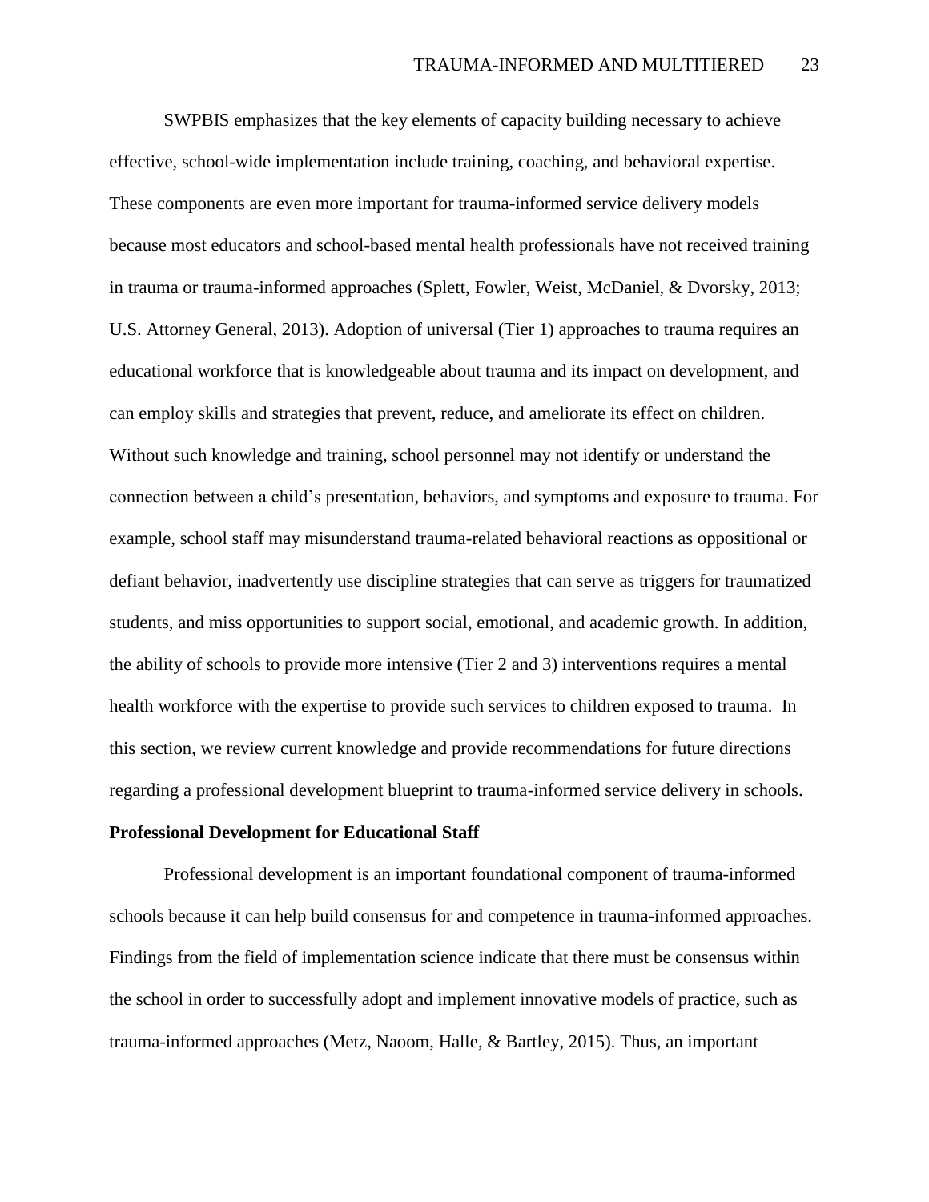SWPBIS emphasizes that the key elements of capacity building necessary to achieve effective, school-wide implementation include training, coaching, and behavioral expertise. These components are even more important for trauma-informed service delivery models because most educators and school-based mental health professionals have not received training in trauma or trauma-informed approaches (Splett, Fowler, Weist, McDaniel, & Dvorsky, 2013; U.S. Attorney General, 2013). Adoption of universal (Tier 1) approaches to trauma requires an educational workforce that is knowledgeable about trauma and its impact on development, and can employ skills and strategies that prevent, reduce, and ameliorate its effect on children. Without such knowledge and training, school personnel may not identify or understand the connection between a child's presentation, behaviors, and symptoms and exposure to trauma. For example, school staff may misunderstand trauma-related behavioral reactions as oppositional or defiant behavior, inadvertently use discipline strategies that can serve as triggers for traumatized students, and miss opportunities to support social, emotional, and academic growth. In addition, the ability of schools to provide more intensive (Tier 2 and 3) interventions requires a mental health workforce with the expertise to provide such services to children exposed to trauma. In this section, we review current knowledge and provide recommendations for future directions regarding a professional development blueprint to trauma-informed service delivery in schools.

**Professional Development for Educational Staff**

Professional development is an important foundational component of trauma-informed schools because it can help build consensus for and competence in trauma-informed approaches. Findings from the field of implementation science indicate that there must be consensus within the school in order to successfully adopt and implement innovative models of practice, such as trauma-informed approaches (Metz, Naoom, Halle, & Bartley, 2015). Thus, an important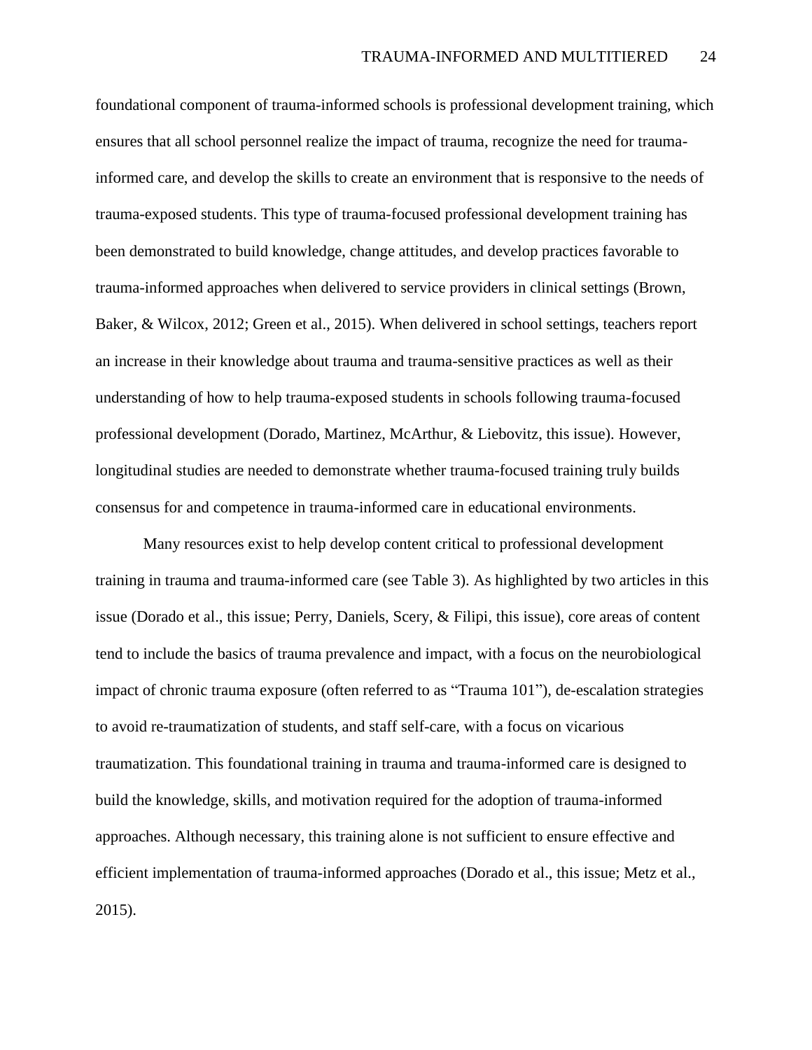foundational component of trauma-informed schools is professional development training, which ensures that all school personnel realize the impact of trauma, recognize the need for trauma-informed care, and develop the skills to create an environment that is responsive to the needs of trauma-exposed students. This type of trauma-focused professional development training has been demonstrated to build knowledge, change attitudes, and develop practices favorable to trauma-informed approaches when delivered to service providers in clinical settings (Brown, Baker, & Wilcox, 2012; Green et al., 2015). When delivered in school settings, teachers report an increase in their knowledge about trauma and trauma-sensitive practices as well as their understanding of how to help trauma-exposed students in schools following trauma-focused professional development (Dorado, Martinez, McArthur, & Liebovitz, this issue). However, longitudinal studies are needed to demonstrate whether trauma-focused training truly builds consensus for and competence in trauma-informed care in educational environments.

Many resources exist to help develop content critical to professional development training in trauma and trauma-informed care (see Table 3). As highlighted by two articles in this issue (Dorado et al., this issue; Perry, Daniels, Scery, & Filipi, this issue), core areas of content tend to include the basics of trauma prevalence and impact, with a focus on the neurobiological impact of chronic trauma exposure (often referred to as "Trauma 101"), de-escalation strategies to avoid re-traumatization of students, and staff self-care, with a focus on vicarious traumatization. This foundational training in trauma and trauma-informed care is designed to build the knowledge, skills, and motivation required for the adoption of trauma-informed approaches. Although necessary, this training alone is not sufficient to ensure effective and efficient implementation of trauma-informed approaches (Dorado et al., this issue; Metz et al., 2015).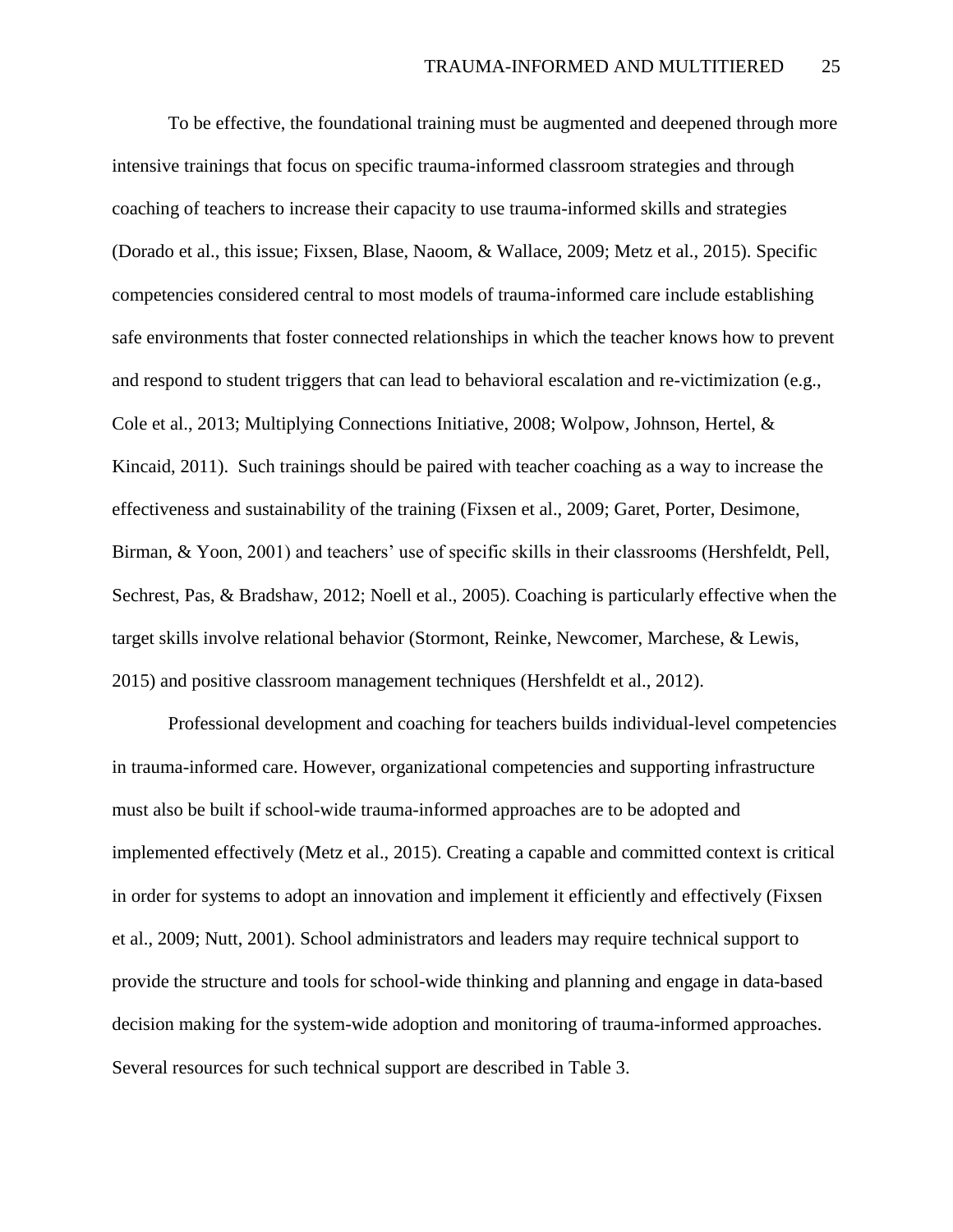To be effective, the foundational training must be augmented and deepened through more intensive trainings that focus on specific trauma-informed classroom strategies and through coaching of teachers to increase their capacity to use trauma-informed skills and strategies (Dorado et al., this issue; Fixsen, Blase, Naoom, & Wallace, 2009; Metz et al., 2015). Specific competencies considered central to most models of trauma-informed care include establishing safe environments that foster connected relationships in which the teacher knows how to prevent and respond to student triggers that can lead to behavioral escalation and re-victimization (e.g., Cole et al., 2013; Multiplying Connections Initiative, 2008; Wolpow, Johnson, Hertel, & Kincaid, 2011). Such trainings should be paired with teacher coaching as a way to increase the effectiveness and sustainability of the training (Fixsen et al., 2009; Garet, Porter, Desimone, Birman, & Yoon, 2001) and teachers' use of specific skills in their classrooms (Hershfeldt, Pell, Sechrest, Pas, & Bradshaw, 2012; Noell et al., 2005). Coaching is particularly effective when the target skills involve relational behavior (Stormont, Reinke, Newcomer, Marchese, & Lewis, 2015) and positive classroom management techniques (Hershfeldt et al., 2012).

Professional development and coaching for teachers builds individual-level competencies in trauma-informed care. However, organizational competencies and supporting infrastructure must also be built if school-wide trauma-informed approaches are to be adopted and implemented effectively (Metz et al., 2015). Creating a capable and committed context is critical in order for systems to adopt an innovation and implement it efficiently and effectively (Fixsen et al., 2009; Nutt, 2001). School administrators and leaders may require technical support to provide the structure and tools for school-wide thinking and planning and engage in data-based decision making for the system-wide adoption and monitoring of trauma-informed approaches. Several resources for such technical support are described in Table 3.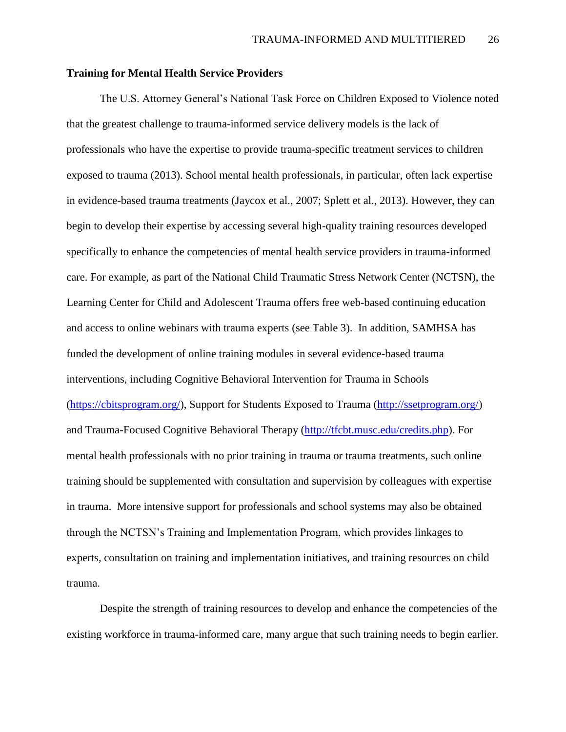**Training for Mental Health Service Providers**

The U.S. Attorney General's National Task Force on Children Exposed to Violence noted that the greatest challenge to trauma-informed service delivery models is the lack of professionals who have the expertise to provide trauma-specific treatment services to children exposed to trauma (2013). School mental health professionals, in particular, often lack expertise in evidence-based trauma treatments (Jaycox et al., 2007; Splett et al., 2013). However, they can begin to develop their expertise by accessing several high-quality training resources developed specifically to enhance the competencies of mental health service providers in trauma-informed care. For example, as part of the National Child Traumatic Stress Network Center (NCTSN), the Learning Center for Child and Adolescent Trauma offers free web-based continuing education and access to online webinars with trauma experts (see Table 3). In addition, SAMHSA has funded the development of online training modules in several evidence-based trauma interventions, including Cognitive Behavioral Intervention for Trauma in Schools (https://cbitsprogram.org/), Support for Students Exposed to Trauma (http://ssetprogram.org/) and Trauma-Focused Cognitive Behavioral Therapy (http://tfcbt.musc.edu/credits.php). For mental health professionals with no prior training in trauma or trauma treatments, such online training should be supplemented with consultation and supervision by colleagues with expertise in trauma. More intensive support for professionals and school systems may also be obtained through the NCTSN's Training and Implementation Program, which provides linkages to experts, consultation on training and implementation initiatives, and training resources on child trauma.

Despite the strength of training resources to develop and enhance the competencies of the existing workforce in trauma-informed care, many argue that such training needs to begin earlier.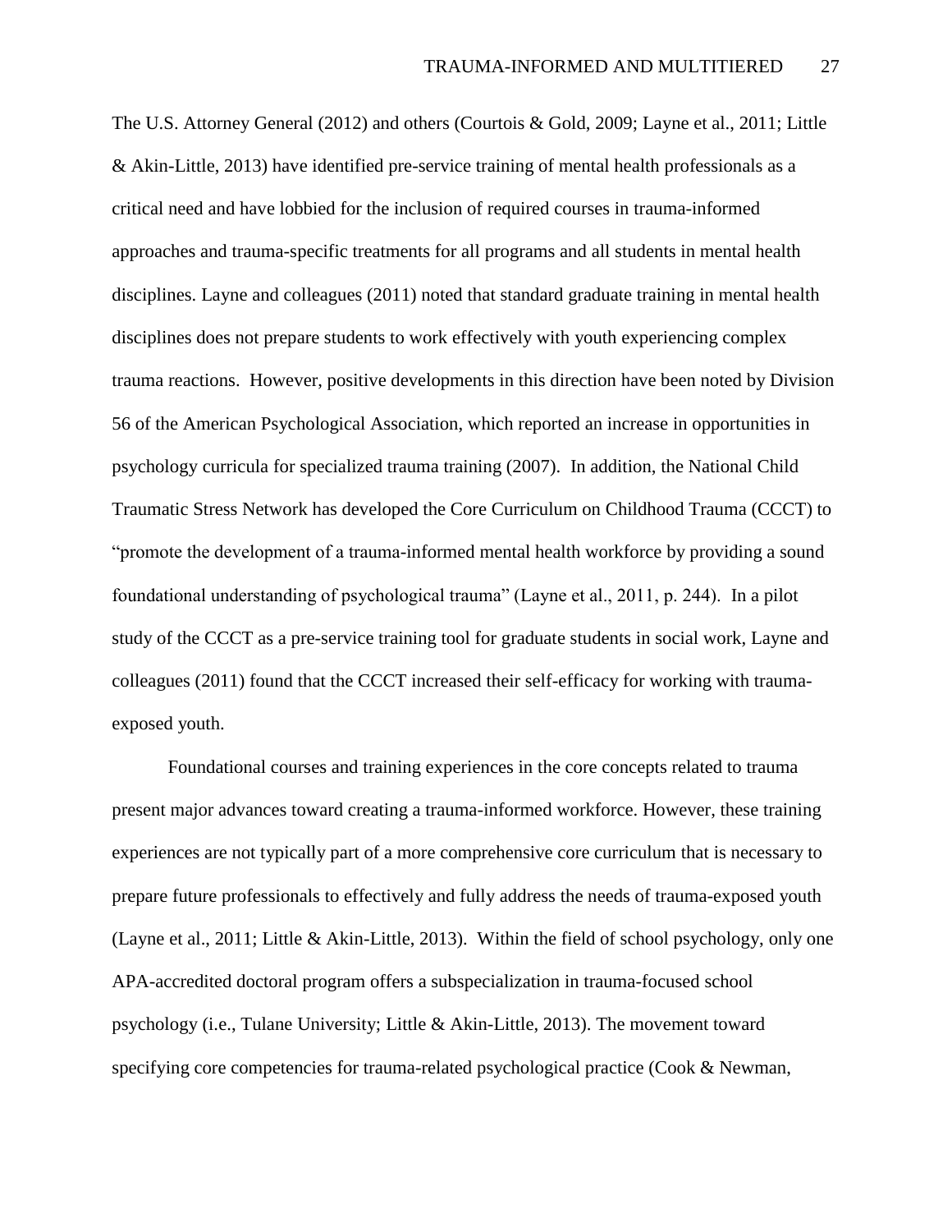The U.S. Attorney General (2012) and others (Courtois & Gold, 2009; Layne et al., 2011; Little & Akin-Little, 2013) have identified pre-service training of mental health professionals as a critical need and have lobbied for the inclusion of required courses in trauma-informed approaches and trauma-specific treatments for all programs and all students in mental health disciplines. Layne and colleagues (2011) noted that standard graduate training in mental health disciplines does not prepare students to work effectively with youth experiencing complex trauma reactions. However, positive developments in this direction have been noted by Division 56 of the American Psychological Association, which reported an increase in opportunities in psychology curricula for specialized trauma training (2007). In addition, the National Child Traumatic Stress Network has developed the Core Curriculum on Childhood Trauma (CCCT) to "promote the development of a trauma-informed mental health workforce by providing a sound foundational understanding of psychological trauma" (Layne et al., 2011, p. 244). In a pilot study of the CCCT as a pre-service training tool for graduate students in social work, Layne and colleagues (2011) found that the CCCT increased their self-efficacy for working with trauma-exposed youth.

Foundational courses and training experiences in the core concepts related to trauma present major advances toward creating a trauma-informed workforce. However, these training experiences are not typically part of a more comprehensive core curriculum that is necessary to prepare future professionals to effectively and fully address the needs of trauma-exposed youth (Layne et al., 2011; Little & Akin-Little, 2013). Within the field of school psychology, only one APA-accredited doctoral program offers a subspecialization in trauma-focused school psychology (i.e., Tulane University; Little & Akin-Little, 2013). The movement toward specifying core competencies for trauma-related psychological practice (Cook & Newman,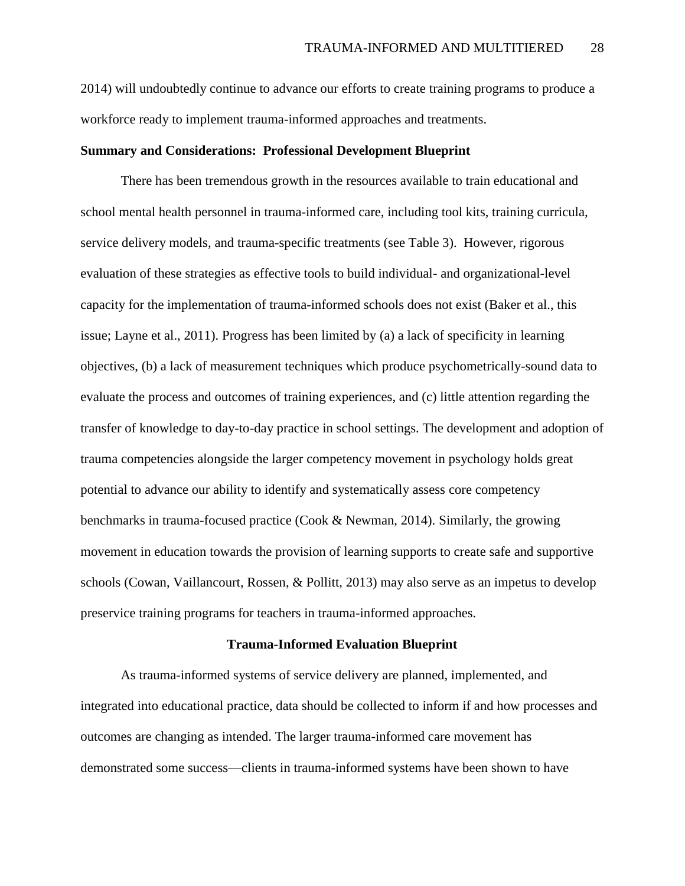2014) will undoubtedly continue to advance our efforts to create training programs to produce a workforce ready to implement trauma-informed approaches and treatments.

### Summary and Considerations: Professional Development Blueprint

There has been tremendous growth in the resources available to train educational and school mental health personnel in trauma-informed care, including tool kits, training curricula, service delivery models, and trauma-specific treatments (see Table 3). However, rigorous evaluation of these strategies as effective tools to build individual- and organizational-level capacity for the implementation of trauma-informed schools does not exist (Baker et al., this issue; Layne et al., 2011). Progress has been limited by (a) a lack of specificity in learning objectives, (b) a lack of measurement techniques which produce psychometrically-sound data to evaluate the process and outcomes of training experiences, and (c) little attention regarding the transfer of knowledge to day-to-day practice in school settings. The development and adoption of trauma competencies alongside the larger competency movement in psychology holds great potential to advance our ability to identify and systematically assess core competency benchmarks in trauma-focused practice (Cook & Newman, 2014). Similarly, the growing movement in education towards the provision of learning supports to create safe and supportive schools (Cowan, Vaillancourt, Rossen, & Pollitt, 2013) may also serve as an impetus to develop preservice training programs for teachers in trauma-informed approaches.

## Trauma-Informed Evaluation Blueprint

As trauma-informed systems of service delivery are planned, implemented, and integrated into educational practice, data should be collected to inform if and how processes and outcomes are changing as intended. The larger trauma-informed care movement has demonstrated some success—clients in trauma-informed systems have been shown to have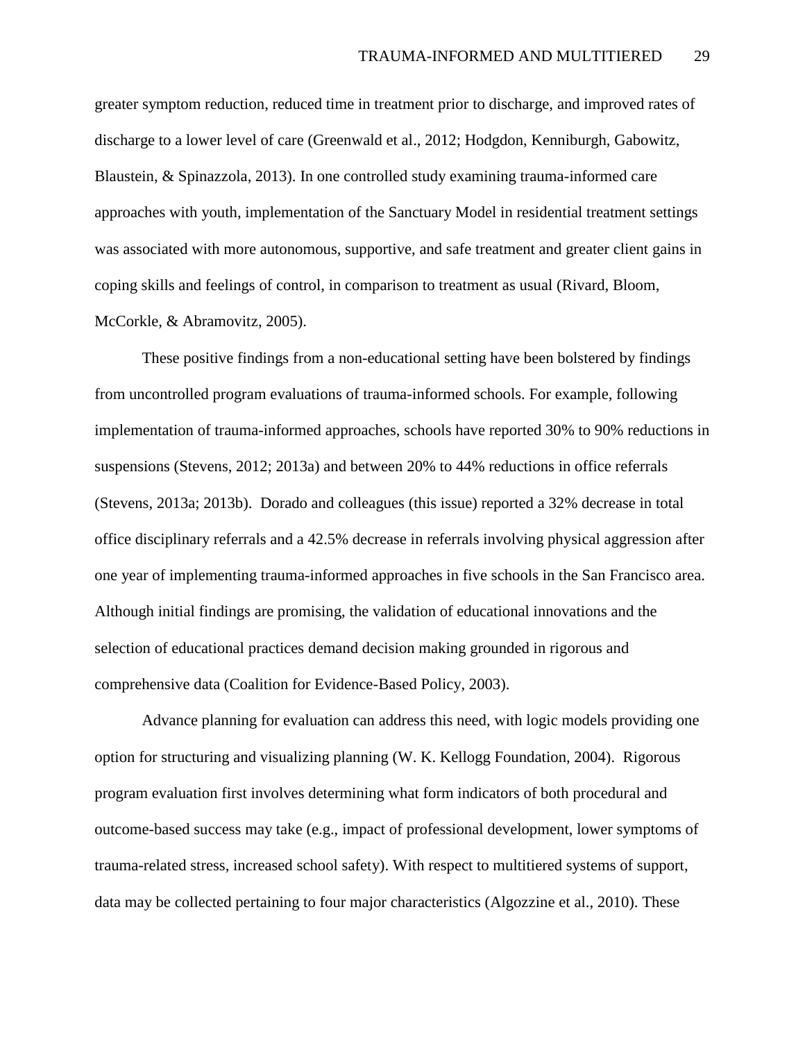greater symptom reduction, reduced time in treatment prior to discharge, and improved rates of discharge to a lower level of care (Greenwald et al., 2012; Hodgdon, Kenniburgh, Gabowitz, Blaustein, & Spinazzola, 2013). In one controlled study examining trauma-informed care approaches with youth, implementation of the Sanctuary Model in residential treatment settings was associated with more autonomous, supportive, and safe treatment and greater client gains in coping skills and feelings of control, in comparison to treatment as usual (Rivard, Bloom, McCorkle, & Abramovitz, 2005).

These positive findings from a non-educational setting have been bolstered by findings from uncontrolled program evaluations of trauma-informed schools. For example, following implementation of trauma-informed approaches, schools have reported 30% to 90% reductions in suspensions (Stevens, 2012; 2013a) and between 20% to 44% reductions in office referrals (Stevens, 2013a; 2013b). Dorado and colleagues (this issue) reported a 32% decrease in total office disciplinary referrals and a 42.5% decrease in referrals involving physical aggression after one year of implementing trauma-informed approaches in five schools in the San Francisco area. Although initial findings are promising, the validation of educational innovations and the selection of educational practices demand decision making grounded in rigorous and comprehensive data (Coalition for Evidence-Based Policy, 2003).

Advance planning for evaluation can address this need, with logic models providing one option for structuring and visualizing planning (W. K. Kellogg Foundation, 2004). Rigorous program evaluation first involves determining what form indicators of both procedural and outcome-based success may take (e.g., impact of professional development, lower symptoms of trauma-related stress, increased school safety). With respect to multitiered systems of support, data may be collected pertaining to four major characteristics (Algozzine et al., 2010). These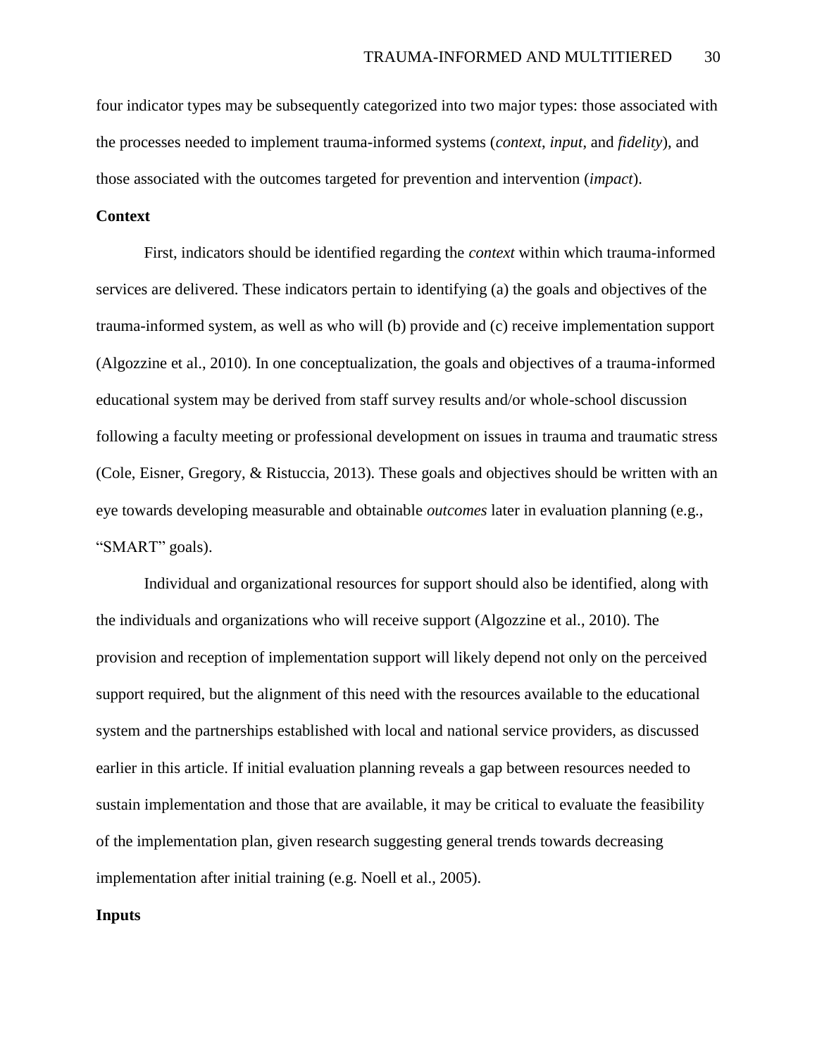four indicator types may be subsequently categorized into two major types: those associated with the processes needed to implement trauma-informed systems (*context*, *input*, and *fidelity*), and those associated with the outcomes targeted for prevention and intervention (*impact*).

**Context**

First, indicators should be identified regarding the *context* within which trauma-informed services are delivered. These indicators pertain to identifying (a) the goals and objectives of the trauma-informed system, as well as who will (b) provide and (c) receive implementation support (Algozzine et al., 2010). In one conceptualization, the goals and objectives of a trauma-informed educational system may be derived from staff survey results and/or whole-school discussion following a faculty meeting or professional development on issues in trauma and traumatic stress (Cole, Eisner, Gregory, & Ristuccia, 2013). These goals and objectives should be written with an eye towards developing measurable and obtainable *outcomes* later in evaluation planning (e.g., "SMART" goals).

Individual and organizational resources for support should also be identified, along with the individuals and organizations who will receive support (Algozzine et al., 2010). The provision and reception of implementation support will likely depend not only on the perceived support required, but the alignment of this need with the resources available to the educational system and the partnerships established with local and national service providers, as discussed earlier in this article. If initial evaluation planning reveals a gap between resources needed to sustain implementation and those that are available, it may be critical to evaluate the feasibility of the implementation plan, given research suggesting general trends towards decreasing implementation after initial training (e.g. Noell et al., 2005).

**Inputs**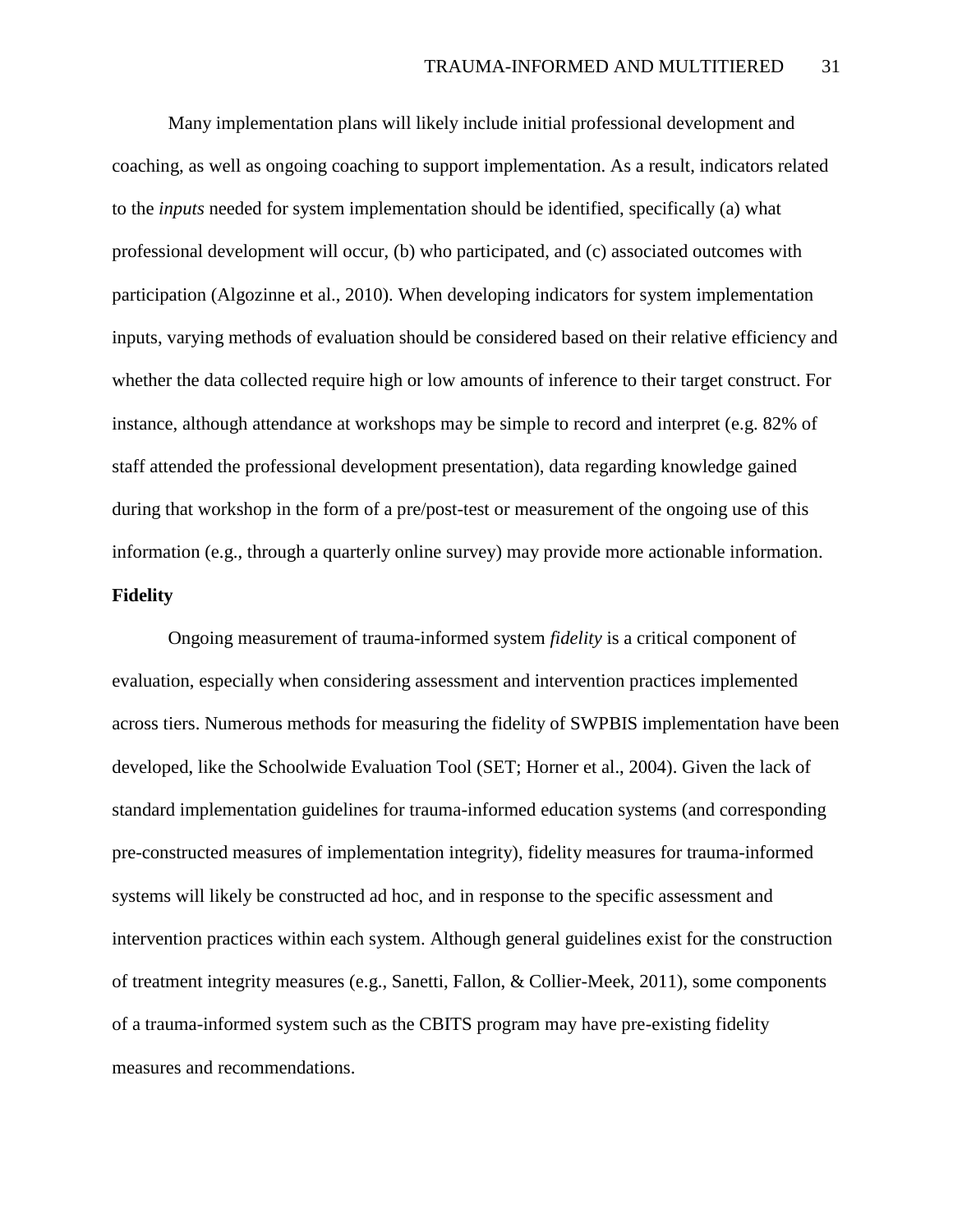Many implementation plans will likely include initial professional development and coaching, as well as ongoing coaching to support implementation. As a result, indicators related to the *inputs* needed for system implementation should be identified, specifically (a) what professional development will occur, (b) who participated, and (c) associated outcomes with participation (Algozinne et al., 2010). When developing indicators for system implementation inputs, varying methods of evaluation should be considered based on their relative efficiency and whether the data collected require high or low amounts of inference to their target construct. For instance, although attendance at workshops may be simple to record and interpret (e.g. 82% of staff attended the professional development presentation), data regarding knowledge gained during that workshop in the form of a pre/post-test or measurement of the ongoing use of this information (e.g., through a quarterly online survey) may provide more actionable information.

**Fidelity**

Ongoing measurement of trauma-informed system *fidelity* is a critical component of evaluation, especially when considering assessment and intervention practices implemented across tiers. Numerous methods for measuring the fidelity of SWPBIS implementation have been developed, like the Schoolwide Evaluation Tool (SET; Horner et al., 2004). Given the lack of standard implementation guidelines for trauma-informed education systems (and corresponding pre-constructed measures of implementation integrity), fidelity measures for trauma-informed systems will likely be constructed ad hoc, and in response to the specific assessment and intervention practices within each system. Although general guidelines exist for the construction of treatment integrity measures (e.g., Sanetti, Fallon, & Collier-Meek, 2011), some components of a trauma-informed system such as the CBITS program may have pre-existing fidelity measures and recommendations.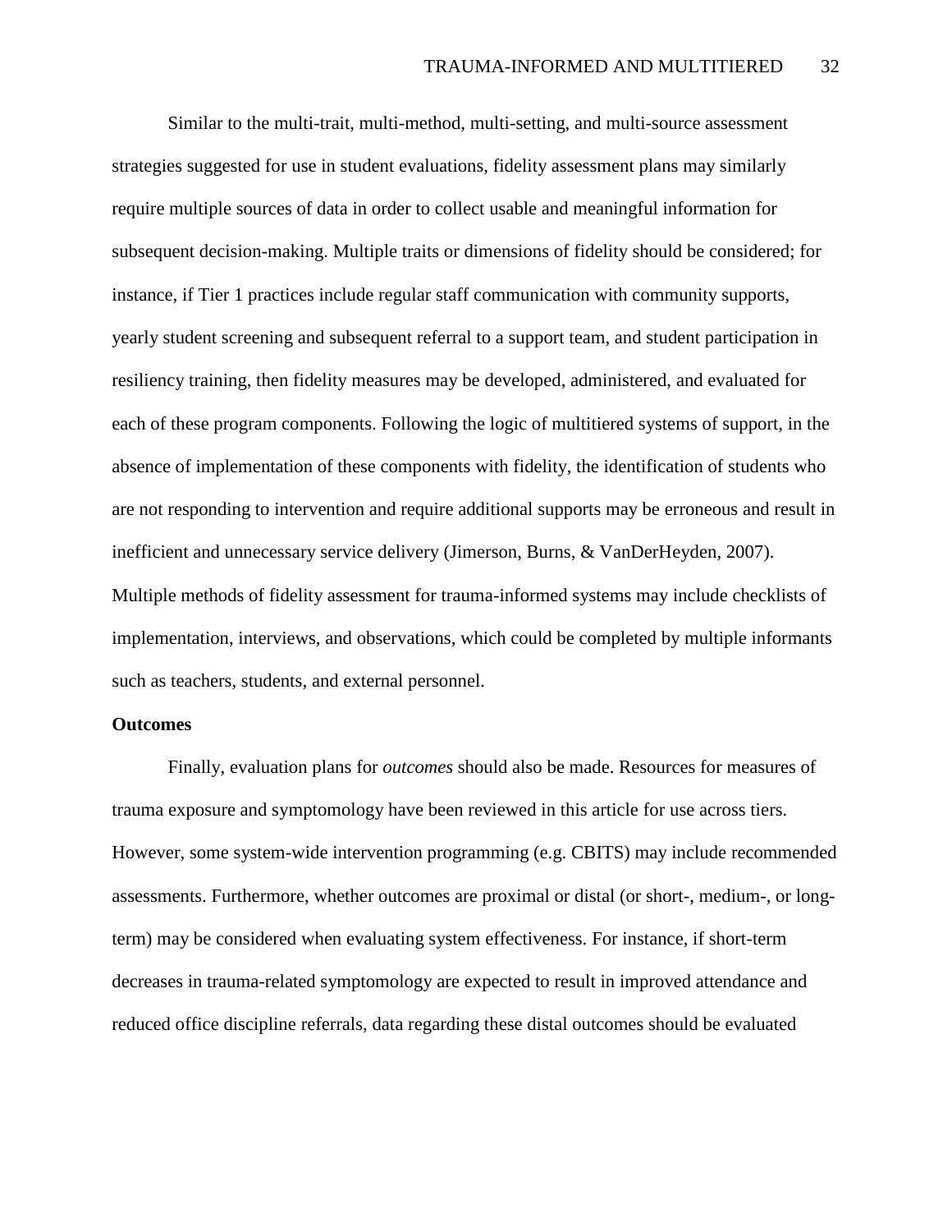Similar to the multi-trait, multi-method, multi-setting, and multi-source assessment strategies suggested for use in student evaluations, fidelity assessment plans may similarly require multiple sources of data in order to collect usable and meaningful information for subsequent decision-making. Multiple traits or dimensions of fidelity should be considered; for instance, if Tier 1 practices include regular staff communication with community supports, yearly student screening and subsequent referral to a support team, and student participation in resiliency training, then fidelity measures may be developed, administered, and evaluated for each of these program components. Following the logic of multitiered systems of support, in the absence of implementation of these components with fidelity, the identification of students who are not responding to intervention and require additional supports may be erroneous and result in inefficient and unnecessary service delivery (Jimerson, Burns, & VanDerHeyden, 2007). Multiple methods of fidelity assessment for trauma-informed systems may include checklists of implementation, interviews, and observations, which could be completed by multiple informants such as teachers, students, and external personnel.

**Outcomes**

Finally, evaluation plans for *outcomes* should also be made. Resources for measures of trauma exposure and symptomology have been reviewed in this article for use across tiers. However, some system-wide intervention programming (e.g. CBITS) may include recommended assessments. Furthermore, whether outcomes are proximal or distal (or short-, medium-, or long-term) may be considered when evaluating system effectiveness. For instance, if short-term decreases in trauma-related symptomology are expected to result in improved attendance and reduced office discipline referrals, data regarding these distal outcomes should be evaluated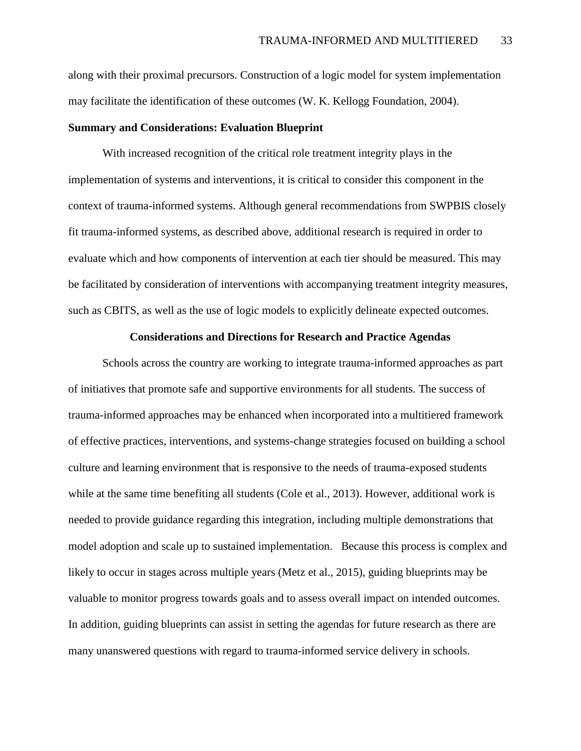along with their proximal precursors. Construction of a logic model for system implementation may facilitate the identification of these outcomes (W. K. Kellogg Foundation, 2004).

**Summary and Considerations: Evaluation Blueprint**

With increased recognition of the critical role treatment integrity plays in the implementation of systems and interventions, it is critical to consider this component in the context of trauma-informed systems. Although general recommendations from SWPBIS closely fit trauma-informed systems, as described above, additional research is required in order to evaluate which and how components of intervention at each tier should be measured. This may be facilitated by consideration of interventions with accompanying treatment integrity measures, such as CBITS, as well as the use of logic models to explicitly delineate expected outcomes.

## Considerations and Directions for Research and Practice Agendas

Schools across the country are working to integrate trauma-informed approaches as part of initiatives that promote safe and supportive environments for all students. The success of trauma-informed approaches may be enhanced when incorporated into a multitiered framework of effective practices, interventions, and systems-change strategies focused on building a school culture and learning environment that is responsive to the needs of trauma-exposed students while at the same time benefiting all students (Cole et al., 2013). However, additional work is needed to provide guidance regarding this integration, including multiple demonstrations that model adoption and scale up to sustained implementation. Because this process is complex and likely to occur in stages across multiple years (Metz et al., 2015), guiding blueprints may be valuable to monitor progress towards goals and to assess overall impact on intended outcomes. In addition, guiding blueprints can assist in setting the agendas for future research as there are many unanswered questions with regard to trauma-informed service delivery in schools.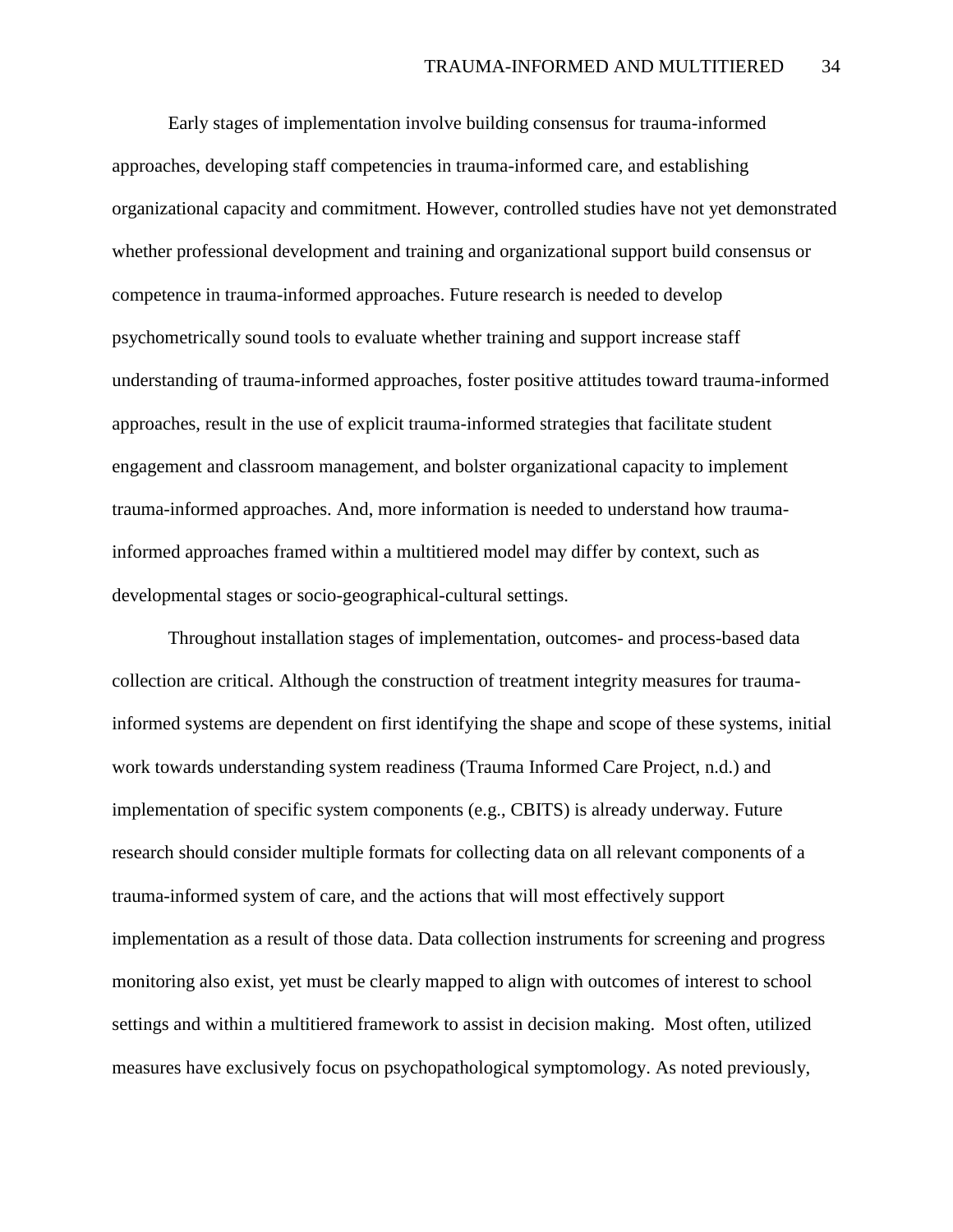Early stages of implementation involve building consensus for trauma-informed approaches, developing staff competencies in trauma-informed care, and establishing organizational capacity and commitment. However, controlled studies have not yet demonstrated whether professional development and training and organizational support build consensus or competence in trauma-informed approaches. Future research is needed to develop psychometrically sound tools to evaluate whether training and support increase staff understanding of trauma-informed approaches, foster positive attitudes toward trauma-informed approaches, result in the use of explicit trauma-informed strategies that facilitate student engagement and classroom management, and bolster organizational capacity to implement trauma-informed approaches. And, more information is needed to understand how trauma-informed approaches framed within a multitiered model may differ by context, such as developmental stages or socio-geographical-cultural settings.

Throughout installation stages of implementation, outcomes- and process-based data collection are critical. Although the construction of treatment integrity measures for trauma-informed systems are dependent on first identifying the shape and scope of these systems, initial work towards understanding system readiness (Trauma Informed Care Project, n.d.) and implementation of specific system components (e.g., CBITS) is already underway. Future research should consider multiple formats for collecting data on all relevant components of a trauma-informed system of care, and the actions that will most effectively support implementation as a result of those data. Data collection instruments for screening and progress monitoring also exist, yet must be clearly mapped to align with outcomes of interest to school settings and within a multitiered framework to assist in decision making. Most often, utilized measures have exclusively focus on psychopathological symptomology. As noted previously,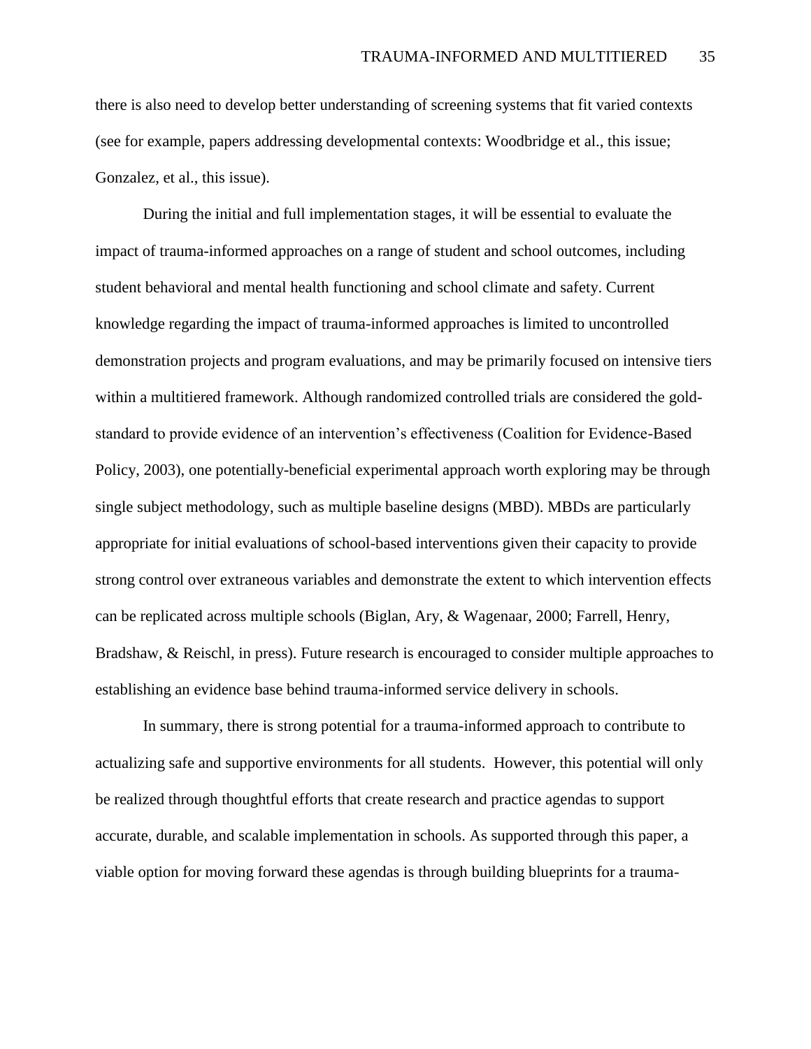there is also need to develop better understanding of screening systems that fit varied contexts (see for example, papers addressing developmental contexts: Woodbridge et al., this issue; Gonzalez, et al., this issue).

During the initial and full implementation stages, it will be essential to evaluate the impact of trauma-informed approaches on a range of student and school outcomes, including student behavioral and mental health functioning and school climate and safety. Current knowledge regarding the impact of trauma-informed approaches is limited to uncontrolled demonstration projects and program evaluations, and may be primarily focused on intensive tiers within a multitiered framework. Although randomized controlled trials are considered the gold-standard to provide evidence of an intervention's effectiveness (Coalition for Evidence-Based Policy, 2003), one potentially-beneficial experimental approach worth exploring may be through single subject methodology, such as multiple baseline designs (MBD). MBDs are particularly appropriate for initial evaluations of school-based interventions given their capacity to provide strong control over extraneous variables and demonstrate the extent to which intervention effects can be replicated across multiple schools (Biglan, Ary, & Wagenaar, 2000; Farrell, Henry, Bradshaw, & Reischl, in press). Future research is encouraged to consider multiple approaches to establishing an evidence base behind trauma-informed service delivery in schools.

In summary, there is strong potential for a trauma-informed approach to contribute to actualizing safe and supportive environments for all students. However, this potential will only be realized through thoughtful efforts that create research and practice agendas to support accurate, durable, and scalable implementation in schools. As supported through this paper, a viable option for moving forward these agendas is through building blueprints for a trauma-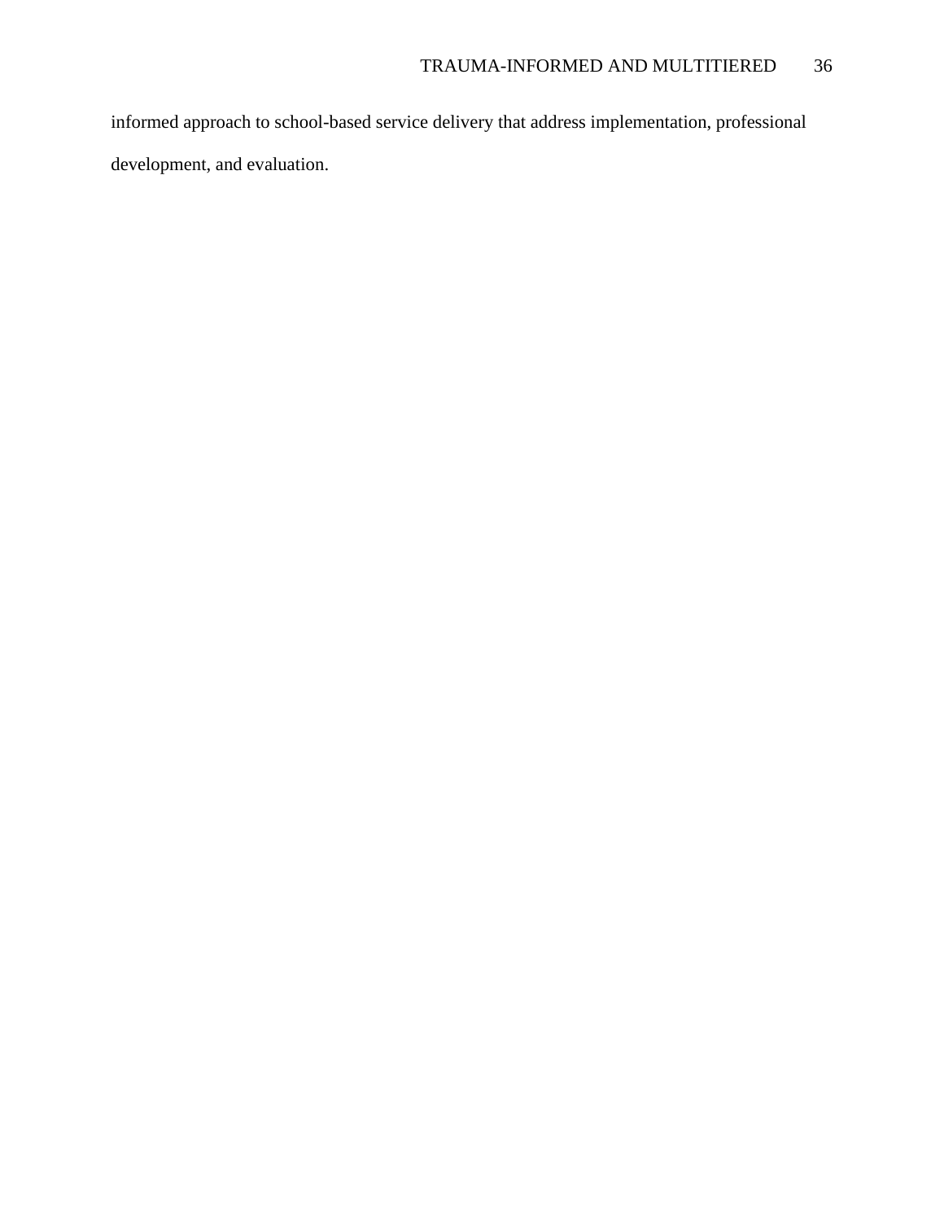informed approach to school-based service delivery that address implementation, professional development, and evaluation.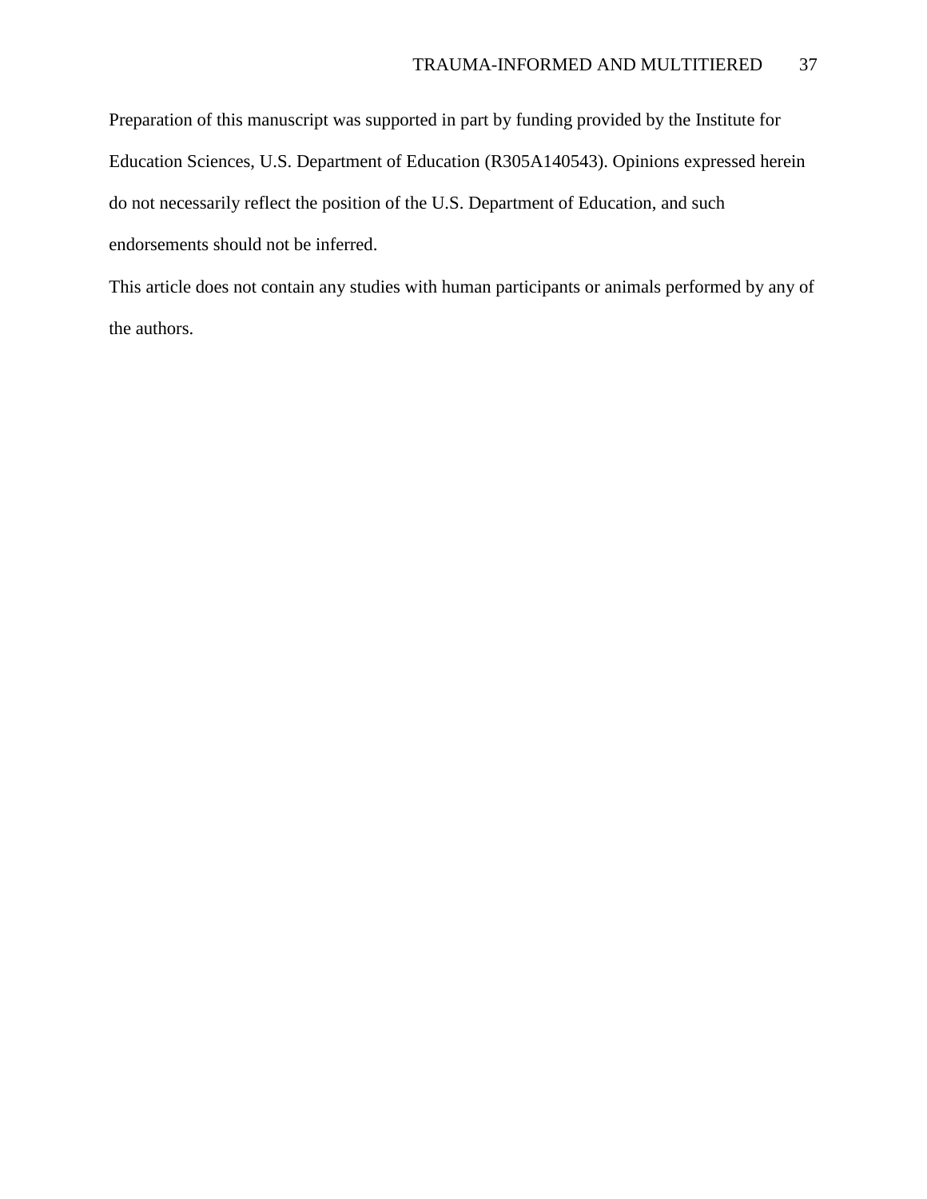Preparation of this manuscript was supported in part by funding provided by the Institute for Education Sciences, U.S. Department of Education (R305A140543). Opinions expressed herein do not necessarily reflect the position of the U.S. Department of Education, and such endorsements should not be inferred.

This article does not contain any studies with human participants or animals performed by any of the authors.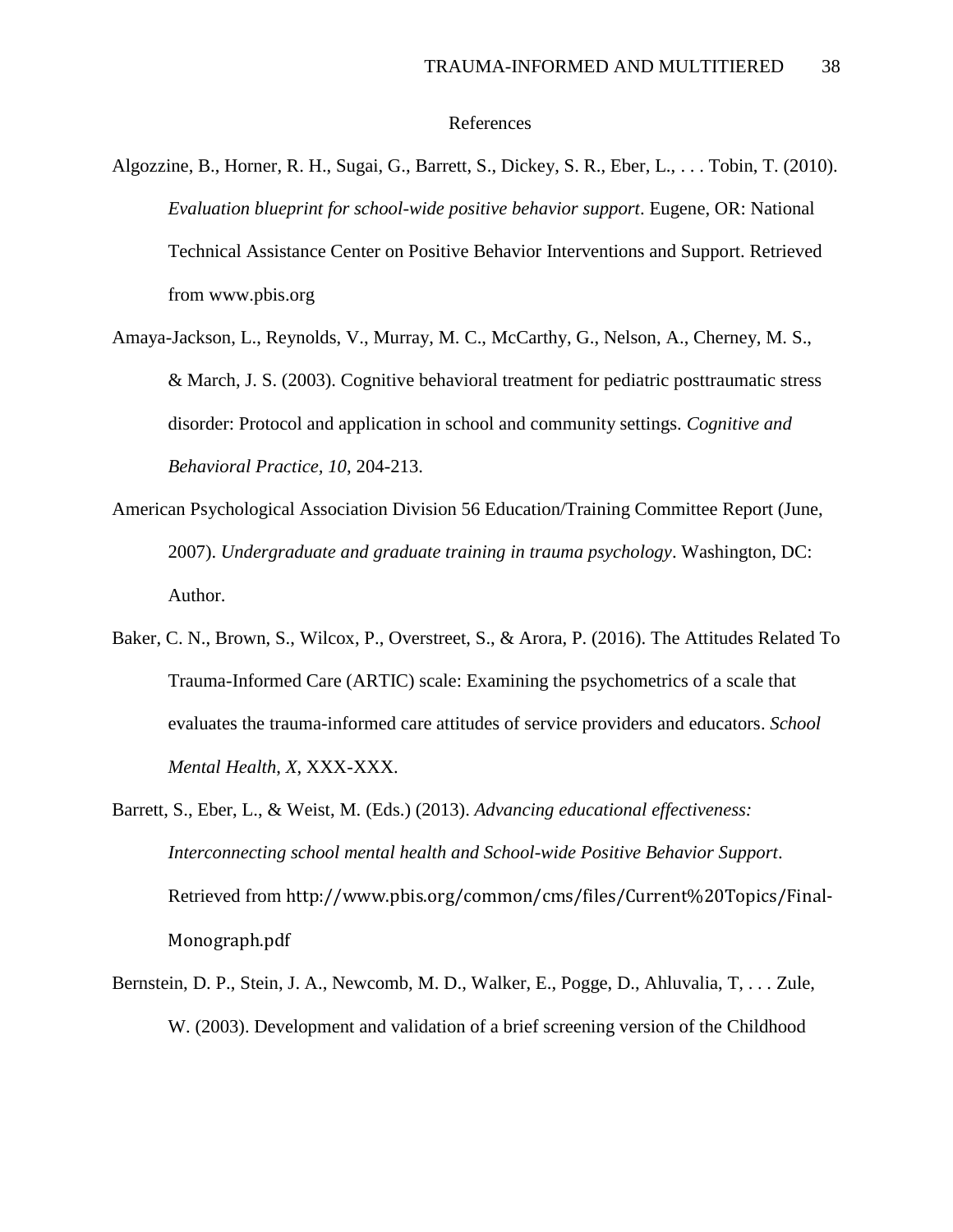# References

Algozzine, B., Horner, R. H., Sugai, G., Barrett, S., Dickey, S. R., Eber, L., . . . Tobin, T. (2010). *Evaluation blueprint for school-wide positive behavior support*. Eugene, OR: National Technical Assistance Center on Positive Behavior Interventions and Support. Retrieved from www.pbis.org

Amaya-Jackson, L., Reynolds, V., Murray, M. C., McCarthy, G., Nelson, A., Cherney, M. S., & March, J. S. (2003). Cognitive behavioral treatment for pediatric posttraumatic stress disorder: Protocol and application in school and community settings. *Cognitive and Behavioral Practice, 10*, 204-213.

American Psychological Association Division 56 Education/Training Committee Report (June, 2007). *Undergraduate and graduate training in trauma psychology*. Washington, DC: Author.

Baker, C. N., Brown, S., Wilcox, P., Overstreet, S., & Arora, P. (2016). The Attitudes Related To Trauma-Informed Care (ARTIC) scale: Examining the psychometrics of a scale that evaluates the trauma-informed care attitudes of service providers and educators. *School Mental Health, X*, XXX-XXX.

Barrett, S., Eber, L., & Weist, M. (Eds.) (2013). *Advancing educational effectiveness: Interconnecting school mental health and School-wide Positive Behavior Support*. Retrieved from http://www.pbis.org/common/cms/files/Current%20Topics/Final-Monograph.pdf

Bernstein, D. P., Stein, J. A., Newcomb, M. D., Walker, E., Pogge, D., Ahluvalia, T, . . . Zule, W. (2003). Development and validation of a brief screening version of the Childhood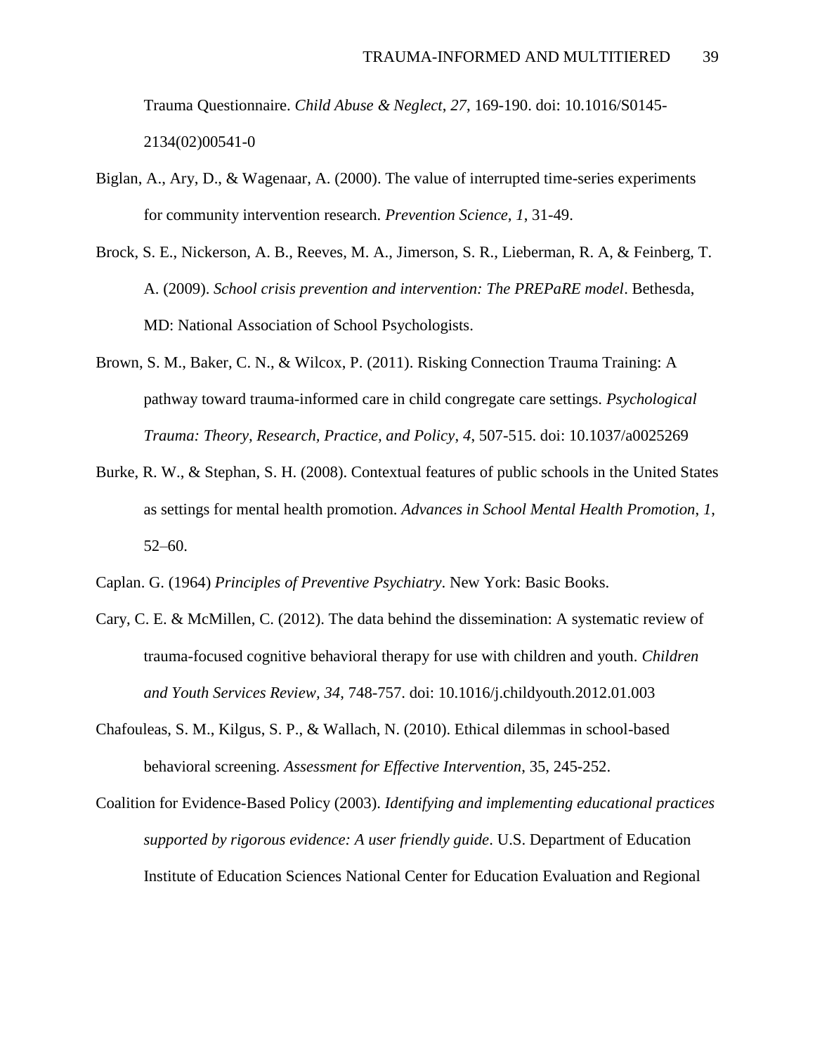Trauma Questionnaire. *Child Abuse & Neglect*, *27*, 169-190. doi: 10.1016/S0145-2134(02)00541-0

Biglan, A., Ary, D., & Wagenaar, A. (2000). The value of interrupted time-series experiments for community intervention research. *Prevention Science, 1*, 31-49.

Brock, S. E., Nickerson, A. B., Reeves, M. A., Jimerson, S. R., Lieberman, R. A, & Feinberg, T. A. (2009). *School crisis prevention and intervention: The PREPaRE model*. Bethesda, MD: National Association of School Psychologists.

Brown, S. M., Baker, C. N., & Wilcox, P. (2011). Risking Connection Trauma Training: A pathway toward trauma-informed care in child congregate care settings. *Psychological Trauma: Theory, Research, Practice, and Policy*, *4*, 507-515. doi: 10.1037/a0025269

Burke, R. W., & Stephan, S. H. (2008). Contextual features of public schools in the United States as settings for mental health promotion. *Advances in School Mental Health Promotion*, *1*, 52–60.

Caplan. G. (1964) *Principles of Preventive Psychiatry*. New York: Basic Books.

Cary, C. E. & McMillen, C. (2012). The data behind the dissemination: A systematic review of trauma-focused cognitive behavioral therapy for use with children and youth. *Children and Youth Services Review, 34*, 748-757. doi: 10.1016/j.childyouth.2012.01.003

Chafouleas, S. M., Kilgus, S. P., & Wallach, N. (2010). Ethical dilemmas in school-based behavioral screening. *Assessment for Effective Intervention*, 35, 245-252.

Coalition for Evidence-Based Policy (2003). *Identifying and implementing educational practices supported by rigorous evidence: A user friendly guide*. U.S. Department of Education Institute of Education Sciences National Center for Education Evaluation and Regional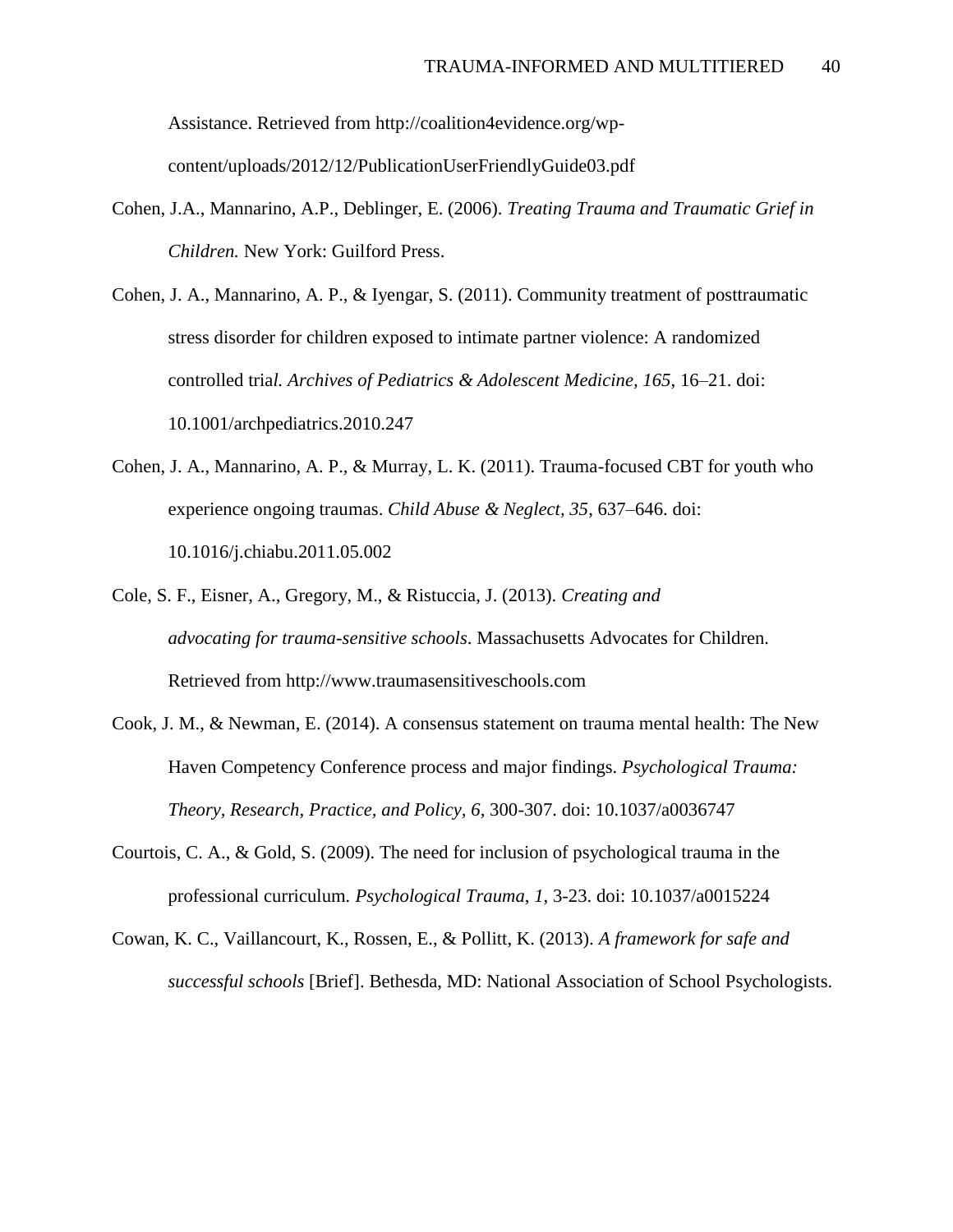Assistance. Retrieved from http://coalition4evidence.org/wp-content/uploads/2012/12/PublicationUserFriendlyGuide03.pdf

Cohen, J.A., Mannarino, A.P., Deblinger, E. (2006). *Treating Trauma and Traumatic Grief in Children.* New York: Guilford Press.

Cohen, J. A., Mannarino, A. P., & Iyengar, S. (2011). Community treatment of posttraumatic stress disorder for children exposed to intimate partner violence: A randomized controlled tria*l. Archives of Pediatrics & Adolescent Medicine, 165*, 16–21. doi: 10.1001/archpediatrics.2010.247

Cohen, J. A., Mannarino, A. P., & Murray, L. K. (2011). Trauma-focused CBT for youth who experience ongoing traumas. *Child Abuse & Neglect, 35*, 637–646. doi: 10.1016/j.chiabu.2011.05.002

Cole, S. F., Eisner, A., Gregory, M., & Ristuccia, J. (2013). *Creating and advocating for trauma-sensitive schools*. Massachusetts Advocates for Children. Retrieved from http://www.traumasensitiveschools.com

Cook, J. M., & Newman, E. (2014). A consensus statement on trauma mental health: The New Haven Competency Conference process and major findings. *Psychological Trauma: Theory, Research, Practice, and Policy, 6*, 300-307. doi: 10.1037/a0036747

Courtois, C. A., & Gold, S. (2009). The need for inclusion of psychological trauma in the professional curriculum. *Psychological Trauma, 1*, 3-23. doi: 10.1037/a0015224

Cowan, K. C., Vaillancourt, K., Rossen, E., & Pollitt, K. (2013). *A framework for safe and successful schools* [Brief]. Bethesda, MD: National Association of School Psychologists.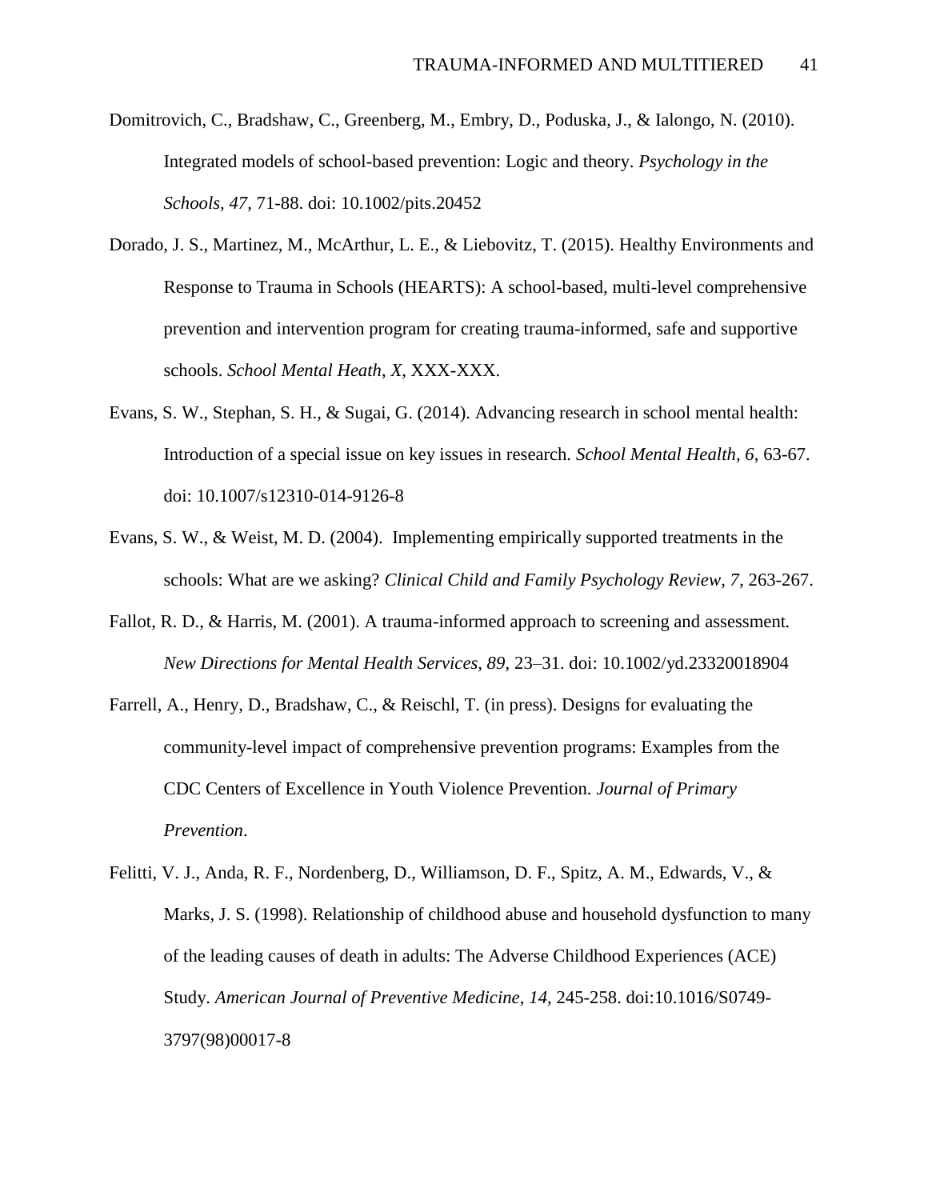Domitrovich, C., Bradshaw, C., Greenberg, M., Embry, D., Poduska, J., & Ialongo, N. (2010). Integrated models of school-based prevention: Logic and theory. *Psychology in the Schools, 47*, 71-88. doi: 10.1002/pits.20452

Dorado, J. S., Martinez, M., McArthur, L. E., & Liebovitz, T. (2015). Healthy Environments and Response to Trauma in Schools (HEARTS): A school-based, multi-level comprehensive prevention and intervention program for creating trauma-informed, safe and supportive schools. *School Mental Heath*, *X*, XXX-XXX.

Evans, S. W., Stephan, S. H., & Sugai, G. (2014). Advancing research in school mental health: Introduction of a special issue on key issues in research. *School Mental Health, 6*, 63-67. doi: 10.1007/s12310-014-9126-8

Evans, S. W., & Weist, M. D. (2004). Implementing empirically supported treatments in the schools: What are we asking? *Clinical Child and Family Psychology Review, 7*, 263-267.

Fallot, R. D., & Harris, M. (2001). A trauma-informed approach to screening and assessment. *New Directions for Mental Health Services, 89*, 23–31. doi: 10.1002/yd.23320018904

Farrell, A., Henry, D., Bradshaw, C., & Reischl, T. (in press). Designs for evaluating the community-level impact of comprehensive prevention programs: Examples from the CDC Centers of Excellence in Youth Violence Prevention. *Journal of Primary Prevention*.

Felitti, V. J., Anda, R. F., Nordenberg, D., Williamson, D. F., Spitz, A. M., Edwards, V., & Marks, J. S. (1998). Relationship of childhood abuse and household dysfunction to many of the leading causes of death in adults: The Adverse Childhood Experiences (ACE) Study. *American Journal of Preventive Medicine*, *14*, 245-258. doi:10.1016/S0749-3797(98)00017-8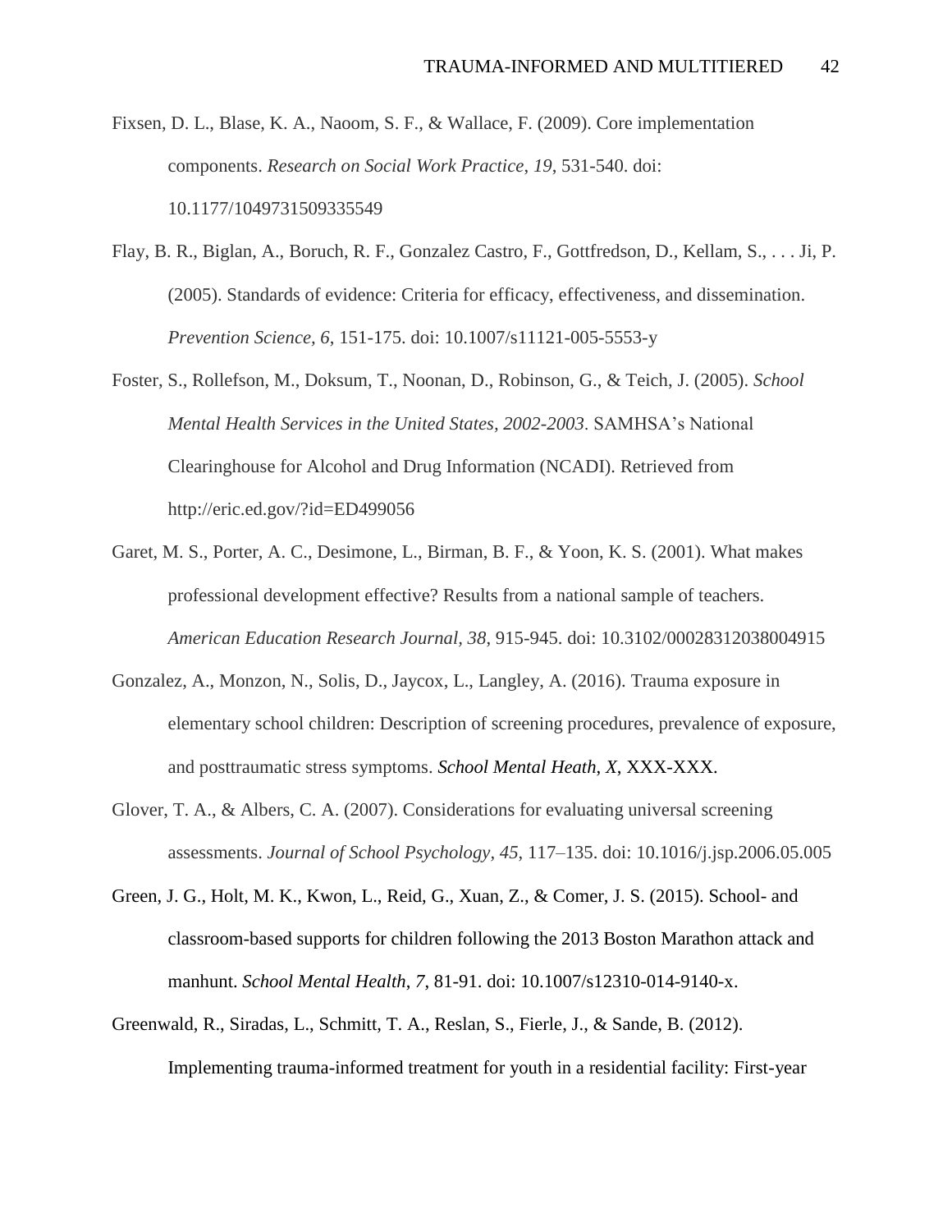Fixsen, D. L., Blase, K. A., Naoom, S. F., & Wallace, F. (2009). Core implementation components. *Research on Social Work Practice*, *19*, 531-540. doi: 10.1177/1049731509335549

Flay, B. R., Biglan, A., Boruch, R. F., Gonzalez Castro, F., Gottfredson, D., Kellam, S., . . . Ji, P. (2005). Standards of evidence: Criteria for efficacy, effectiveness, and dissemination. *Prevention Science, 6*, 151-175. doi: 10.1007/s11121-005-5553-y

Foster, S., Rollefson, M., Doksum, T., Noonan, D., Robinson, G., & Teich, J. (2005). *School Mental Health Services in the United States, 2002-2003*. SAMHSA's National Clearinghouse for Alcohol and Drug Information (NCADI). Retrieved from http://eric.ed.gov/?id=ED499056

Garet, M. S., Porter, A. C., Desimone, L., Birman, B. F., & Yoon, K. S. (2001). What makes professional development effective? Results from a national sample of teachers. *American Education Research Journal, 38*, 915-945. doi: 10.3102/00028312038004915

Gonzalez, A., Monzon, N., Solis, D., Jaycox, L., Langley, A. (2016). Trauma exposure in elementary school children: Description of screening procedures, prevalence of exposure, and posttraumatic stress symptoms. *School Mental Heath*, *X*, XXX-XXX.

Glover, T. A., & Albers, C. A. (2007). Considerations for evaluating universal screening assessments. *Journal of School Psychology, 45*, 117–135. doi: 10.1016/j.jsp.2006.05.005

Green, J. G., Holt, M. K., Kwon, L., Reid, G., Xuan, Z., & Comer, J. S. (2015). School- and classroom-based supports for children following the 2013 Boston Marathon attack and manhunt. *School Mental Health*, *7*, 81-91. doi: 10.1007/s12310-014-9140-x.

Greenwald, R., Siradas, L., Schmitt, T. A., Reslan, S., Fierle, J., & Sande, B. (2012). Implementing trauma-informed treatment for youth in a residential facility: First-year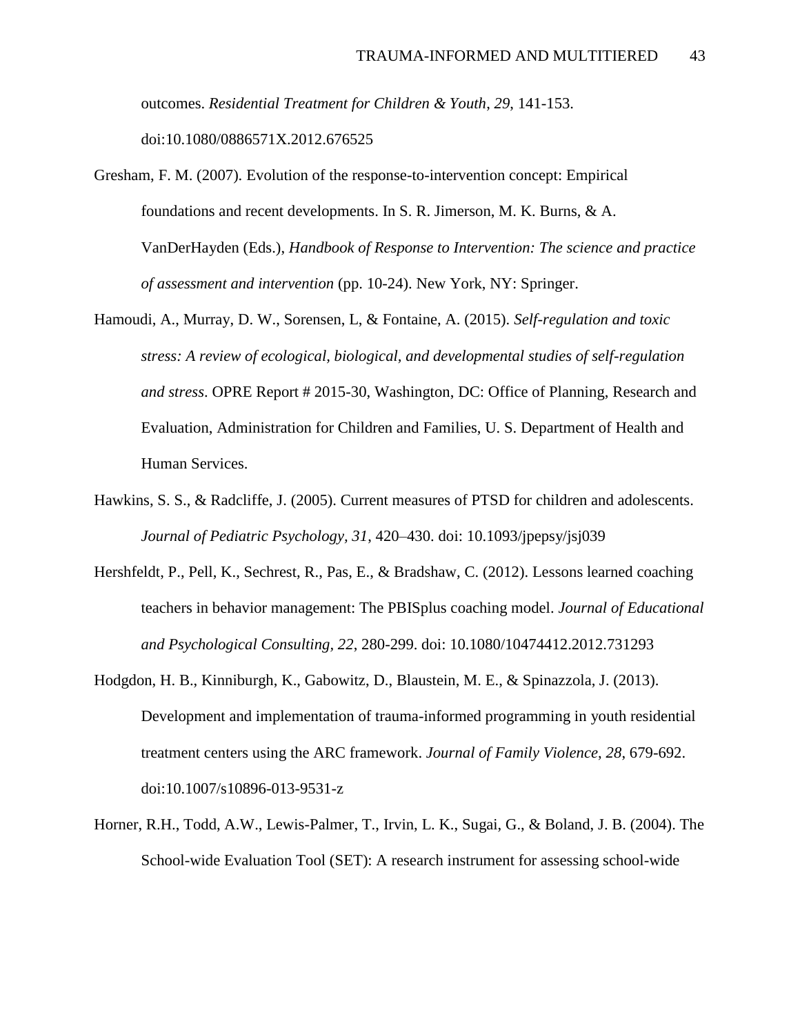outcomes. *Residential Treatment for Children & Youth*, *29*, 141-153. doi:10.1080/0886571X.2012.676525

Gresham, F. M. (2007). Evolution of the response-to-intervention concept: Empirical foundations and recent developments. In S. R. Jimerson, M. K. Burns, & A. VanDerHayden (Eds.), *Handbook of Response to Intervention: The science and practice of assessment and intervention* (pp. 10-24). New York, NY: Springer.

Hamoudi, A., Murray, D. W., Sorensen, L, & Fontaine, A. (2015). *Self-regulation and toxic stress: A review of ecological, biological, and developmental studies of self-regulation and stress*. OPRE Report # 2015-30, Washington, DC: Office of Planning, Research and Evaluation, Administration for Children and Families, U. S. Department of Health and Human Services.

Hawkins, S. S., & Radcliffe, J. (2005). Current measures of PTSD for children and adolescents. *Journal of Pediatric Psychology*, *31*, 420–430. doi: 10.1093/jpepsy/jsj039

Hershfeldt, P., Pell, K., Sechrest, R., Pas, E., & Bradshaw, C. (2012). Lessons learned coaching teachers in behavior management: The PBISplus coaching model. *Journal of Educational and Psychological Consulting*, *22*, 280-299. doi: 10.1080/10474412.2012.731293

Hodgdon, H. B., Kinniburgh, K., Gabowitz, D., Blaustein, M. E., & Spinazzola, J. (2013). Development and implementation of trauma-informed programming in youth residential treatment centers using the ARC framework. *Journal of Family Violence*, *28*, 679-692. doi:10.1007/s10896-013-9531-z

Horner, R.H., Todd, A.W., Lewis-Palmer, T., Irvin, L. K., Sugai, G., & Boland, J. B. (2004). The School-wide Evaluation Tool (SET): A research instrument for assessing school-wide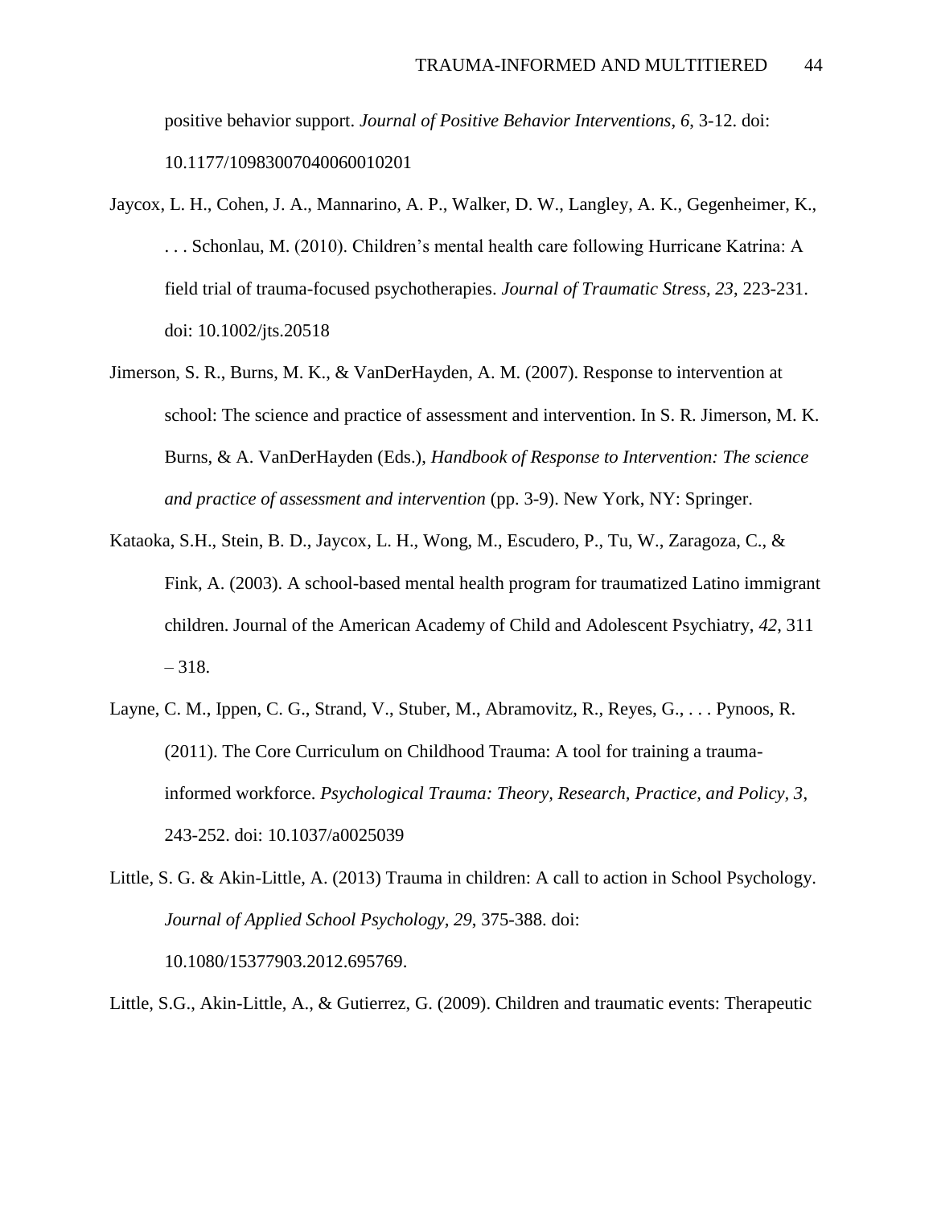positive behavior support. *Journal of Positive Behavior Interventions*, *6*, 3-12. doi: 10.1177/10983007040060010201

Jaycox, L. H., Cohen, J. A., Mannarino, A. P., Walker, D. W., Langley, A. K., Gegenheimer, K., . . . Schonlau, M. (2010). Children's mental health care following Hurricane Katrina: A field trial of trauma-focused psychotherapies. *Journal of Traumatic Stress*, *23*, 223-231. doi: 10.1002/jts.20518

Jimerson, S. R., Burns, M. K., & VanDerHayden, A. M. (2007). Response to intervention at school: The science and practice of assessment and intervention. In S. R. Jimerson, M. K. Burns, & A. VanDerHayden (Eds.), *Handbook of Response to Intervention: The science and practice of assessment and intervention* (pp. 3-9). New York, NY: Springer.

Kataoka, S.H., Stein, B. D., Jaycox, L. H., Wong, M., Escudero, P., Tu, W., Zaragoza, C., & Fink, A. (2003). A school-based mental health program for traumatized Latino immigrant children. Journal of the American Academy of Child and Adolescent Psychiatry, *42*, 311 – 318.

Layne, C. M., Ippen, C. G., Strand, V., Stuber, M., Abramovitz, R., Reyes, G., . . . Pynoos, R. (2011). The Core Curriculum on Childhood Trauma: A tool for training a trauma-informed workforce. *Psychological Trauma: Theory, Research, Practice, and Policy*, *3*, 243-252. doi: 10.1037/a0025039

Little, S. G. & Akin-Little, A. (2013) Trauma in children: A call to action in School Psychology. *Journal of Applied School Psychology*, *29*, 375-388. doi: 10.1080/15377903.2012.695769.

Little, S.G., Akin-Little, A., & Gutierrez, G. (2009). Children and traumatic events: Therapeutic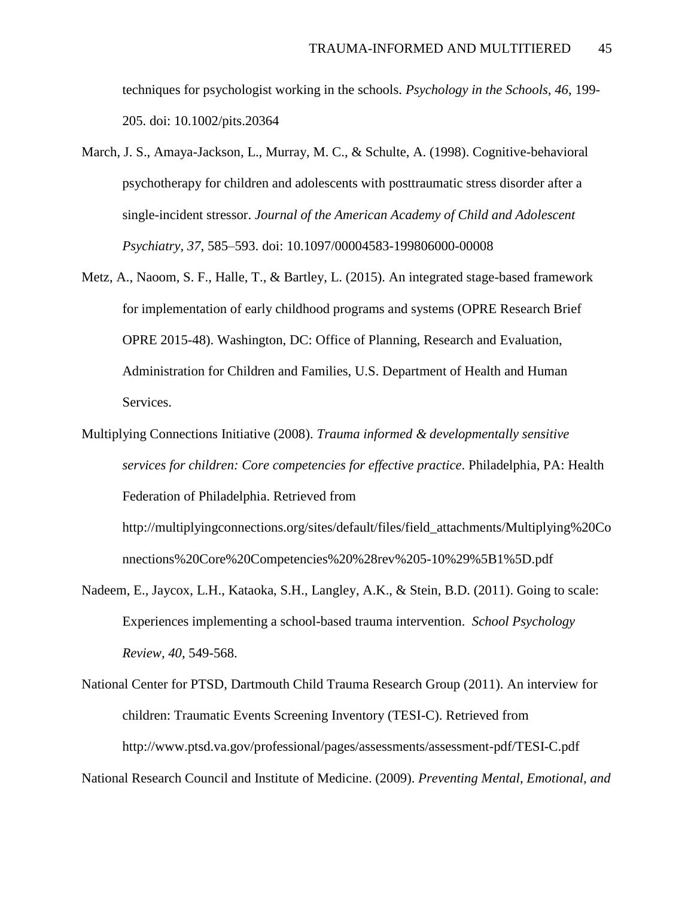techniques for psychologist working in the schools. *Psychology in the Schools, 46*, 199-205. doi: 10.1002/pits.20364

March, J. S., Amaya-Jackson, L., Murray, M. C., & Schulte, A. (1998). Cognitive-behavioral psychotherapy for children and adolescents with posttraumatic stress disorder after a single-incident stressor. *Journal of the American Academy of Child and Adolescent Psychiatry, 37*, 585–593. doi: 10.1097/00004583-199806000-00008

Metz, A., Naoom, S. F., Halle, T., & Bartley, L. (2015). An integrated stage-based framework for implementation of early childhood programs and systems (OPRE Research Brief OPRE 2015-48). Washington, DC: Office of Planning, Research and Evaluation, Administration for Children and Families, U.S. Department of Health and Human Services.

Multiplying Connections Initiative (2008). *Trauma informed & developmentally sensitive services for children: Core competencies for effective practice*. Philadelphia, PA: Health Federation of Philadelphia. Retrieved from http://multiplyingconnections.org/sites/default/files/field_attachments/Multiplying%20Connections%20Core%20Competencies%20%28rev%205-10%29%5B1%5D.pdf

Nadeem, E., Jaycox, L.H., Kataoka, S.H., Langley, A.K., & Stein, B.D. (2011). Going to scale: Experiences implementing a school-based trauma intervention. *School Psychology Review, 40*, 549-568.

National Center for PTSD, Dartmouth Child Trauma Research Group (2011). An interview for children: Traumatic Events Screening Inventory (TESI-C). Retrieved from http://www.ptsd.va.gov/professional/pages/assessments/assessment-pdf/TESI-C.pdf

National Research Council and Institute of Medicine. (2009). *Preventing Mental, Emotional, and*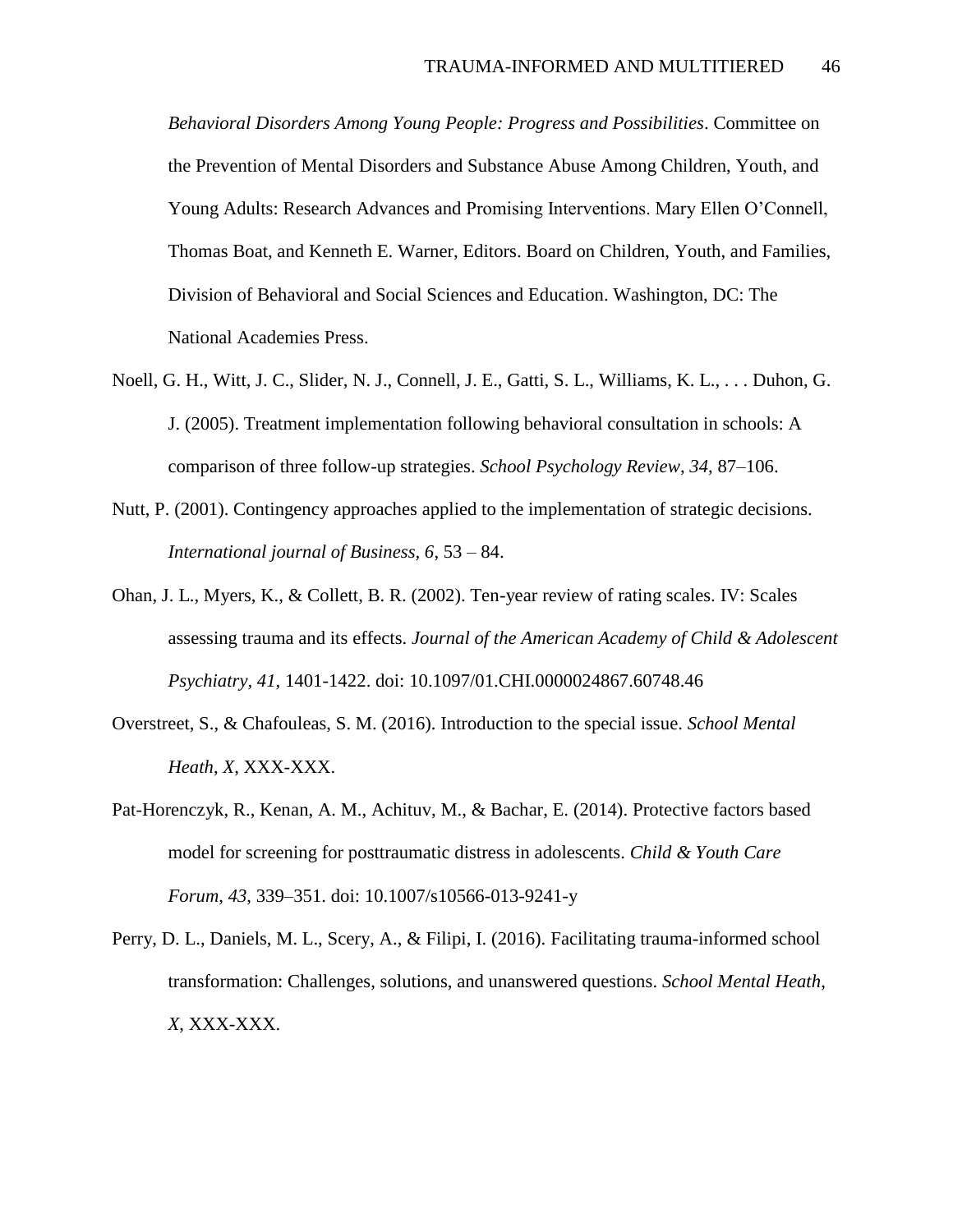*Behavioral Disorders Among Young People: Progress and Possibilities*. Committee on the Prevention of Mental Disorders and Substance Abuse Among Children, Youth, and Young Adults: Research Advances and Promising Interventions. Mary Ellen O'Connell, Thomas Boat, and Kenneth E. Warner, Editors. Board on Children, Youth, and Families, Division of Behavioral and Social Sciences and Education. Washington, DC: The National Academies Press.

Noell, G. H., Witt, J. C., Slider, N. J., Connell, J. E., Gatti, S. L., Williams, K. L., . . . Duhon, G. J. (2005). Treatment implementation following behavioral consultation in schools: A comparison of three follow-up strategies. *School Psychology Review*, *34*, 87–106.

Nutt, P. (2001). Contingency approaches applied to the implementation of strategic decisions. *International journal of Business, 6*, 53 – 84.

Ohan, J. L., Myers, K., & Collett, B. R. (2002). Ten-year review of rating scales. IV: Scales assessing trauma and its effects. *Journal of the American Academy of Child & Adolescent Psychiatry, 41*, 1401-1422. doi: 10.1097/01.CHI.0000024867.60748.46

Overstreet, S., & Chafouleas, S. M. (2016). Introduction to the special issue. *School Mental Heath*, *X*, XXX-XXX.

Pat-Horenczyk, R., Kenan, A. M., Achituv, M., & Bachar, E. (2014). Protective factors based model for screening for posttraumatic distress in adolescents. *Child & Youth Care Forum, 43*, 339–351. doi: 10.1007/s10566-013-9241-y

Perry, D. L., Daniels, M. L., Scery, A., & Filipi, I. (2016). Facilitating trauma-informed school transformation: Challenges, solutions, and unanswered questions. *School Mental Heath*, *X*, XXX-XXX.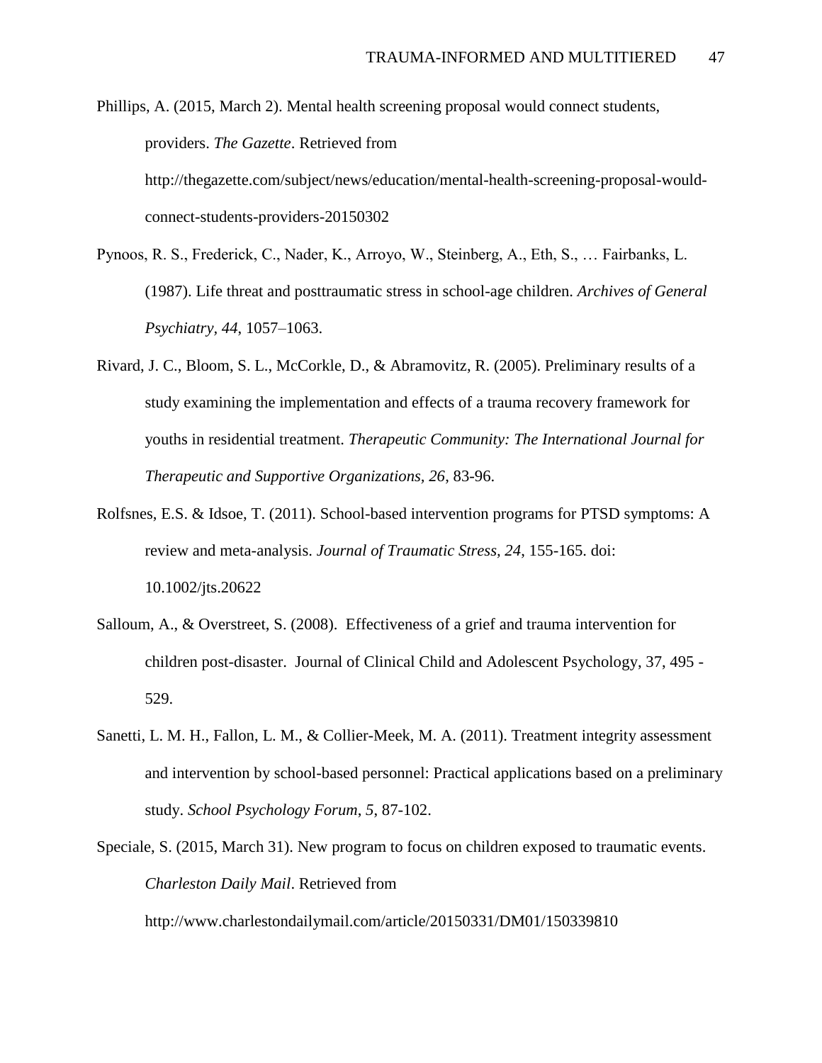Phillips, A. (2015, March 2). Mental health screening proposal would connect students, providers. *The Gazette*. Retrieved from http://thegazette.com/subject/news/education/mental-health-screening-proposal-would-connect-students-providers-20150302

Pynoos, R. S., Frederick, C., Nader, K., Arroyo, W., Steinberg, A., Eth, S., … Fairbanks, L. (1987). Life threat and posttraumatic stress in school-age children. *Archives of General Psychiatry*, *44*, 1057–1063.

Rivard, J. C., Bloom, S. L., McCorkle, D., & Abramovitz, R. (2005). Preliminary results of a study examining the implementation and effects of a trauma recovery framework for youths in residential treatment. *Therapeutic Community: The International Journal for Therapeutic and Supportive Organizations, 26,* 83-96.

Rolfsnes, E.S. & Idsoe, T. (2011). School-based intervention programs for PTSD symptoms: A review and meta-analysis. *Journal of Traumatic Stress, 24,* 155-165. doi: 10.1002/jts.20622

Salloum, A., & Overstreet, S. (2008). Effectiveness of a grief and trauma intervention for children post-disaster. Journal of Clinical Child and Adolescent Psychology, 37, 495 - 529.

Sanetti, L. M. H., Fallon, L. M., & Collier-Meek, M. A. (2011). Treatment integrity assessment and intervention by school-based personnel: Practical applications based on a preliminary study. *School Psychology Forum*, *5*, 87-102.

Speciale, S. (2015, March 31). New program to focus on children exposed to traumatic events. *Charleston Daily Mail*. Retrieved from http://www.charlestondailymail.com/article/20150331/DM01/150339810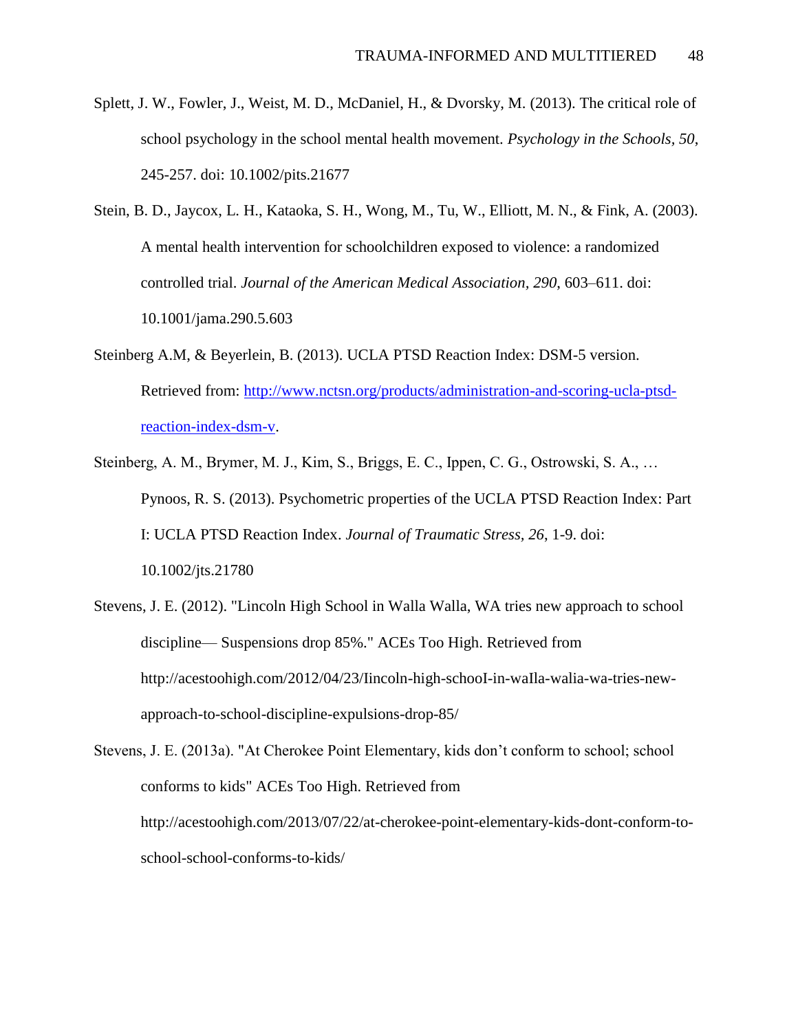Splett, J. W., Fowler, J., Weist, M. D., McDaniel, H., & Dvorsky, M. (2013). The critical role of school psychology in the school mental health movement. *Psychology in the Schools, 50*, 245-257. doi: 10.1002/pits.21677

Stein, B. D., Jaycox, L. H., Kataoka, S. H., Wong, M., Tu, W., Elliott, M. N., & Fink, A. (2003). A mental health intervention for schoolchildren exposed to violence: a randomized controlled trial. *Journal of the American Medical Association, 290*, 603–611. doi: 10.1001/jama.290.5.603

Steinberg A.M, & Beyerlein, B. (2013). UCLA PTSD Reaction Index: DSM-5 version. Retrieved from: http://www.nctsn.org/products/administration-and-scoring-ucla-ptsd-reaction-index-dsm-v.

Steinberg, A. M., Brymer, M. J., Kim, S., Briggs, E. C., Ippen, C. G., Ostrowski, S. A., … Pynoos, R. S. (2013). Psychometric properties of the UCLA PTSD Reaction Index: Part I: UCLA PTSD Reaction Index. *Journal of Traumatic Stress, 26*, 1-9. doi: 10.1002/jts.21780

Stevens, J. E. (2012). "Lincoln High School in Walla Walla, WA tries new approach to school discipline— Suspensions drop 85%." ACEs Too High. Retrieved from http://acestoohigh.com/2012/04/23/Iincoln-high-schooI-in-waIla-walia-wa-tries-new-approach-to-school-discipline-expulsions-drop-85/

Stevens, J. E. (2013a). "At Cherokee Point Elementary, kids don't conform to school; school conforms to kids" ACEs Too High. Retrieved from http://acestoohigh.com/2013/07/22/at-cherokee-point-elementary-kids-dont-conform-to-school-school-conforms-to-kids/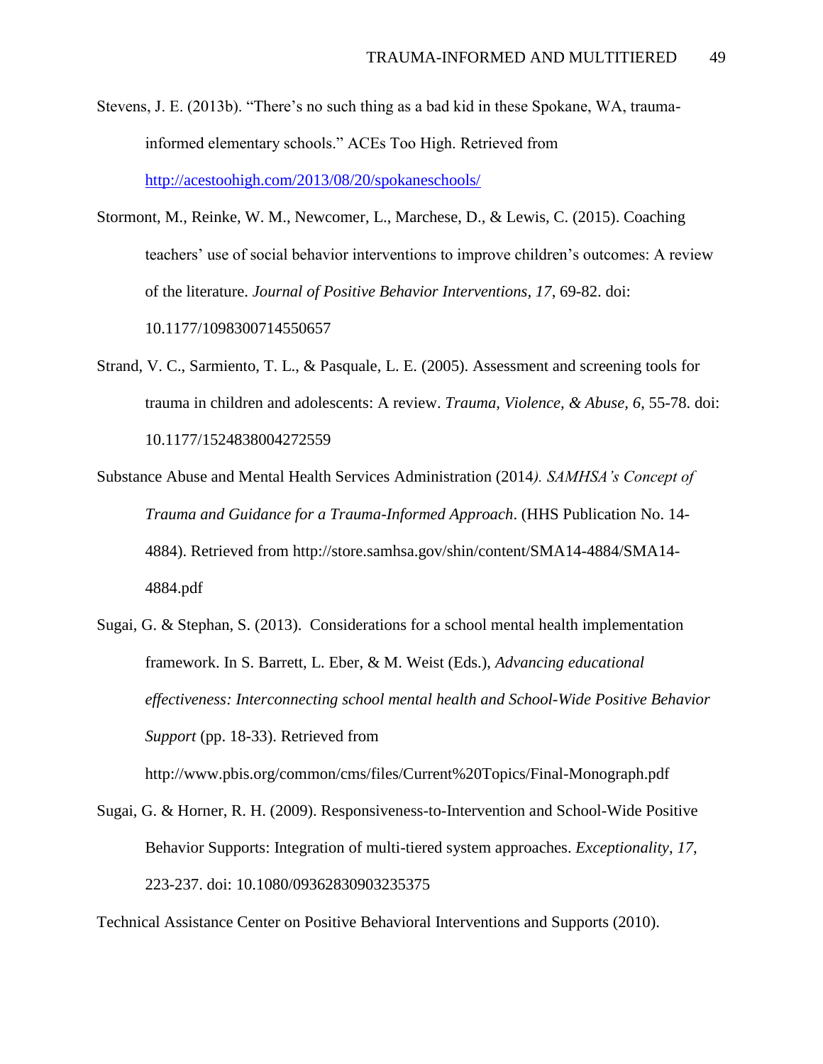Stevens, J. E. (2013b). "There's no such thing as a bad kid in these Spokane, WA, trauma-informed elementary schools." ACEs Too High. Retrieved from http://acestoohigh.com/2013/08/20/spokaneschools/

Stormont, M., Reinke, W. M., Newcomer, L., Marchese, D., & Lewis, C. (2015). Coaching teachers' use of social behavior interventions to improve children's outcomes: A review of the literature. *Journal of Positive Behavior Interventions, 17*, 69-82. doi: 10.1177/1098300714550657

Strand, V. C., Sarmiento, T. L., & Pasquale, L. E. (2005). Assessment and screening tools for trauma in children and adolescents: A review. *Trauma, Violence, & Abuse, 6*, 55-78. doi: 10.1177/1524838004272559

Substance Abuse and Mental Health Services Administration (2014*). SAMHSA's Concept of Trauma and Guidance for a Trauma-Informed Approach*. (HHS Publication No. 14-4884). Retrieved from http://store.samhsa.gov/shin/content/SMA14-4884/SMA14-4884.pdf

Sugai, G. & Stephan, S. (2013). Considerations for a school mental health implementation framework. In S. Barrett, L. Eber, & M. Weist (Eds.), *Advancing educational effectiveness: Interconnecting school mental health and School-Wide Positive Behavior Support* (pp. 18-33). Retrieved from http://www.pbis.org/common/cms/files/Current%20Topics/Final-Monograph.pdf

Sugai, G. & Horner, R. H. (2009). Responsiveness-to-Intervention and School-Wide Positive Behavior Supports: Integration of multi-tiered system approaches. *Exceptionality*, *17*, 223-237. doi: 10.1080/09362830903235375

Technical Assistance Center on Positive Behavioral Interventions and Supports (2010).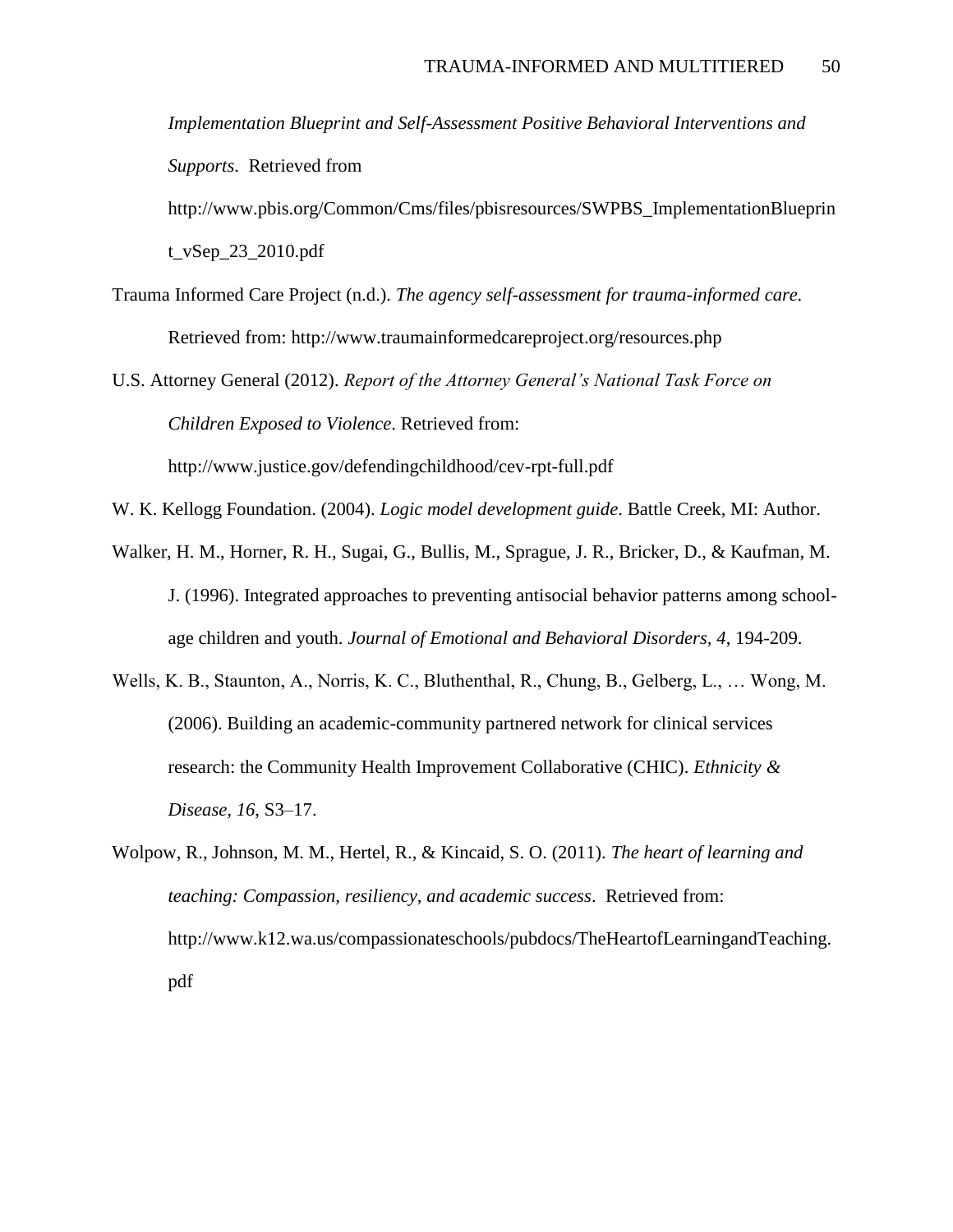*Implementation Blueprint and Self-Assessment Positive Behavioral Interventions and Supports*. Retrieved from http://www.pbis.org/Common/Cms/files/pbisresources/SWPBS_ImplementationBlueprint_vSep_23_2010.pdf

Trauma Informed Care Project (n.d.). *The agency self-assessment for trauma-informed care*. Retrieved from: http://www.traumainformedcareproject.org/resources.php

U.S. Attorney General (2012). *Report of the Attorney General's National Task Force on Children Exposed to Violence*. Retrieved from: http://www.justice.gov/defendingchildhood/cev-rpt-full.pdf

W. K. Kellogg Foundation. (2004). *Logic model development guide*. Battle Creek, MI: Author.

Walker, H. M., Horner, R. H., Sugai, G., Bullis, M., Sprague, J. R., Bricker, D., & Kaufman, M. J. (1996). Integrated approaches to preventing antisocial behavior patterns among school-age children and youth. *Journal of Emotional and Behavioral Disorders, 4*, 194-209.

Wells, K. B., Staunton, A., Norris, K. C., Bluthenthal, R., Chung, B., Gelberg, L., … Wong, M. (2006). Building an academic-community partnered network for clinical services research: the Community Health Improvement Collaborative (CHIC). *Ethnicity & Disease, 16*, S3–17.

Wolpow, R., Johnson, M. M., Hertel, R., & Kincaid, S. O. (2011). *The heart of learning and teaching: Compassion, resiliency, and academic success*. Retrieved from: http://www.k12.wa.us/compassionateschools/pubdocs/TheHeartofLearningandTeaching.pdf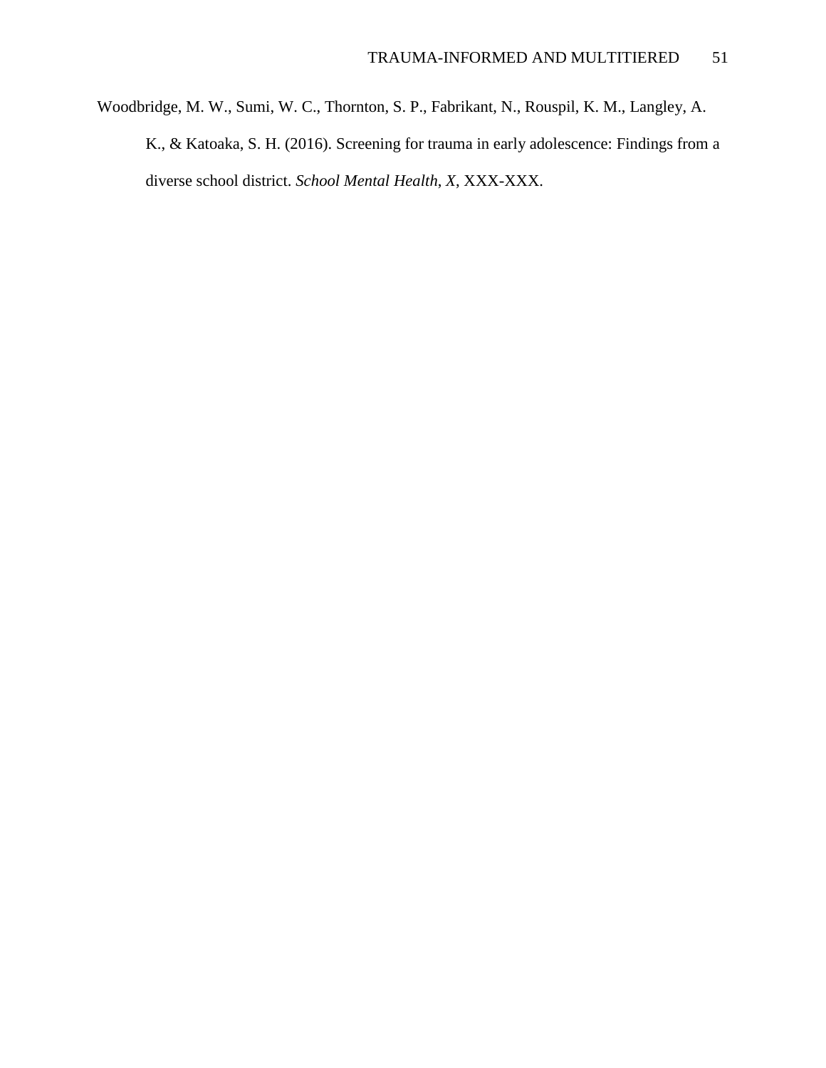Woodbridge, M. W., Sumi, W. C., Thornton, S. P., Fabrikant, N., Rouspil, K. M., Langley, A. K., & Katoaka, S. H. (2016). Screening for trauma in early adolescence: Findings from a diverse school district. *School Mental Health*, *X*, XXX-XXX.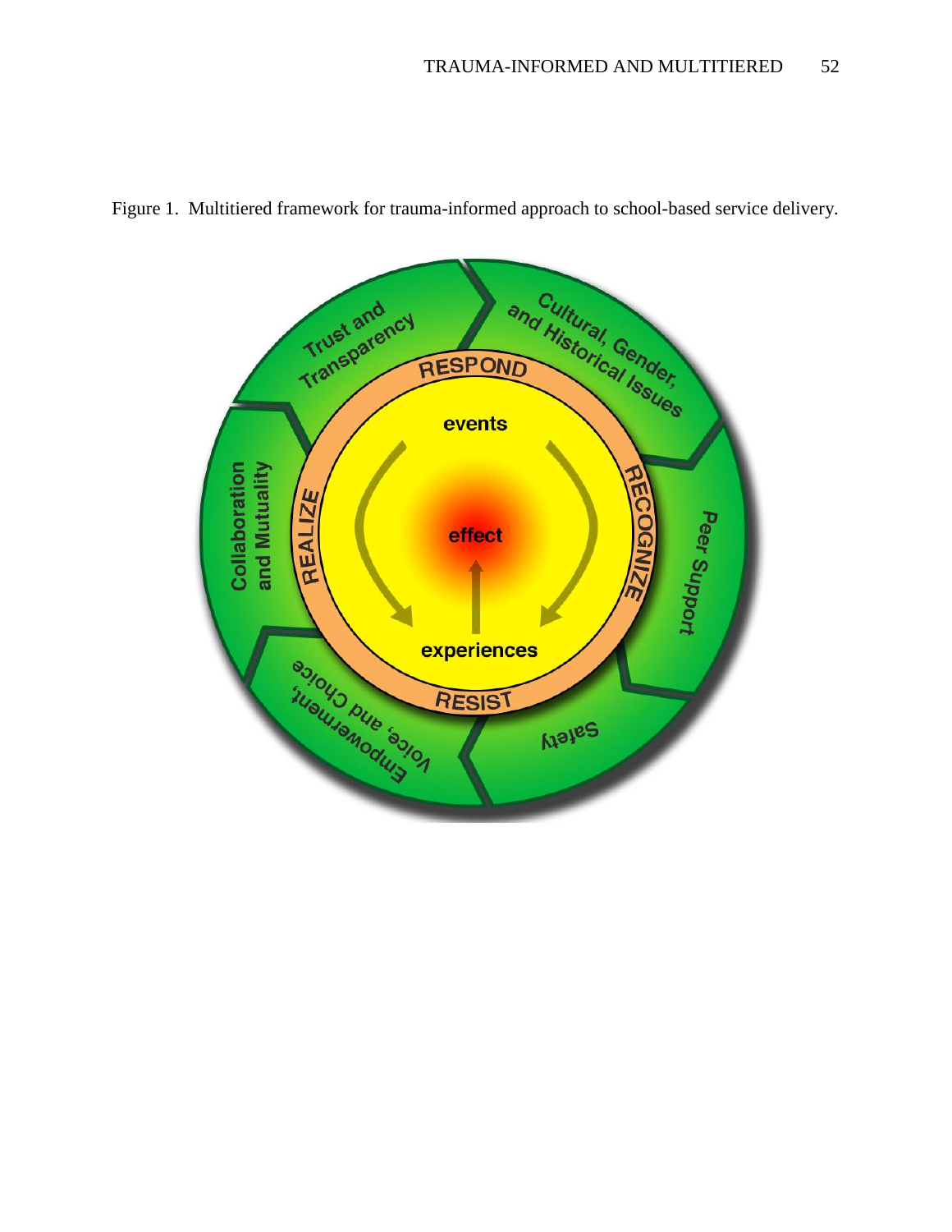Figure 1. Multitiered framework for trauma-informed approach to school-based service delivery.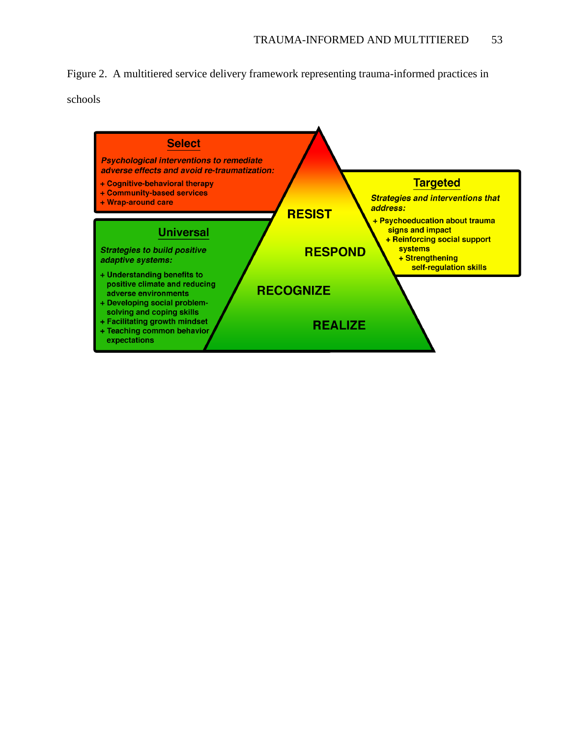Figure 2. A multitiered service delivery framework representing trauma-informed practices in schools

**Select**

*Psychological interventions to remediate adverse effects and avoid re-traumatization:*

- Cognitive-behavioral therapy
- Community-based services
- Wrap-around care

**Targeted**

*Strategies and interventions that address:*

- Psychoeducation about trauma signs and impact
- Reinforcing social support systems
- Strengthening self-regulation skills

**Universal**

*Strategies to build positive adaptive systems:*

- Understanding benefits to positive climate and reducing adverse environments
- Developing social problem-solving and coping skills
- Facilitating growth mindset
- Teaching common behavior expectations

RESIST

RESPOND

RECOGNIZE

REALIZE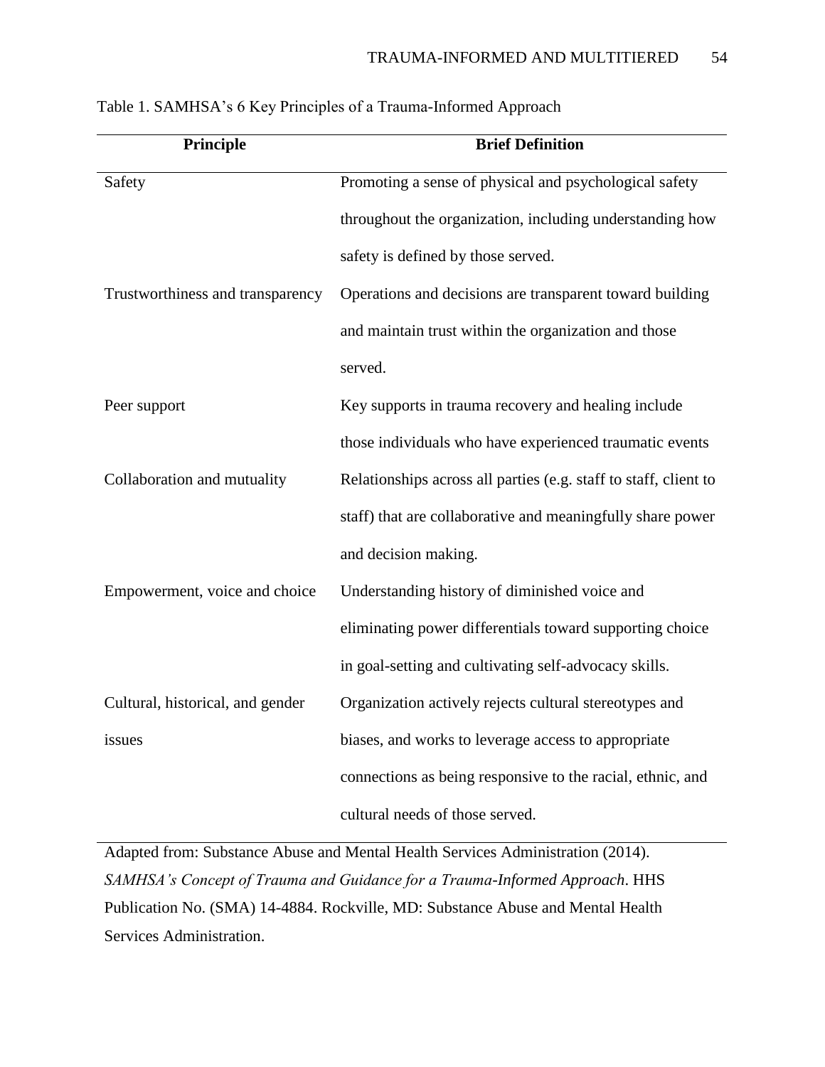Table 1. SAMHSA's 6 Key Principles of a Trauma-Informed Approach

| Principle | Brief Definition |
|---|---|
| Safety | Promoting a sense of physical and psychological safety throughout the organization, including understanding how safety is defined by those served. |
| Trustworthiness and transparency | Operations and decisions are transparent toward building and maintain trust within the organization and those served. |
| Peer support | Key supports in trauma recovery and healing include those individuals who have experienced traumatic events |
| Collaboration and mutuality | Relationships across all parties (e.g. staff to staff, client to staff) that are collaborative and meaningfully share power and decision making. |
| Empowerment, voice and choice | Understanding history of diminished voice and eliminating power differentials toward supporting choice in goal-setting and cultivating self-advocacy skills. |
| Cultural, historical, and gender issues | Organization actively rejects cultural stereotypes and biases, and works to leverage access to appropriate connections as being responsive to the racial, ethnic, and cultural needs of those served. |

Adapted from: Substance Abuse and Mental Health Services Administration (2014). *SAMHSA's Concept of Trauma and Guidance for a Trauma-Informed Approach*. HHS Publication No. (SMA) 14-4884. Rockville, MD: Substance Abuse and Mental Health Services Administration.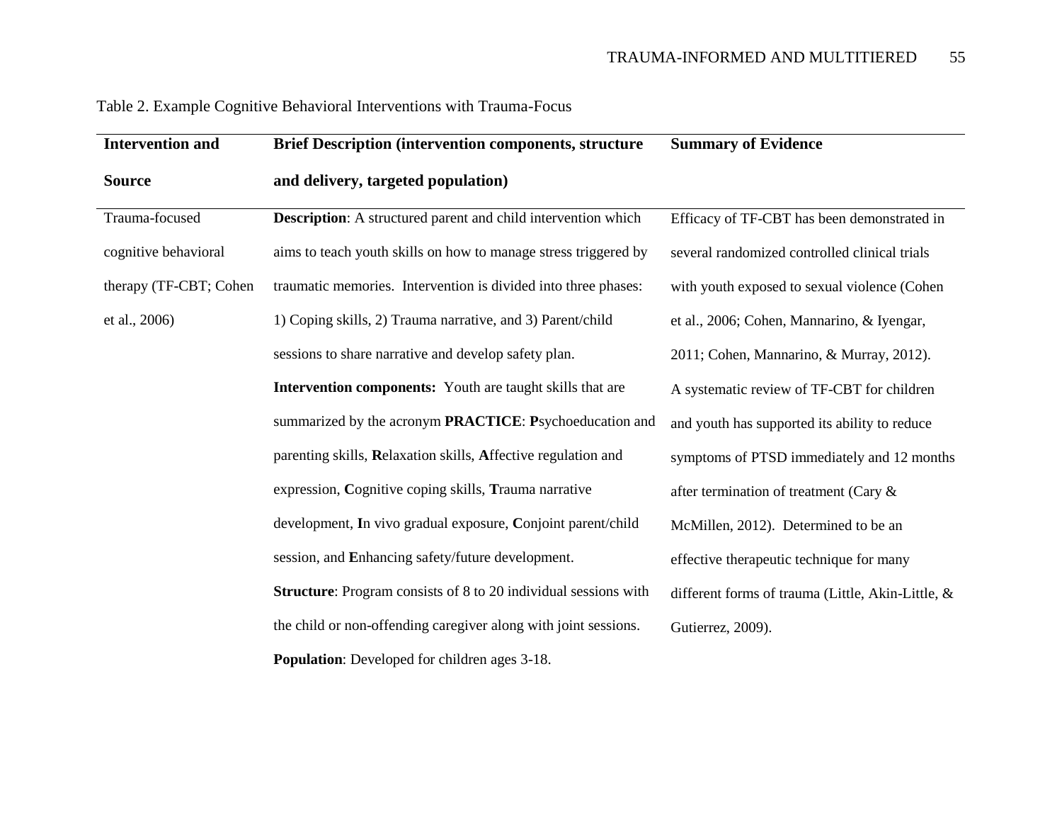Table 2. Example Cognitive Behavioral Interventions with Trauma-Focus

| **Intervention and Source** | **Brief Description (intervention components, structure and delivery, targeted population)** | **Summary of Evidence** |
|---|---|---|
| Trauma-focused cognitive behavioral therapy (TF-CBT; Cohen et al., 2006) | **Description**: A structured parent and child intervention which aims to teach youth skills on how to manage stress triggered by traumatic memories. Intervention is divided into three phases: 1) Coping skills, 2) Trauma narrative, and 3) Parent/child sessions to share narrative and develop safety plan. **Intervention components:** Youth are taught skills that are summarized by the acronym **PRACTICE**: **P**sychoeducation and parenting skills, **R**elaxation skills, **A**ffective regulation and expression, **C**ognitive coping skills, **T**rauma narrative development, **I**n vivo gradual exposure, **C**onjoint parent/child session, and **E**nhancing safety/future development. **Structure**: Program consists of 8 to 20 individual sessions with the child or non-offending caregiver along with joint sessions. **Population**: Developed for children ages 3-18. | Efficacy of TF-CBT has been demonstrated in several randomized controlled clinical trials with youth exposed to sexual violence (Cohen et al., 2006; Cohen, Mannarino, & Iyengar, 2011; Cohen, Mannarino, & Murray, 2012). A systematic review of TF-CBT for children and youth has supported its ability to reduce symptoms of PTSD immediately and 12 months after termination of treatment (Cary & McMillen, 2012). Determined to be an effective therapeutic technique for many different forms of trauma (Little, Akin-Little, & Gutierrez, 2009). |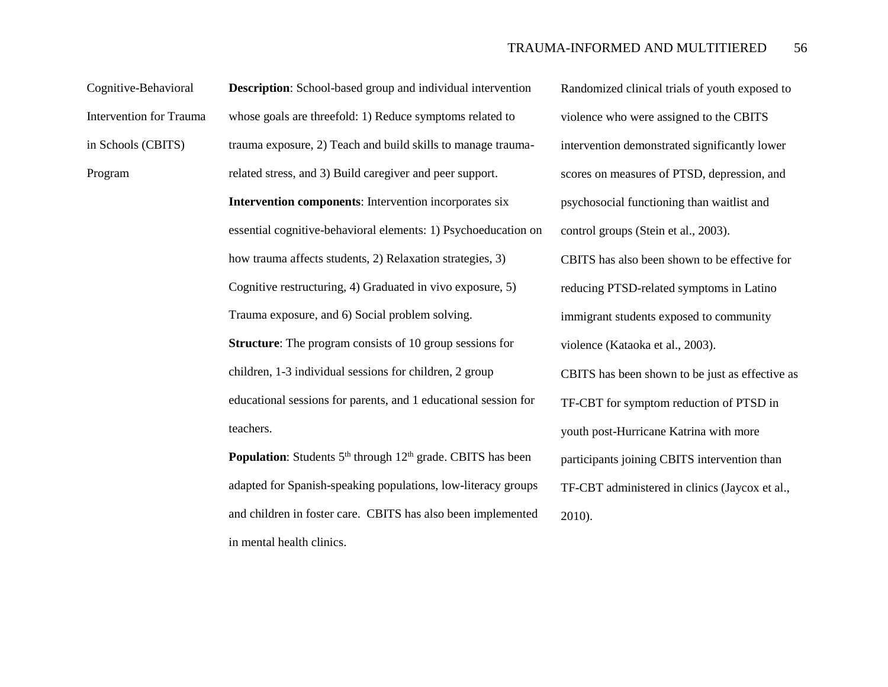| | | |
|---|---|---|
| Cognitive-Behavioral Intervention for Trauma in Schools (CBITS) Program | **Description**: School-based group and individual intervention whose goals are threefold: 1) Reduce symptoms related to trauma exposure, 2) Teach and build skills to manage trauma-related stress, and 3) Build caregiver and peer support.<br>**Intervention components**: Intervention incorporates six essential cognitive-behavioral elements: 1) Psychoeducation on how trauma affects students, 2) Relaxation strategies, 3) Cognitive restructuring, 4) Graduated in vivo exposure, 5) Trauma exposure, and 6) Social problem solving.<br>**Structure**: The program consists of 10 group sessions for children, 1-3 individual sessions for children, 2 group educational sessions for parents, and 1 educational session for teachers.<br>**Population**: Students 5th through 12th grade. CBITS has been adapted for Spanish-speaking populations, low-literacy groups and children in foster care. CBITS has also been implemented in mental health clinics. | Randomized clinical trials of youth exposed to violence who were assigned to the CBITS intervention demonstrated significantly lower scores on measures of PTSD, depression, and psychosocial functioning than waitlist and control groups (Stein et al., 2003).<br>CBITS has also been shown to be effective for reducing PTSD-related symptoms in Latino immigrant students exposed to community violence (Kataoka et al., 2003).<br>CBITS has been shown to be just as effective as TF-CBT for symptom reduction of PTSD in youth post-Hurricane Katrina with more participants joining CBITS intervention than TF-CBT administered in clinics (Jaycox et al., 2010). |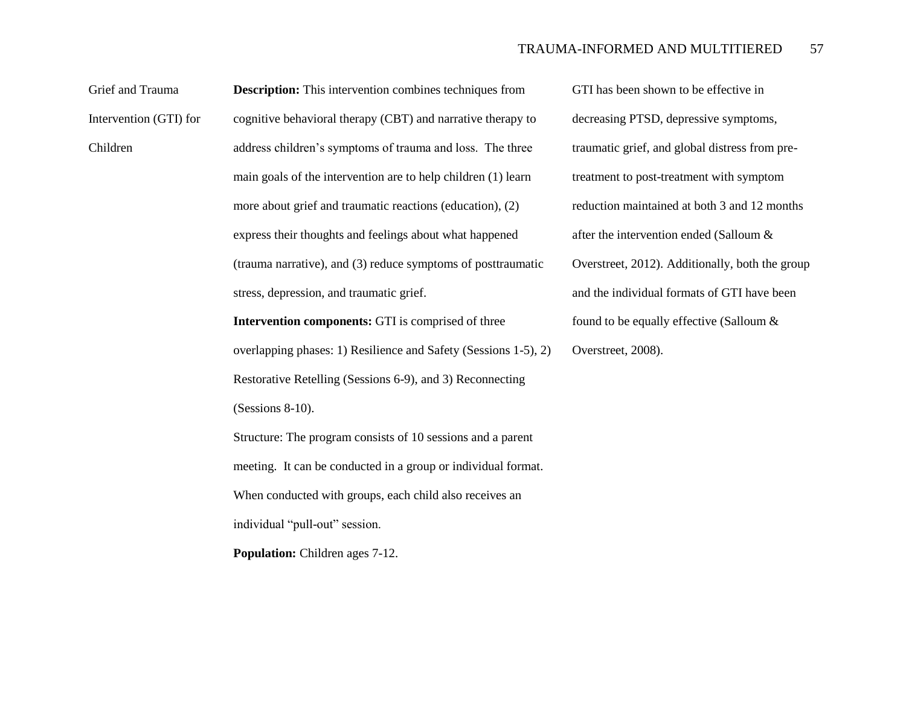| | | |
|---|---|---|
| Grief and Trauma Intervention (GTI) for Children | **Description:** This intervention combines techniques from cognitive behavioral therapy (CBT) and narrative therapy to address children's symptoms of trauma and loss. The three main goals of the intervention are to help children (1) learn more about grief and traumatic reactions (education), (2) express their thoughts and feelings about what happened (trauma narrative), and (3) reduce symptoms of posttraumatic stress, depression, and traumatic grief.<br>**Intervention components:** GTI is comprised of three overlapping phases: 1) Resilience and Safety (Sessions 1-5), 2) Restorative Retelling (Sessions 6-9), and 3) Reconnecting (Sessions 8-10).<br>Structure: The program consists of 10 sessions and a parent meeting. It can be conducted in a group or individual format. When conducted with groups, each child also receives an individual "pull-out" session.<br>**Population:** Children ages 7-12. | GTI has been shown to be effective in decreasing PTSD, depressive symptoms, traumatic grief, and global distress from pre-treatment to post-treatment with symptom reduction maintained at both 3 and 12 months after the intervention ended (Salloum & Overstreet, 2012). Additionally, both the group and the individual formats of GTI have been found to be equally effective (Salloum & Overstreet, 2008). |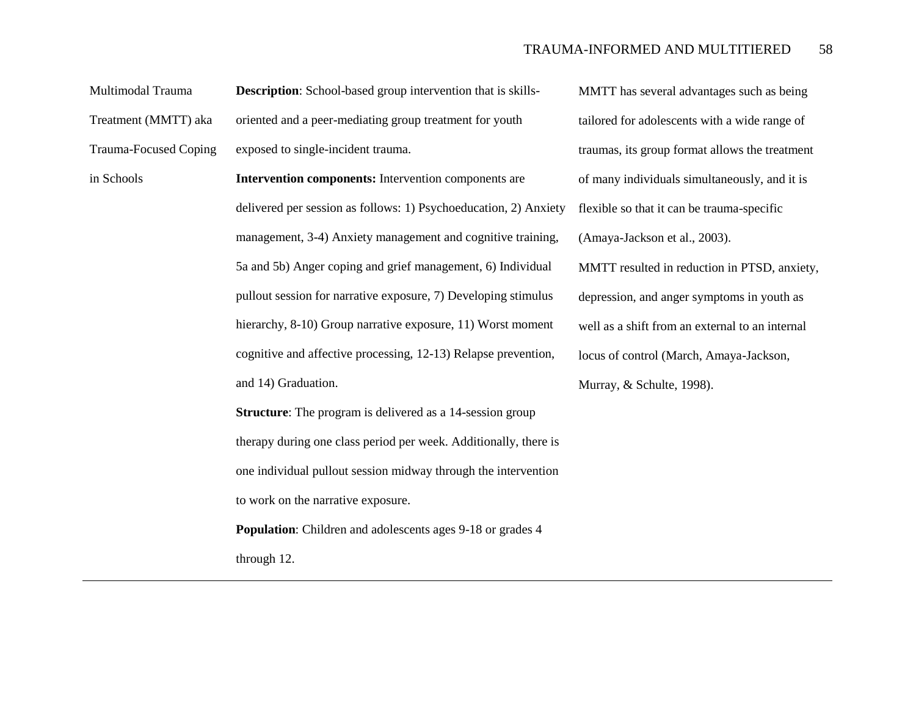| | | |
|---|---|---|
| Multimodal Trauma Treatment (MMTT) aka Trauma-Focused Coping in Schools | **Description**: School-based group intervention that is skills-oriented and a peer-mediating group treatment for youth exposed to single-incident trauma.<br>**Intervention components:** Intervention components are delivered per session as follows: 1) Psychoeducation, 2) Anxiety management, 3-4) Anxiety management and cognitive training, 5a and 5b) Anger coping and grief management, 6) Individual pullout session for narrative exposure, 7) Developing stimulus hierarchy, 8-10) Group narrative exposure, 11) Worst moment cognitive and affective processing, 12-13) Relapse prevention, and 14) Graduation.<br>**Structure**: The program is delivered as a 14-session group therapy during one class period per week. Additionally, there is one individual pullout session midway through the intervention to work on the narrative exposure.<br>**Population**: Children and adolescents ages 9-18 or grades 4 through 12. | MMTT has several advantages such as being tailored for adolescents with a wide range of traumas, its group format allows the treatment of many individuals simultaneously, and it is flexible so that it can be trauma-specific (Amaya-Jackson et al., 2003).<br>MMTT resulted in reduction in PTSD, anxiety, depression, and anger symptoms in youth as well as a shift from an external to an internal locus of control (March, Amaya-Jackson, Murray, & Schulte, 1998). |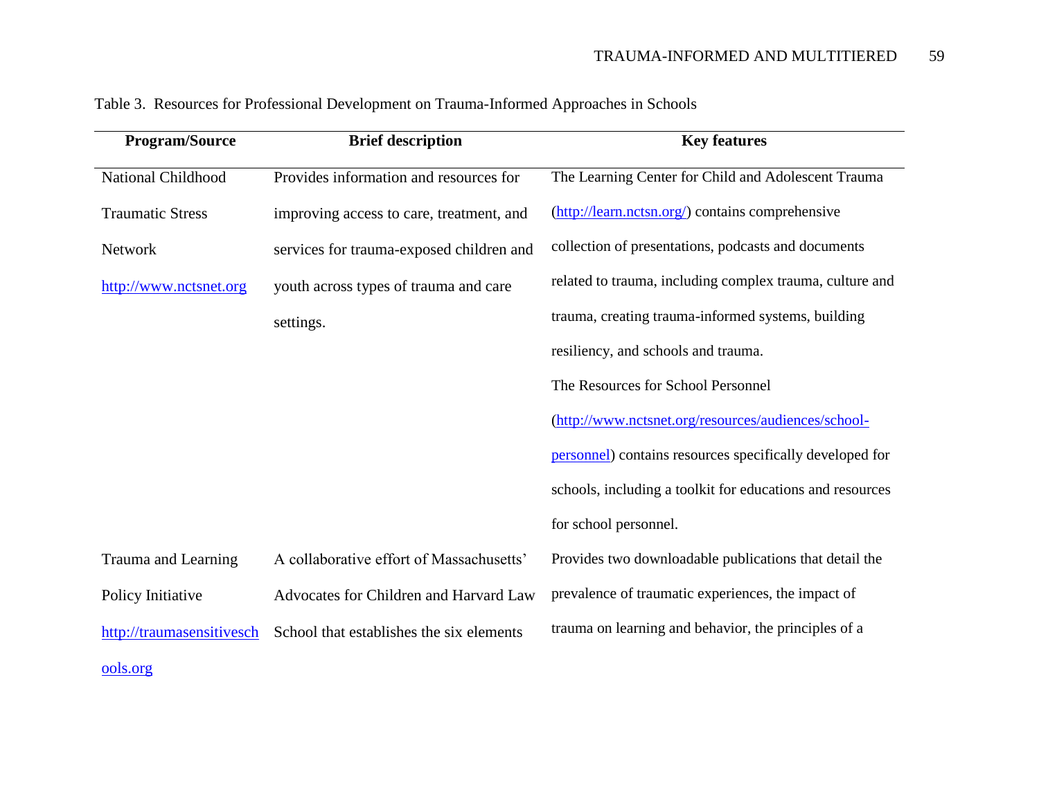Table 3. Resources for Professional Development on Trauma-Informed Approaches in Schools

| Program/Source | Brief description | Key features |
| --- | --- | --- |
| National Childhood Traumatic Stress Network http://www.nctsnet.org | Provides information and resources for improving access to care, treatment, and services for trauma-exposed children and youth across types of trauma and care settings. | The Learning Center for Child and Adolescent Trauma (http://learn.nctsn.org/) contains comprehensive collection of presentations, podcasts and documents related to trauma, including complex trauma, culture and trauma, creating trauma-informed systems, building resiliency, and schools and trauma. The Resources for School Personnel (http://www.nctsnet.org/resources/audiences/school-personnel) contains resources specifically developed for schools, including a toolkit for educations and resources for school personnel. |
| Trauma and Learning Policy Initiative http://traumasensitiveschools.org | A collaborative effort of Massachusetts' Advocates for Children and Harvard Law School that establishes the six elements | Provides two downloadable publications that detail the prevalence of traumatic experiences, the impact of trauma on learning and behavior, the principles of a |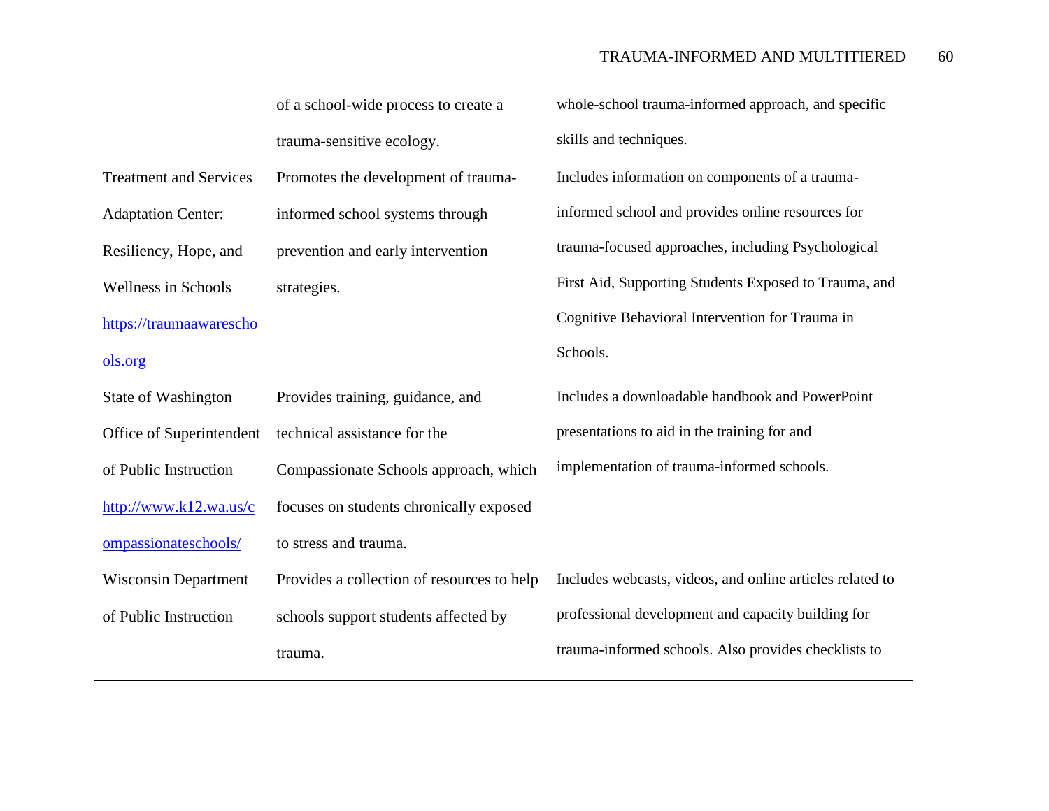| | | |
|---|---|---|
| | of a school-wide process to create a trauma-sensitive ecology. | whole-school trauma-informed approach, and specific skills and techniques. |
| Treatment and Services Adaptation Center: Resiliency, Hope, and Wellness in Schools https://traumaawareschools.org | Promotes the development of trauma-informed school systems through prevention and early intervention strategies. | Includes information on components of a trauma-informed school and provides online resources for trauma-focused approaches, including Psychological First Aid, Supporting Students Exposed to Trauma, and Cognitive Behavioral Intervention for Trauma in Schools. |
| State of Washington Office of Superintendent of Public Instruction http://www.k12.wa.us/compassionateschools/ | Provides training, guidance, and technical assistance for the Compassionate Schools approach, which focuses on students chronically exposed to stress and trauma. | Includes a downloadable handbook and PowerPoint presentations to aid in the training for and implementation of trauma-informed schools. |
| Wisconsin Department of Public Instruction | Provides a collection of resources to help schools support students affected by trauma. | Includes webcasts, videos, and online articles related to professional development and capacity building for trauma-informed schools. Also provides checklists to |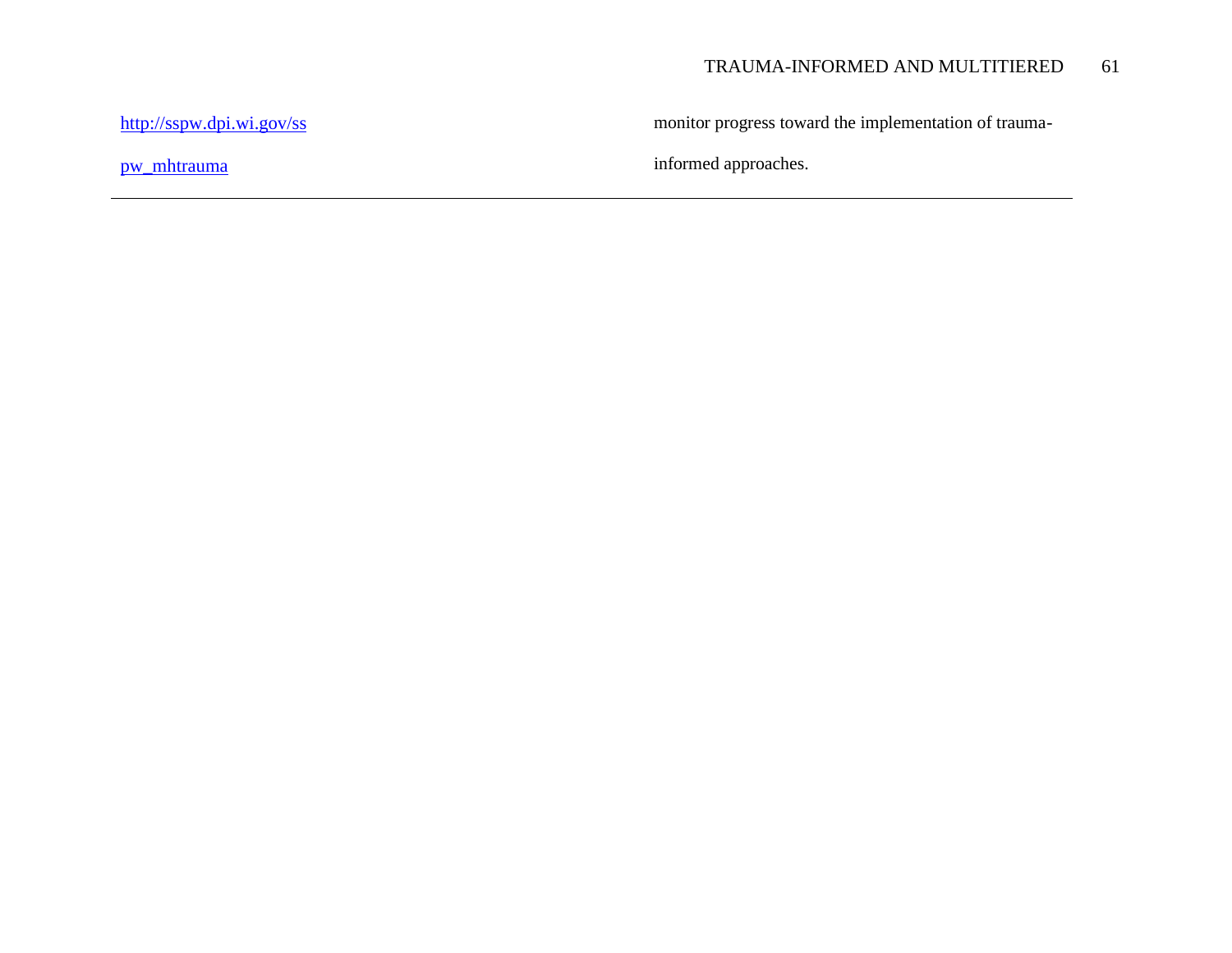| | |
|---|---|
| http://sspw.dpi.wi.gov/sspw_mhtrauma | monitor progress toward the implementation of trauma-informed approaches. |